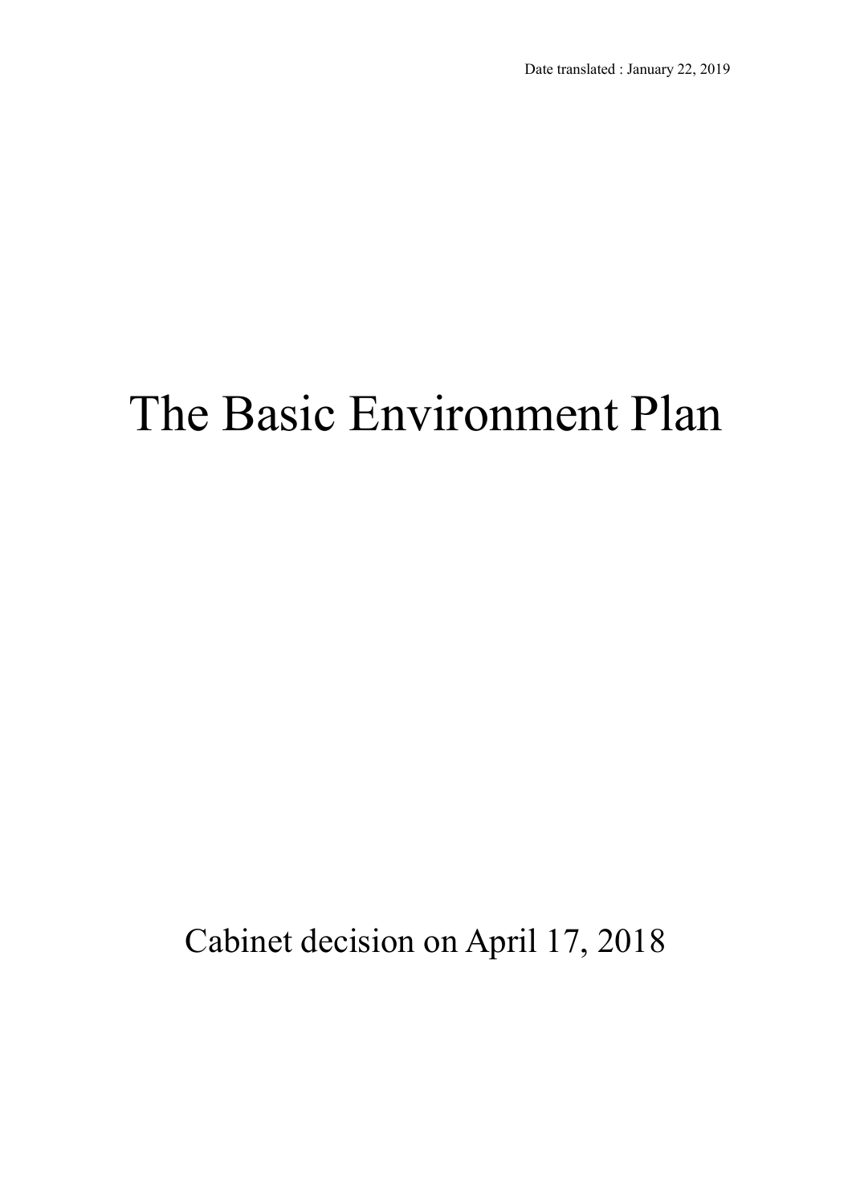Date translated : January 22, 2019

# The Basic Environment Plan

Cabinet decision on April 17, 2018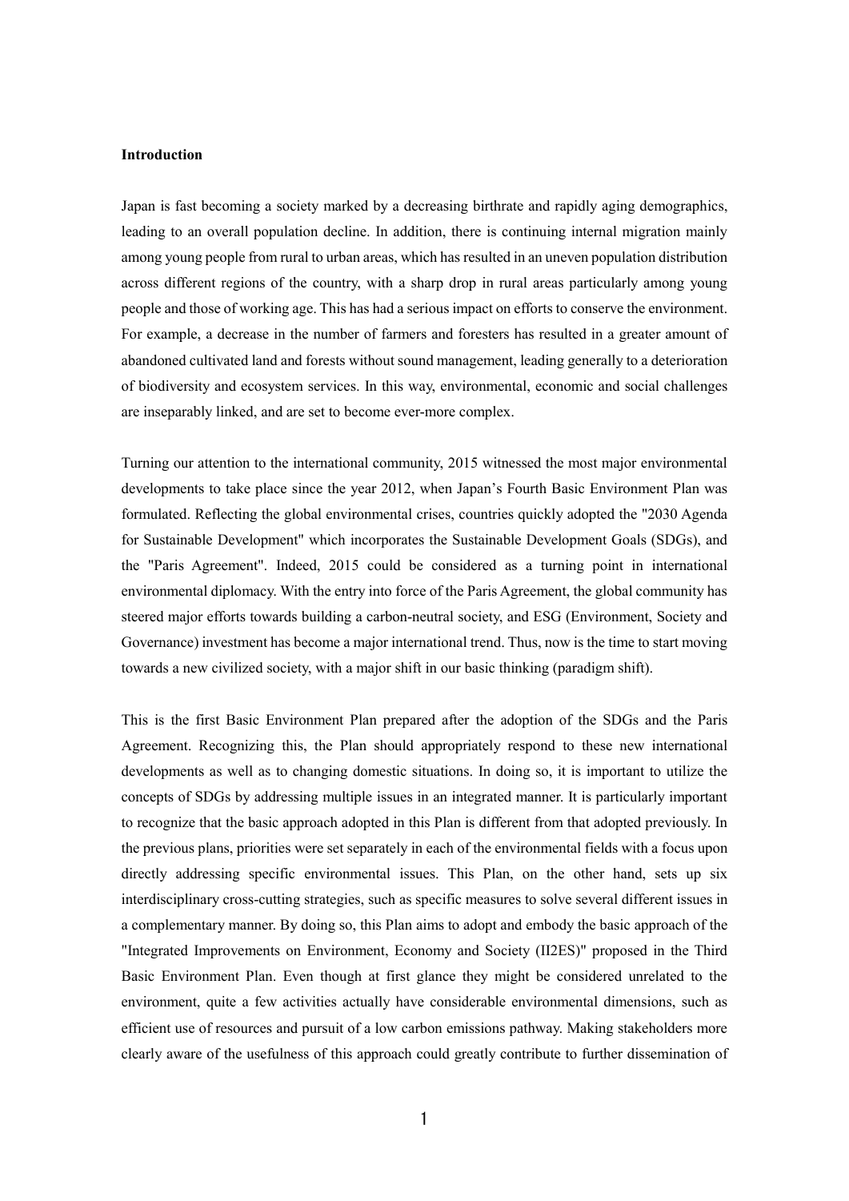**Introduction**

Japan is fast becoming a society marked by a decreasing birthrate and rapidly aging demographics, leading to an overall population decline. In addition, there is continuing internal migration mainly among young people from rural to urban areas, which has resulted in an uneven population distribution across different regions of the country, with a sharp drop in rural areas particularly among young people and those of working age. This has had a serious impact on efforts to conserve the environment. For example, a decrease in the number of farmers and foresters has resulted in a greater amount of abandoned cultivated land and forests without sound management, leading generally to a deterioration of biodiversity and ecosystem services. In this way, environmental, economic and social challenges are inseparably linked, and are set to become ever-more complex.

Turning our attention to the international community, 2015 witnessed the most major environmental developments to take place since the year 2012, when Japan's Fourth Basic Environment Plan was formulated. Reflecting the global environmental crises, countries quickly adopted the "2030 Agenda for Sustainable Development" which incorporates the Sustainable Development Goals (SDGs), and the "Paris Agreement". Indeed, 2015 could be considered as a turning point in international environmental diplomacy. With the entry into force of the Paris Agreement, the global community has steered major efforts towards building a carbon-neutral society, and ESG (Environment, Society and Governance) investment has become a major international trend. Thus, now is the time to start moving towards a new civilized society, with a major shift in our basic thinking (paradigm shift).

This is the first Basic Environment Plan prepared after the adoption of the SDGs and the Paris Agreement. Recognizing this, the Plan should appropriately respond to these new international developments as well as to changing domestic situations. In doing so, it is important to utilize the concepts of SDGs by addressing multiple issues in an integrated manner. It is particularly important to recognize that the basic approach adopted in this Plan is different from that adopted previously. In the previous plans, priorities were set separately in each of the environmental fields with a focus upon directly addressing specific environmental issues. This Plan, on the other hand, sets up six interdisciplinary cross-cutting strategies, such as specific measures to solve several different issues in a complementary manner. By doing so, this Plan aims to adopt and embody the basic approach of the "Integrated Improvements on Environment, Economy and Society (II2ES)" proposed in the Third Basic Environment Plan. Even though at first glance they might be considered unrelated to the environment, quite a few activities actually have considerable environmental dimensions, such as efficient use of resources and pursuit of a low carbon emissions pathway. Making stakeholders more clearly aware of the usefulness of this approach could greatly contribute to further dissemination of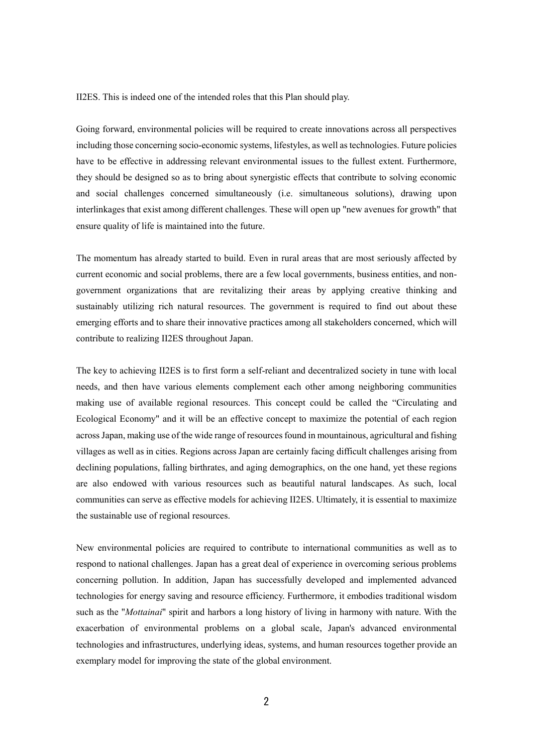II2ES. This is indeed one of the intended roles that this Plan should play.

Going forward, environmental policies will be required to create innovations across all perspectives including those concerning socio-economic systems, lifestyles, as well as technologies. Future policies have to be effective in addressing relevant environmental issues to the fullest extent. Furthermore, they should be designed so as to bring about synergistic effects that contribute to solving economic and social challenges concerned simultaneously (i.e. simultaneous solutions), drawing upon interlinkages that exist among different challenges. These will open up "new avenues for growth" that ensure quality of life is maintained into the future.

The momentum has already started to build. Even in rural areas that are most seriously affected by current economic and social problems, there are a few local governments, business entities, and non-government organizations that are revitalizing their areas by applying creative thinking and sustainably utilizing rich natural resources. The government is required to find out about these emerging efforts and to share their innovative practices among all stakeholders concerned, which will contribute to realizing II2ES throughout Japan.

The key to achieving II2ES is to first form a self-reliant and decentralized society in tune with local needs, and then have various elements complement each other among neighboring communities making use of available regional resources. This concept could be called the "Circulating and Ecological Economy" and it will be an effective concept to maximize the potential of each region across Japan, making use of the wide range of resources found in mountainous, agricultural and fishing villages as well as in cities. Regions across Japan are certainly facing difficult challenges arising from declining populations, falling birthrates, and aging demographics, on the one hand, yet these regions are also endowed with various resources such as beautiful natural landscapes. As such, local communities can serve as effective models for achieving II2ES. Ultimately, it is essential to maximize the sustainable use of regional resources.

New environmental policies are required to contribute to international communities as well as to respond to national challenges. Japan has a great deal of experience in overcoming serious problems concerning pollution. In addition, Japan has successfully developed and implemented advanced technologies for energy saving and resource efficiency. Furthermore, it embodies traditional wisdom such as the "*Mottainai*" spirit and harbors a long history of living in harmony with nature. With the exacerbation of environmental problems on a global scale, Japan's advanced environmental technologies and infrastructures, underlying ideas, systems, and human resources together provide an exemplary model for improving the state of the global environment.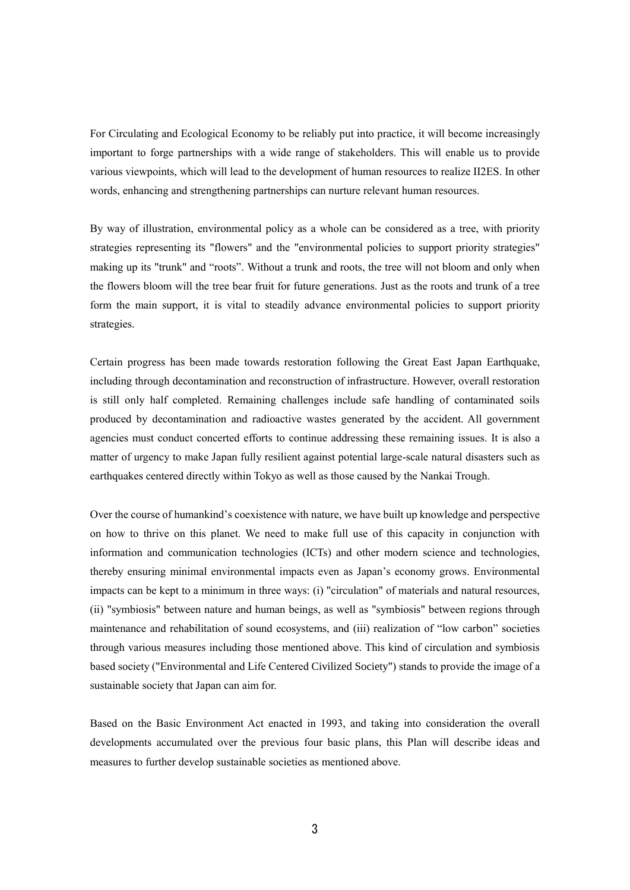For Circulating and Ecological Economy to be reliably put into practice, it will become increasingly important to forge partnerships with a wide range of stakeholders. This will enable us to provide various viewpoints, which will lead to the development of human resources to realize II2ES. In other words, enhancing and strengthening partnerships can nurture relevant human resources.

By way of illustration, environmental policy as a whole can be considered as a tree, with priority strategies representing its "flowers" and the "environmental policies to support priority strategies" making up its "trunk" and “roots”. Without a trunk and roots, the tree will not bloom and only when the flowers bloom will the tree bear fruit for future generations. Just as the roots and trunk of a tree form the main support, it is vital to steadily advance environmental policies to support priority strategies.

Certain progress has been made towards restoration following the Great East Japan Earthquake, including through decontamination and reconstruction of infrastructure. However, overall restoration is still only half completed. Remaining challenges include safe handling of contaminated soils produced by decontamination and radioactive wastes generated by the accident. All government agencies must conduct concerted efforts to continue addressing these remaining issues. It is also a matter of urgency to make Japan fully resilient against potential large-scale natural disasters such as earthquakes centered directly within Tokyo as well as those caused by the Nankai Trough.

Over the course of humankind’s coexistence with nature, we have built up knowledge and perspective on how to thrive on this planet. We need to make full use of this capacity in conjunction with information and communication technologies (ICTs) and other modern science and technologies, thereby ensuring minimal environmental impacts even as Japan’s economy grows. Environmental impacts can be kept to a minimum in three ways: (i) "circulation" of materials and natural resources, (ii) "symbiosis" between nature and human beings, as well as "symbiosis" between regions through maintenance and rehabilitation of sound ecosystems, and (iii) realization of “low carbon” societies through various measures including those mentioned above. This kind of circulation and symbiosis based society ("Environmental and Life Centered Civilized Society") stands to provide the image of a sustainable society that Japan can aim for.

Based on the Basic Environment Act enacted in 1993, and taking into consideration the overall developments accumulated over the previous four basic plans, this Plan will describe ideas and measures to further develop sustainable societies as mentioned above.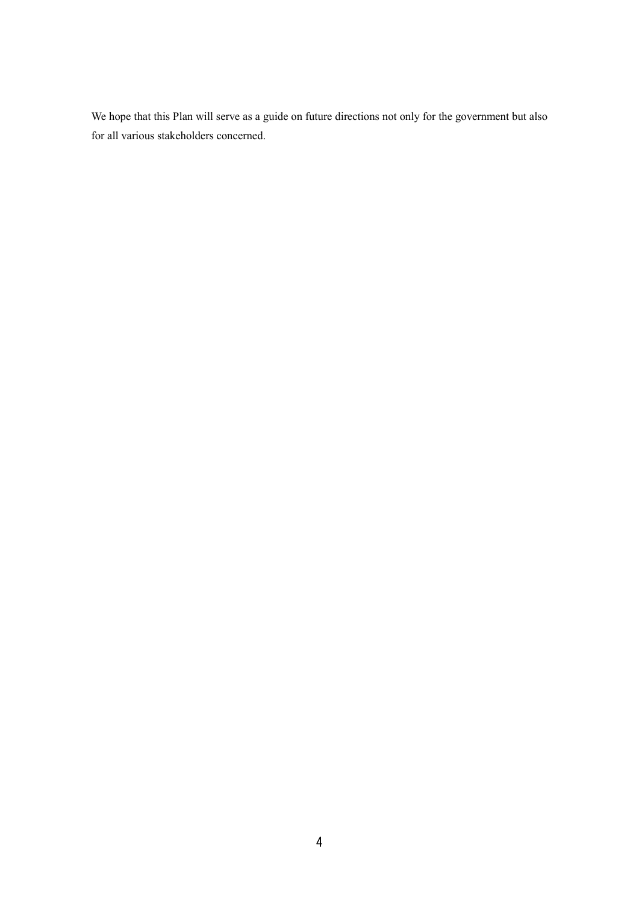We hope that this Plan will serve as a guide on future directions not only for the government but also for all various stakeholders concerned.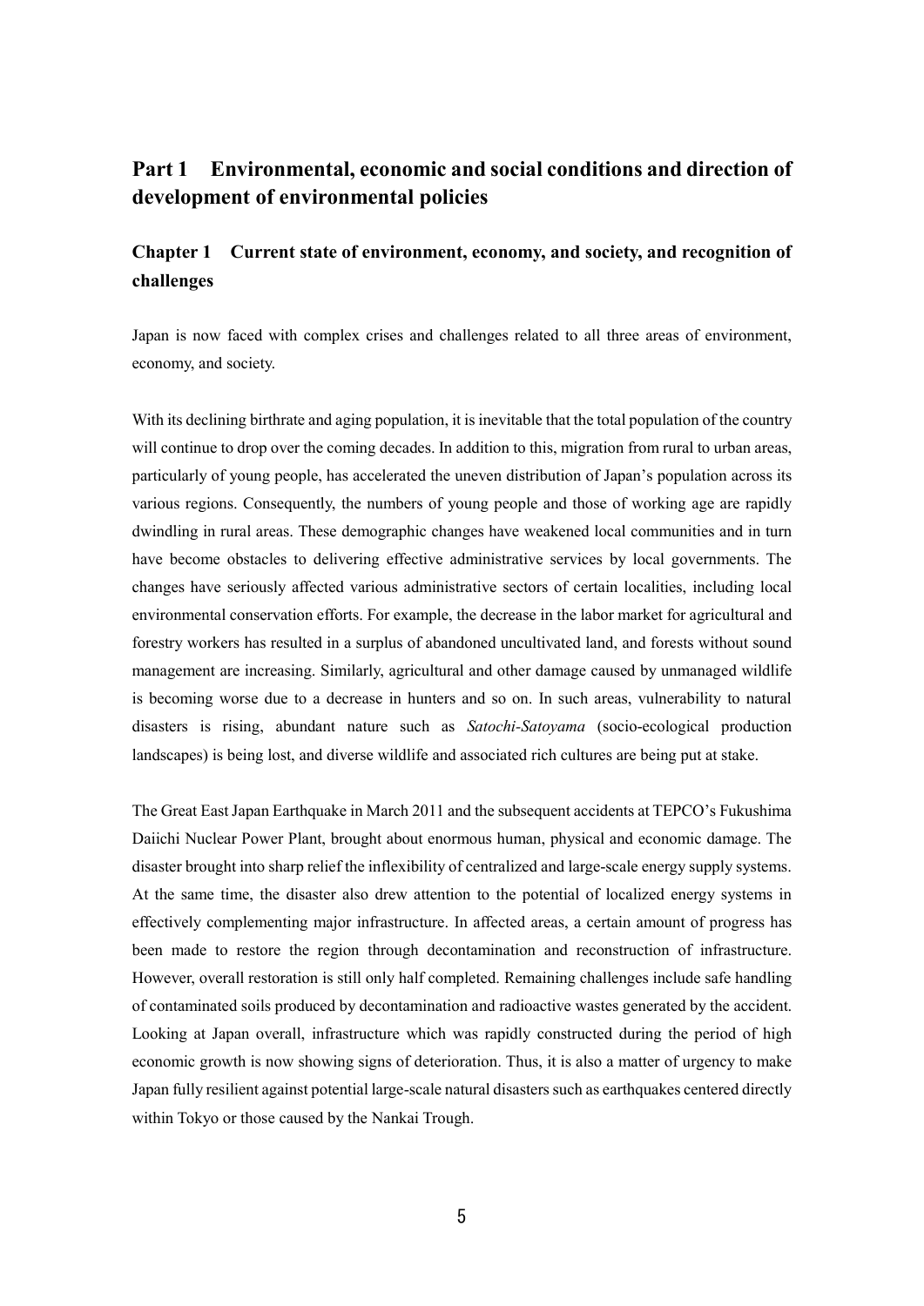# Part 1　Environmental, economic and social conditions and direction of development of environmental policies

## Chapter 1　Current state of environment, economy, and society, and recognition of challenges

Japan is now faced with complex crises and challenges related to all three areas of environment, economy, and society.

With its declining birthrate and aging population, it is inevitable that the total population of the country will continue to drop over the coming decades. In addition to this, migration from rural to urban areas, particularly of young people, has accelerated the uneven distribution of Japan's population across its various regions. Consequently, the numbers of young people and those of working age are rapidly dwindling in rural areas. These demographic changes have weakened local communities and in turn have become obstacles to delivering effective administrative services by local governments. The changes have seriously affected various administrative sectors of certain localities, including local environmental conservation efforts. For example, the decrease in the labor market for agricultural and forestry workers has resulted in a surplus of abandoned uncultivated land, and forests without sound management are increasing. Similarly, agricultural and other damage caused by unmanaged wildlife is becoming worse due to a decrease in hunters and so on. In such areas, vulnerability to natural disasters is rising, abundant nature such as *Satochi-Satoyama* (socio-ecological production landscapes) is being lost, and diverse wildlife and associated rich cultures are being put at stake.

The Great East Japan Earthquake in March 2011 and the subsequent accidents at TEPCO's Fukushima Daiichi Nuclear Power Plant, brought about enormous human, physical and economic damage. The disaster brought into sharp relief the inflexibility of centralized and large-scale energy supply systems. At the same time, the disaster also drew attention to the potential of localized energy systems in effectively complementing major infrastructure. In affected areas, a certain amount of progress has been made to restore the region through decontamination and reconstruction of infrastructure. However, overall restoration is still only half completed. Remaining challenges include safe handling of contaminated soils produced by decontamination and radioactive wastes generated by the accident. Looking at Japan overall, infrastructure which was rapidly constructed during the period of high economic growth is now showing signs of deterioration. Thus, it is also a matter of urgency to make Japan fully resilient against potential large-scale natural disasters such as earthquakes centered directly within Tokyo or those caused by the Nankai Trough.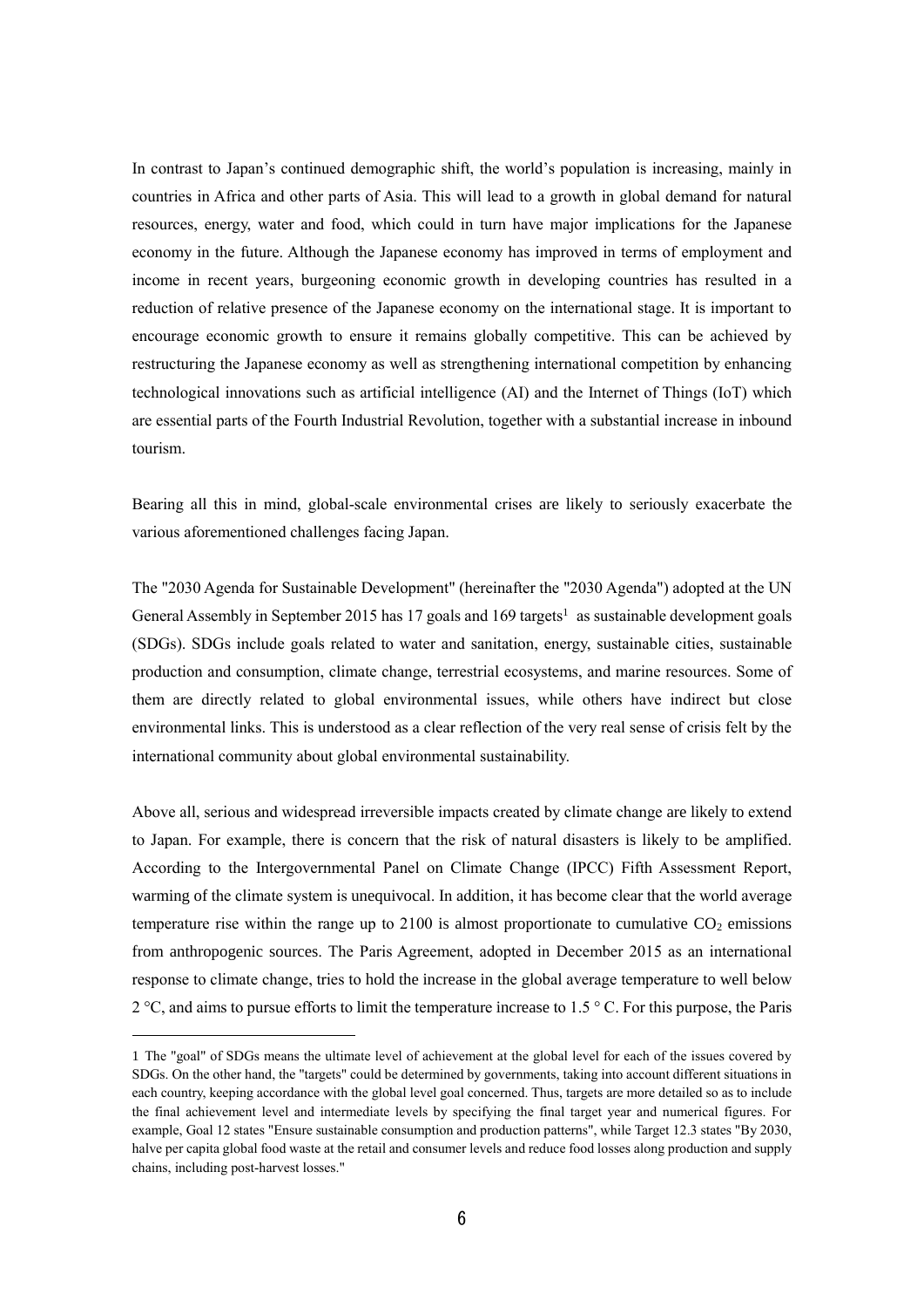In contrast to Japan's continued demographic shift, the world's population is increasing, mainly in countries in Africa and other parts of Asia. This will lead to a growth in global demand for natural resources, energy, water and food, which could in turn have major implications for the Japanese economy in the future. Although the Japanese economy has improved in terms of employment and income in recent years, burgeoning economic growth in developing countries has resulted in a reduction of relative presence of the Japanese economy on the international stage. It is important to encourage economic growth to ensure it remains globally competitive. This can be achieved by restructuring the Japanese economy as well as strengthening international competition by enhancing technological innovations such as artificial intelligence (AI) and the Internet of Things (IoT) which are essential parts of the Fourth Industrial Revolution, together with a substantial increase in inbound tourism.

Bearing all this in mind, global-scale environmental crises are likely to seriously exacerbate the various aforementioned challenges facing Japan.

The "2030 Agenda for Sustainable Development" (hereinafter the "2030 Agenda") adopted at the UN General Assembly in September 2015 has 17 goals and 169 targets[1] as sustainable development goals (SDGs). SDGs include goals related to water and sanitation, energy, sustainable cities, sustainable production and consumption, climate change, terrestrial ecosystems, and marine resources. Some of them are directly related to global environmental issues, while others have indirect but close environmental links. This is understood as a clear reflection of the very real sense of crisis felt by the international community about global environmental sustainability.

Above all, serious and widespread irreversible impacts created by climate change are likely to extend to Japan. For example, there is concern that the risk of natural disasters is likely to be amplified. According to the Intergovernmental Panel on Climate Change (IPCC) Fifth Assessment Report, warming of the climate system is unequivocal. In addition, it has become clear that the world average temperature rise within the range up to 2100 is almost proportionate to cumulative $CO_2$ emissions from anthropogenic sources. The Paris Agreement, adopted in December 2015 as an international response to climate change, tries to hold the increase in the global average temperature to well below 2 °C, and aims to pursue efforts to limit the temperature increase to 1.5 ° C. For this purpose, the Paris

1 The "goal" of SDGs means the ultimate level of achievement at the global level for each of the issues covered by SDGs. On the other hand, the "targets" could be determined by governments, taking into account different situations in each country, keeping accordance with the global level goal concerned. Thus, targets are more detailed so as to include the final achievement level and intermediate levels by specifying the final target year and numerical figures. For example, Goal 12 states "Ensure sustainable consumption and production patterns", while Target 12.3 states "By 2030, halve per capita global food waste at the retail and consumer levels and reduce food losses along production and supply chains, including post-harvest losses."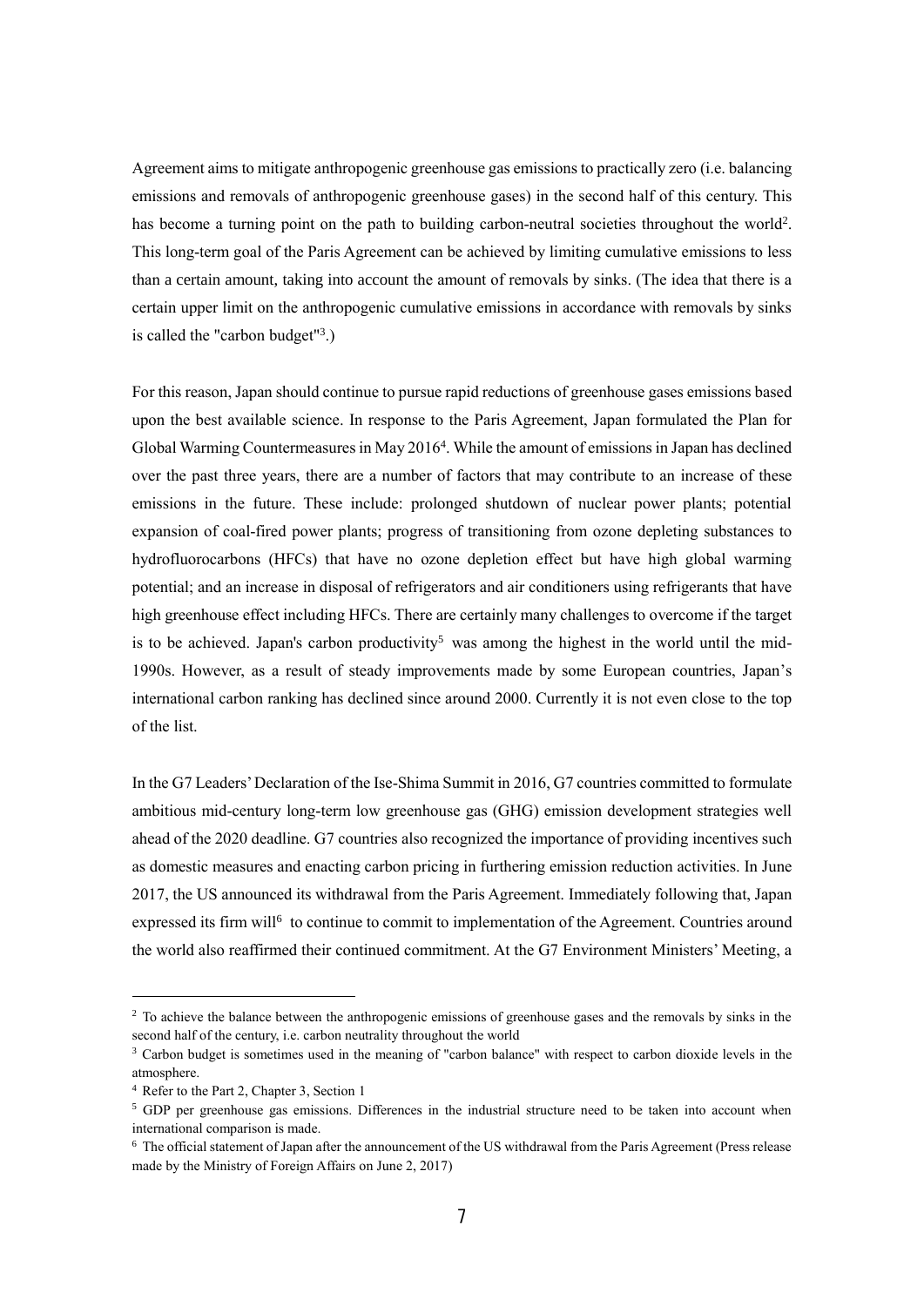Agreement aims to mitigate anthropogenic greenhouse gas emissions to practically zero (i.e. balancing emissions and removals of anthropogenic greenhouse gases) in the second half of this century. This has become a turning point on the path to building carbon-neutral societies throughout the world[2]. This long-term goal of the Paris Agreement can be achieved by limiting cumulative emissions to less than a certain amount, taking into account the amount of removals by sinks. (The idea that there is a certain upper limit on the anthropogenic cumulative emissions in accordance with removals by sinks is called the "carbon budget"[3].)

For this reason, Japan should continue to pursue rapid reductions of greenhouse gases emissions based upon the best available science. In response to the Paris Agreement, Japan formulated the Plan for Global Warming Countermeasures in May 2016[4]. While the amount of emissions in Japan has declined over the past three years, there are a number of factors that may contribute to an increase of these emissions in the future. These include: prolonged shutdown of nuclear power plants; potential expansion of coal-fired power plants; progress of transitioning from ozone depleting substances to hydrofluorocarbons (HFCs) that have no ozone depletion effect but have high global warming potential; and an increase in disposal of refrigerators and air conditioners using refrigerants that have high greenhouse effect including HFCs. There are certainly many challenges to overcome if the target is to be achieved. Japan's carbon productivity[5] was among the highest in the world until the mid-1990s. However, as a result of steady improvements made by some European countries, Japan's international carbon ranking has declined since around 2000. Currently it is not even close to the top of the list.

In the G7 Leaders' Declaration of the Ise-Shima Summit in 2016, G7 countries committed to formulate ambitious mid-century long-term low greenhouse gas (GHG) emission development strategies well ahead of the 2020 deadline. G7 countries also recognized the importance of providing incentives such as domestic measures and enacting carbon pricing in furthering emission reduction activities. In June 2017, the US announced its withdrawal from the Paris Agreement. Immediately following that, Japan expressed its firm will[6] to continue to commit to implementation of the Agreement. Countries around the world also reaffirmed their continued commitment. At the G7 Environment Ministers' Meeting, a

---

[2] To achieve the balance between the anthropogenic emissions of greenhouse gases and the removals by sinks in the second half of the century, i.e. carbon neutrality throughout the world

[3] Carbon budget is sometimes used in the meaning of "carbon balance" with respect to carbon dioxide levels in the atmosphere.

[4] Refer to the Part 2, Chapter 3, Section 1

[5] GDP per greenhouse gas emissions. Differences in the industrial structure need to be taken into account when international comparison is made.

[6] The official statement of Japan after the announcement of the US withdrawal from the Paris Agreement (Press release made by the Ministry of Foreign Affairs on June 2, 2017)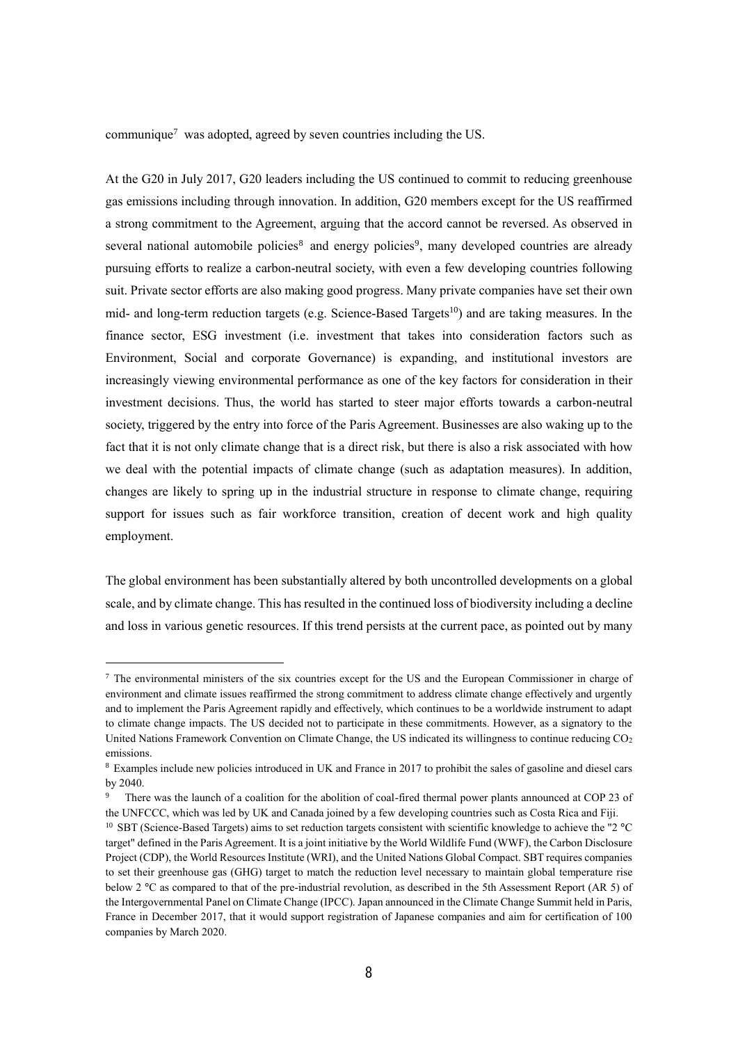communique[7] was adopted, agreed by seven countries including the US.

At the G20 in July 2017, G20 leaders including the US continued to commit to reducing greenhouse gas emissions including through innovation. In addition, G20 members except for the US reaffirmed a strong commitment to the Agreement, arguing that the accord cannot be reversed. As observed in several national automobile policies[8] and energy policies[9], many developed countries are already pursuing efforts to realize a carbon-neutral society, with even a few developing countries following suit. Private sector efforts are also making good progress. Many private companies have set their own mid- and long-term reduction targets (e.g. Science-Based Targets[10]) and are taking measures. In the finance sector, ESG investment (i.e. investment that takes into consideration factors such as Environment, Social and corporate Governance) is expanding, and institutional investors are increasingly viewing environmental performance as one of the key factors for consideration in their investment decisions. Thus, the world has started to steer major efforts towards a carbon-neutral society, triggered by the entry into force of the Paris Agreement. Businesses are also waking up to the fact that it is not only climate change that is a direct risk, but there is also a risk associated with how we deal with the potential impacts of climate change (such as adaptation measures). In addition, changes are likely to spring up in the industrial structure in response to climate change, requiring support for issues such as fair workforce transition, creation of decent work and high quality employment.

The global environment has been substantially altered by both uncontrolled developments on a global scale, and by climate change. This has resulted in the continued loss of biodiversity including a decline and loss in various genetic resources. If this trend persists at the current pace, as pointed out by many

---

[7] The environmental ministers of the six countries except for the US and the European Commissioner in charge of environment and climate issues reaffirmed the strong commitment to address climate change effectively and urgently and to implement the Paris Agreement rapidly and effectively, which continues to be a worldwide instrument to adapt to climate change impacts. The US decided not to participate in these commitments. However, as a signatory to the United Nations Framework Convention on Climate Change, the US indicated its willingness to continue reducing $CO_2$ emissions.

[8] Examples include new policies introduced in UK and France in 2017 to prohibit the sales of gasoline and diesel cars by 2040.

[9] There was the launch of a coalition for the abolition of coal-fired thermal power plants announced at COP 23 of the UNFCCC, which was led by UK and Canada joined by a few developing countries such as Costa Rica and Fiji.

[10] SBT (Science-Based Targets) aims to set reduction targets consistent with scientific knowledge to achieve the "2 °C target" defined in the Paris Agreement. It is a joint initiative by the World Wildlife Fund (WWF), the Carbon Disclosure Project (CDP), the World Resources Institute (WRI), and the United Nations Global Compact. SBT requires companies to set their greenhouse gas (GHG) target to match the reduction level necessary to maintain global temperature rise below 2 °C as compared to that of the pre-industrial revolution, as described in the 5th Assessment Report (AR 5) of the Intergovernmental Panel on Climate Change (IPCC). Japan announced in the Climate Change Summit held in Paris, France in December 2017, that it would support registration of Japanese companies and aim for certification of 100 companies by March 2020.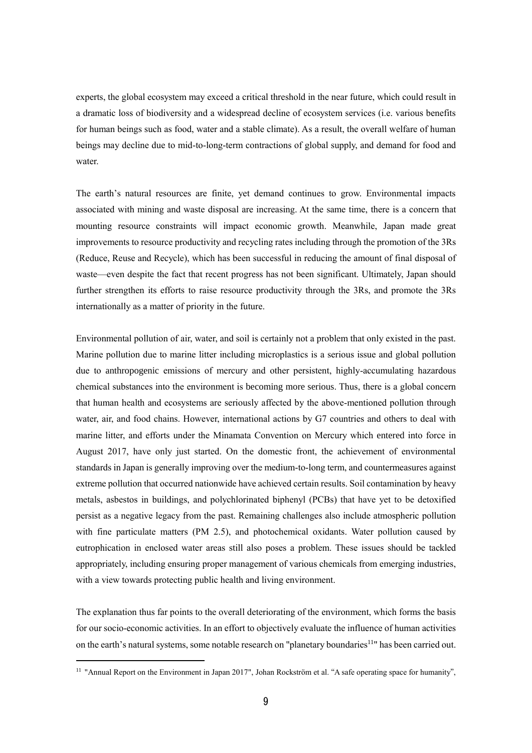experts, the global ecosystem may exceed a critical threshold in the near future, which could result in a dramatic loss of biodiversity and a widespread decline of ecosystem services (i.e. various benefits for human beings such as food, water and a stable climate). As a result, the overall welfare of human beings may decline due to mid-to-long-term contractions of global supply, and demand for food and water.

The earth's natural resources are finite, yet demand continues to grow. Environmental impacts associated with mining and waste disposal are increasing. At the same time, there is a concern that mounting resource constraints will impact economic growth. Meanwhile, Japan made great improvements to resource productivity and recycling rates including through the promotion of the 3Rs (Reduce, Reuse and Recycle), which has been successful in reducing the amount of final disposal of waste—even despite the fact that recent progress has not been significant. Ultimately, Japan should further strengthen its efforts to raise resource productivity through the 3Rs, and promote the 3Rs internationally as a matter of priority in the future.

Environmental pollution of air, water, and soil is certainly not a problem that only existed in the past. Marine pollution due to marine litter including microplastics is a serious issue and global pollution due to anthropogenic emissions of mercury and other persistent, highly-accumulating hazardous chemical substances into the environment is becoming more serious. Thus, there is a global concern that human health and ecosystems are seriously affected by the above-mentioned pollution through water, air, and food chains. However, international actions by G7 countries and others to deal with marine litter, and efforts under the Minamata Convention on Mercury which entered into force in August 2017, have only just started. On the domestic front, the achievement of environmental standards in Japan is generally improving over the medium-to-long term, and countermeasures against extreme pollution that occurred nationwide have achieved certain results. Soil contamination by heavy metals, asbestos in buildings, and polychlorinated biphenyl (PCBs) that have yet to be detoxified persist as a negative legacy from the past. Remaining challenges also include atmospheric pollution with fine particulate matters (PM 2.5), and photochemical oxidants. Water pollution caused by eutrophication in enclosed water areas still also poses a problem. These issues should be tackled appropriately, including ensuring proper management of various chemicals from emerging industries, with a view towards protecting public health and living environment.

The explanation thus far points to the overall deteriorating of the environment, which forms the basis for our socio-economic activities. In an effort to objectively evaluate the influence of human activities on the earth's natural systems, some notable research on "planetary boundaries[11]" has been carried out.

[11] "Annual Report on the Environment in Japan 2017", Johan Rockström et al. "A safe operating space for humanity",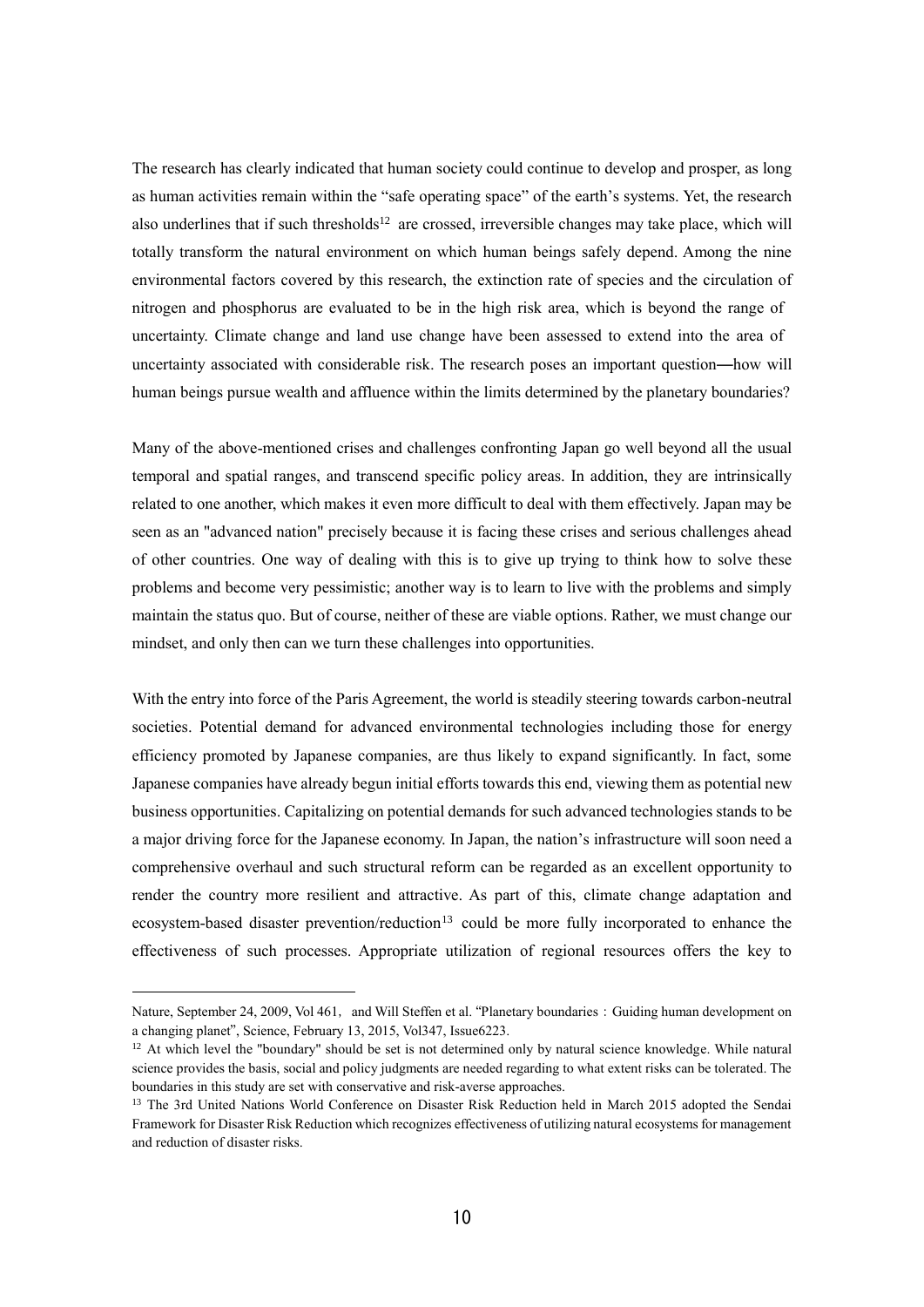The research has clearly indicated that human society could continue to develop and prosper, as long as human activities remain within the "safe operating space" of the earth's systems. Yet, the research also underlines that if such thresholds[12] are crossed, irreversible changes may take place, which will totally transform the natural environment on which human beings safely depend. Among the nine environmental factors covered by this research, the extinction rate of species and the circulation of nitrogen and phosphorus are evaluated to be in the high risk area, which is beyond the range of uncertainty. Climate change and land use change have been assessed to extend into the area of uncertainty associated with considerable risk. The research poses an important question―how will human beings pursue wealth and affluence within the limits determined by the planetary boundaries?

Many of the above-mentioned crises and challenges confronting Japan go well beyond all the usual temporal and spatial ranges, and transcend specific policy areas. In addition, they are intrinsically related to one another, which makes it even more difficult to deal with them effectively. Japan may be seen as an "advanced nation" precisely because it is facing these crises and serious challenges ahead of other countries. One way of dealing with this is to give up trying to think how to solve these problems and become very pessimistic; another way is to learn to live with the problems and simply maintain the status quo. But of course, neither of these are viable options. Rather, we must change our mindset, and only then can we turn these challenges into opportunities.

With the entry into force of the Paris Agreement, the world is steadily steering towards carbon-neutral societies. Potential demand for advanced environmental technologies including those for energy efficiency promoted by Japanese companies, are thus likely to expand significantly. In fact, some Japanese companies have already begun initial efforts towards this end, viewing them as potential new business opportunities. Capitalizing on potential demands for such advanced technologies stands to be a major driving force for the Japanese economy. In Japan, the nation's infrastructure will soon need a comprehensive overhaul and such structural reform can be regarded as an excellent opportunity to render the country more resilient and attractive. As part of this, climate change adaptation and ecosystem-based disaster prevention/reduction[13] could be more fully incorporated to enhance the effectiveness of such processes. Appropriate utilization of regional resources offers the key to

---

Nature, September 24, 2009, Vol 461, and Will Steffen et al. "Planetary boundaries：Guiding human development on a changing planet", Science, February 13, 2015, Vol347, Issue6223.

[12] At which level the "boundary" should be set is not determined only by natural science knowledge. While natural science provides the basis, social and policy judgments are needed regarding to what extent risks can be tolerated. The boundaries in this study are set with conservative and risk-averse approaches.

[13] The 3rd United Nations World Conference on Disaster Risk Reduction held in March 2015 adopted the Sendai Framework for Disaster Risk Reduction which recognizes effectiveness of utilizing natural ecosystems for management and reduction of disaster risks.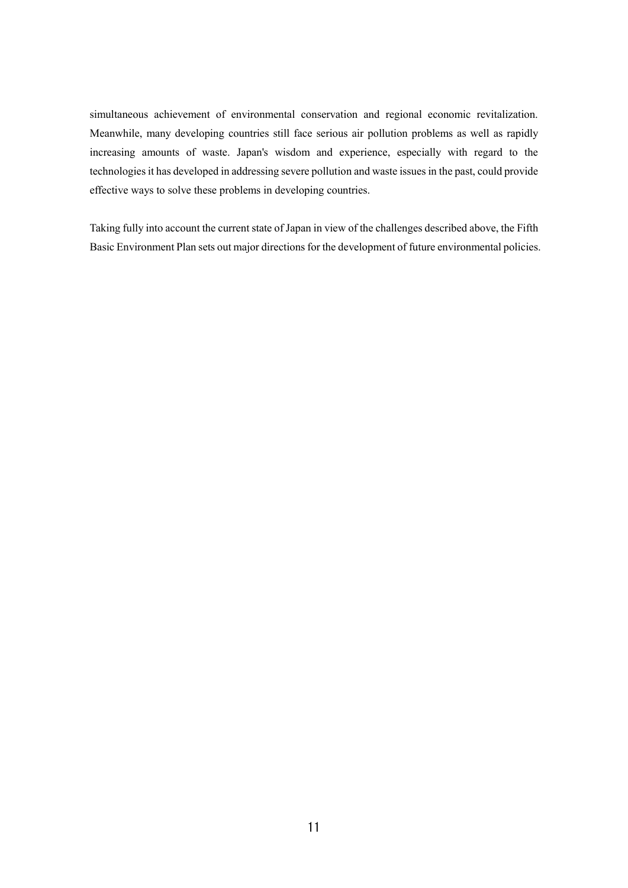simultaneous achievement of environmental conservation and regional economic revitalization. Meanwhile, many developing countries still face serious air pollution problems as well as rapidly increasing amounts of waste. Japan's wisdom and experience, especially with regard to the technologies it has developed in addressing severe pollution and waste issues in the past, could provide effective ways to solve these problems in developing countries.

Taking fully into account the current state of Japan in view of the challenges described above, the Fifth Basic Environment Plan sets out major directions for the development of future environmental policies.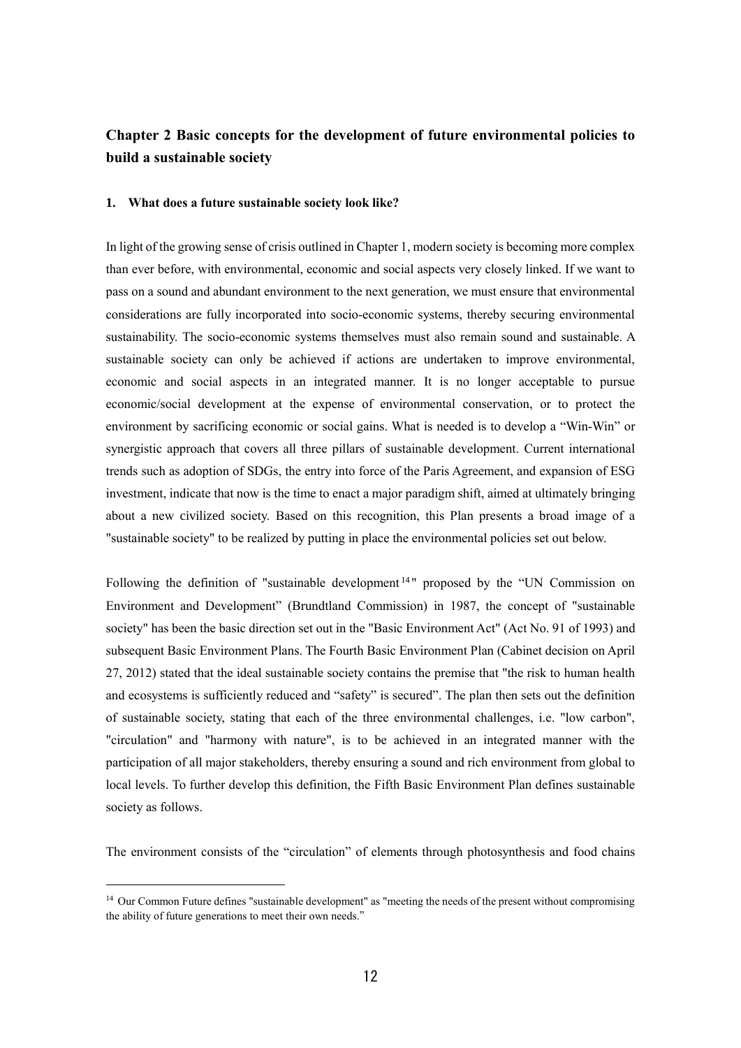## Chapter 2 Basic concepts for the development of future environmental policies to build a sustainable society

### 1. What does a future sustainable society look like?

In light of the growing sense of crisis outlined in Chapter 1, modern society is becoming more complex than ever before, with environmental, economic and social aspects very closely linked. If we want to pass on a sound and abundant environment to the next generation, we must ensure that environmental considerations are fully incorporated into socio-economic systems, thereby securing environmental sustainability. The socio-economic systems themselves must also remain sound and sustainable. A sustainable society can only be achieved if actions are undertaken to improve environmental, economic and social aspects in an integrated manner. It is no longer acceptable to pursue economic/social development at the expense of environmental conservation, or to protect the environment by sacrificing economic or social gains. What is needed is to develop a "Win-Win" or synergistic approach that covers all three pillars of sustainable development. Current international trends such as adoption of SDGs, the entry into force of the Paris Agreement, and expansion of ESG investment, indicate that now is the time to enact a major paradigm shift, aimed at ultimately bringing about a new civilized society. Based on this recognition, this Plan presents a broad image of a "sustainable society" to be realized by putting in place the environmental policies set out below.

Following the definition of "sustainable development[14]" proposed by the "UN Commission on Environment and Development" (Brundtland Commission) in 1987, the concept of "sustainable society" has been the basic direction set out in the "Basic Environment Act" (Act No. 91 of 1993) and subsequent Basic Environment Plans. The Fourth Basic Environment Plan (Cabinet decision on April 27, 2012) stated that the ideal sustainable society contains the premise that "the risk to human health and ecosystems is sufficiently reduced and "safety" is secured". The plan then sets out the definition of sustainable society, stating that each of the three environmental challenges, i.e. "low carbon", "circulation" and "harmony with nature", is to be achieved in an integrated manner with the participation of all major stakeholders, thereby ensuring a sound and rich environment from global to local levels. To further develop this definition, the Fifth Basic Environment Plan defines sustainable society as follows.

The environment consists of the "circulation" of elements through photosynthesis and food chains

[14] Our Common Future defines "sustainable development" as "meeting the needs of the present without compromising the ability of future generations to meet their own needs."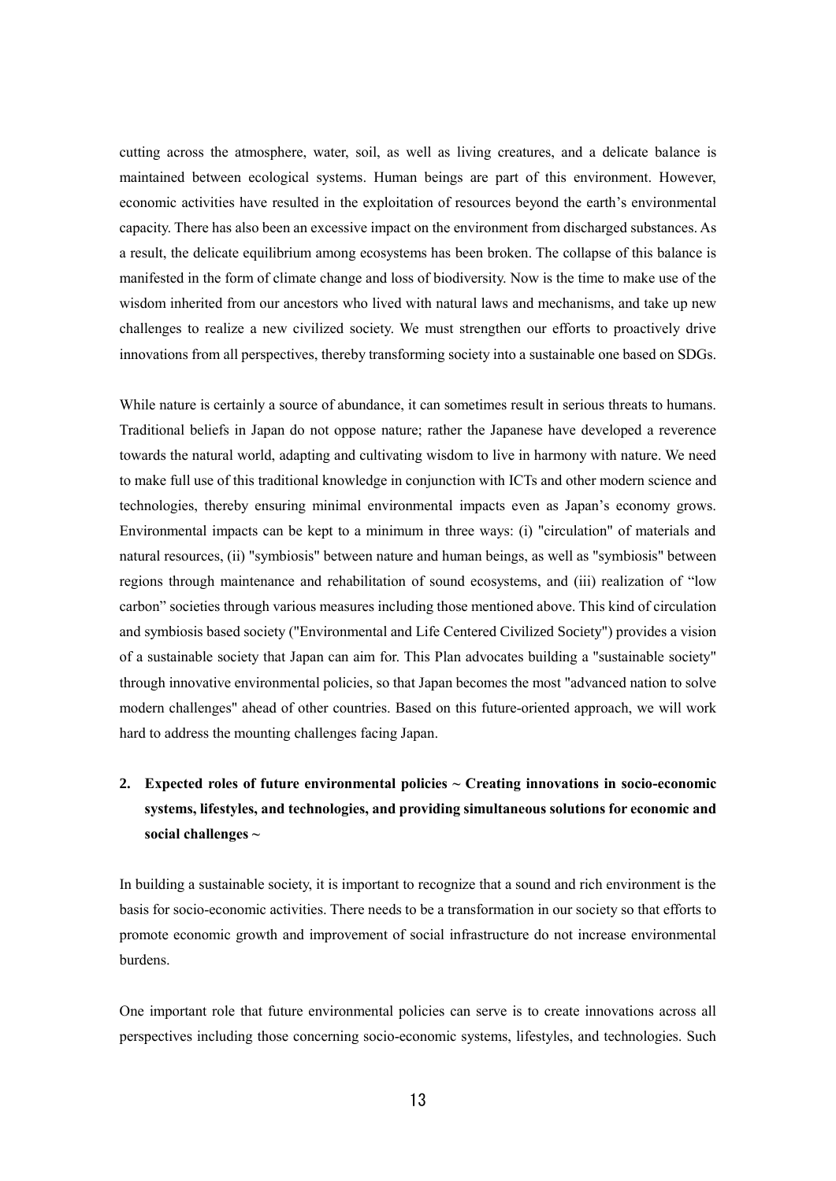cutting across the atmosphere, water, soil, as well as living creatures, and a delicate balance is maintained between ecological systems. Human beings are part of this environment. However, economic activities have resulted in the exploitation of resources beyond the earth's environmental capacity. There has also been an excessive impact on the environment from discharged substances. As a result, the delicate equilibrium among ecosystems has been broken. The collapse of this balance is manifested in the form of climate change and loss of biodiversity. Now is the time to make use of the wisdom inherited from our ancestors who lived with natural laws and mechanisms, and take up new challenges to realize a new civilized society. We must strengthen our efforts to proactively drive innovations from all perspectives, thereby transforming society into a sustainable one based on SDGs.

While nature is certainly a source of abundance, it can sometimes result in serious threats to humans. Traditional beliefs in Japan do not oppose nature; rather the Japanese have developed a reverence towards the natural world, adapting and cultivating wisdom to live in harmony with nature. We need to make full use of this traditional knowledge in conjunction with ICTs and other modern science and technologies, thereby ensuring minimal environmental impacts even as Japan's economy grows. Environmental impacts can be kept to a minimum in three ways: (i) "circulation" of materials and natural resources, (ii) "symbiosis" between nature and human beings, as well as "symbiosis" between regions through maintenance and rehabilitation of sound ecosystems, and (iii) realization of "low carbon" societies through various measures including those mentioned above. This kind of circulation and symbiosis based society ("Environmental and Life Centered Civilized Society") provides a vision of a sustainable society that Japan can aim for. This Plan advocates building a "sustainable society" through innovative environmental policies, so that Japan becomes the most "advanced nation to solve modern challenges" ahead of other countries. Based on this future-oriented approach, we will work hard to address the mounting challenges facing Japan.

## 2. Expected roles of future environmental policies ~ Creating innovations in socio-economic systems, lifestyles, and technologies, and providing simultaneous solutions for economic and social challenges ~

In building a sustainable society, it is important to recognize that a sound and rich environment is the basis for socio-economic activities. There needs to be a transformation in our society so that efforts to promote economic growth and improvement of social infrastructure do not increase environmental burdens.

One important role that future environmental policies can serve is to create innovations across all perspectives including those concerning socio-economic systems, lifestyles, and technologies. Such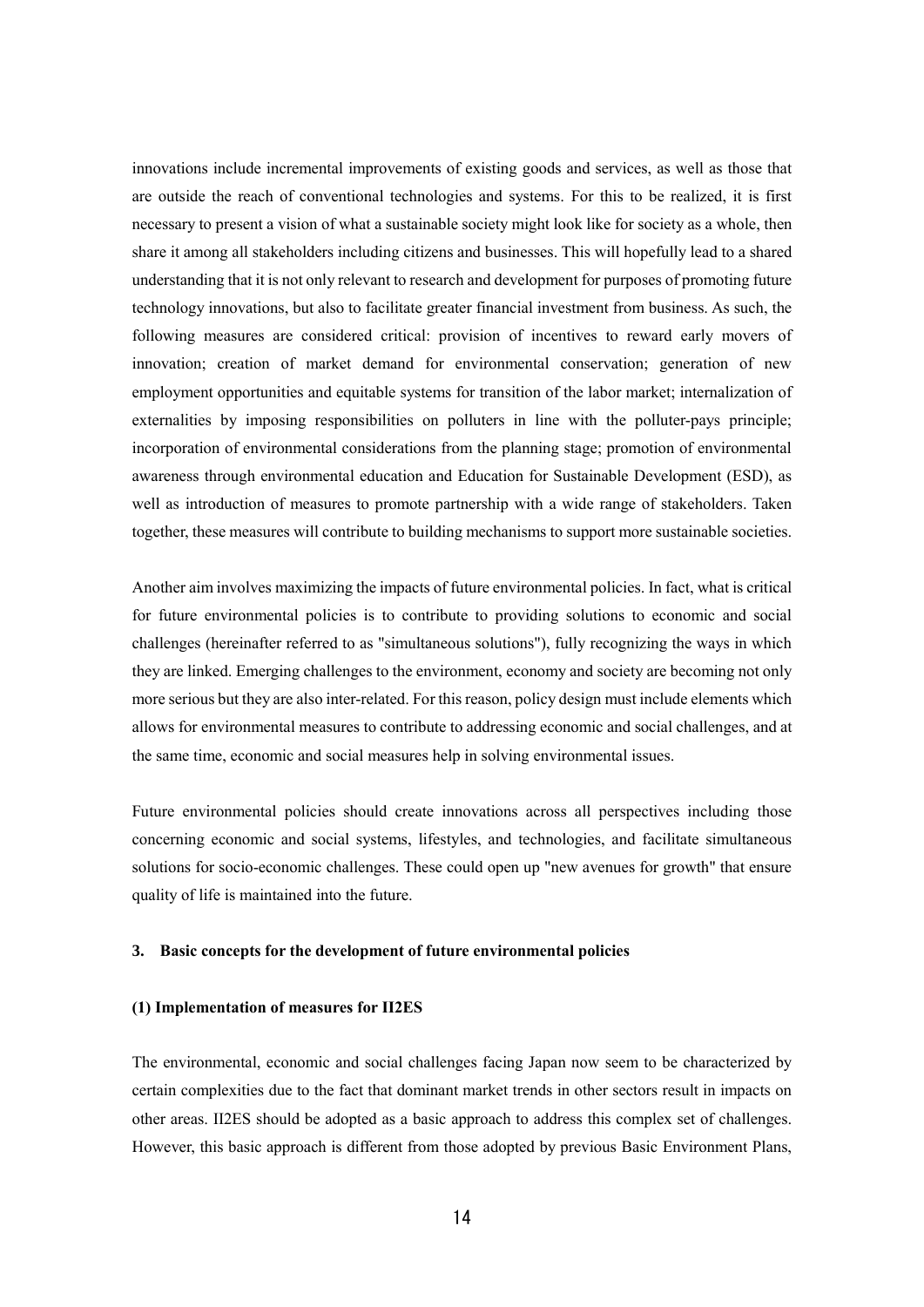innovations include incremental improvements of existing goods and services, as well as those that are outside the reach of conventional technologies and systems. For this to be realized, it is first necessary to present a vision of what a sustainable society might look like for society as a whole, then share it among all stakeholders including citizens and businesses. This will hopefully lead to a shared understanding that it is not only relevant to research and development for purposes of promoting future technology innovations, but also to facilitate greater financial investment from business. As such, the following measures are considered critical: provision of incentives to reward early movers of innovation; creation of market demand for environmental conservation; generation of new employment opportunities and equitable systems for transition of the labor market; internalization of externalities by imposing responsibilities on polluters in line with the polluter-pays principle; incorporation of environmental considerations from the planning stage; promotion of environmental awareness through environmental education and Education for Sustainable Development (ESD), as well as introduction of measures to promote partnership with a wide range of stakeholders. Taken together, these measures will contribute to building mechanisms to support more sustainable societies.

Another aim involves maximizing the impacts of future environmental policies. In fact, what is critical for future environmental policies is to contribute to providing solutions to economic and social challenges (hereinafter referred to as "simultaneous solutions"), fully recognizing the ways in which they are linked. Emerging challenges to the environment, economy and society are becoming not only more serious but they are also inter-related. For this reason, policy design must include elements which allows for environmental measures to contribute to addressing economic and social challenges, and at the same time, economic and social measures help in solving environmental issues.

Future environmental policies should create innovations across all perspectives including those concerning economic and social systems, lifestyles, and technologies, and facilitate simultaneous solutions for socio-economic challenges. These could open up "new avenues for growth" that ensure quality of life is maintained into the future.

### 3. Basic concepts for the development of future environmental policies

#### (1) Implementation of measures for II2ES

The environmental, economic and social challenges facing Japan now seem to be characterized by certain complexities due to the fact that dominant market trends in other sectors result in impacts on other areas. II2ES should be adopted as a basic approach to address this complex set of challenges. However, this basic approach is different from those adopted by previous Basic Environment Plans,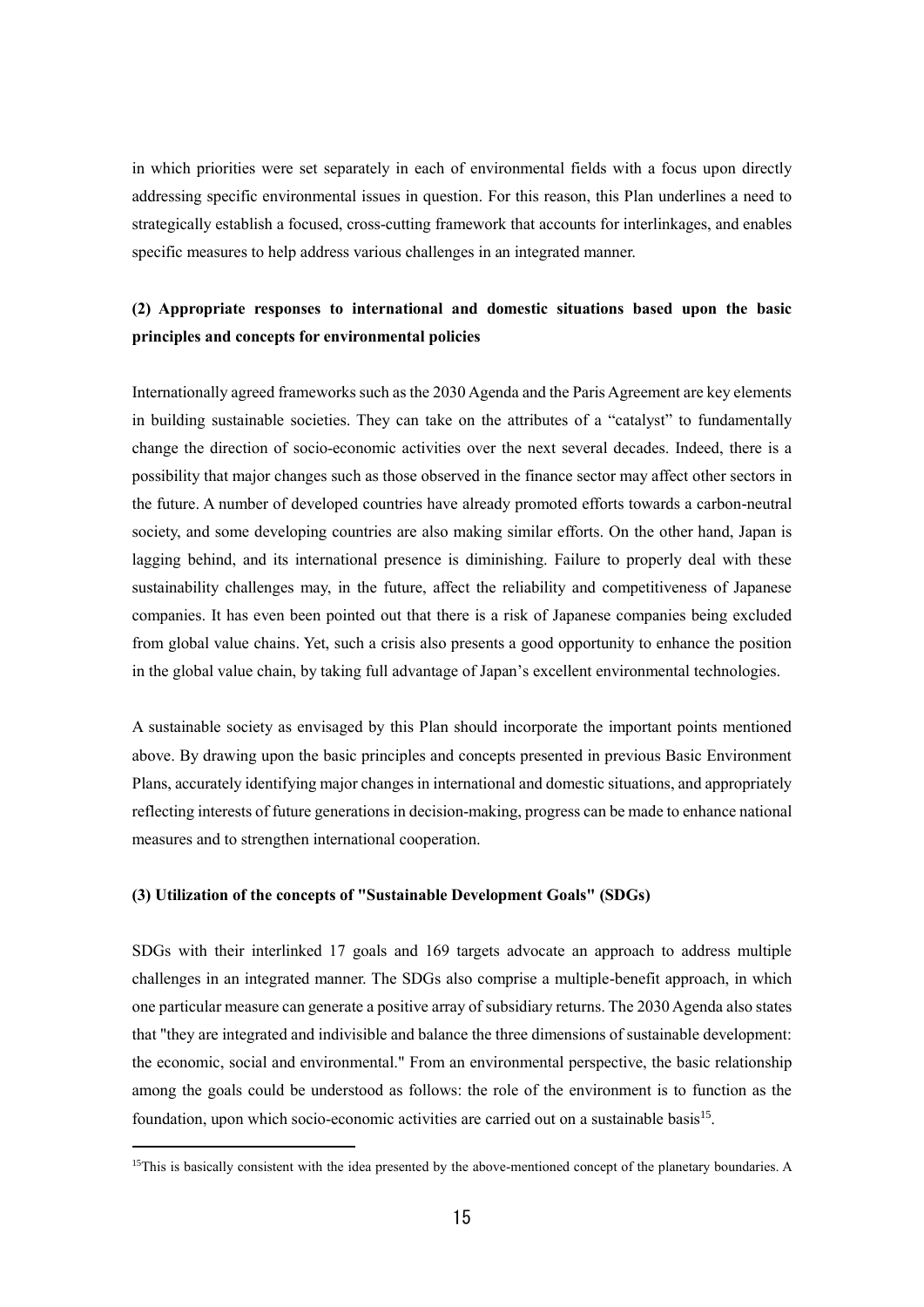in which priorities were set separately in each of environmental fields with a focus upon directly addressing specific environmental issues in question. For this reason, this Plan underlines a need to strategically establish a focused, cross-cutting framework that accounts for interlinkages, and enables specific measures to help address various challenges in an integrated manner.

### (2) Appropriate responses to international and domestic situations based upon the basic principles and concepts for environmental policies

Internationally agreed frameworks such as the 2030 Agenda and the Paris Agreement are key elements in building sustainable societies. They can take on the attributes of a "catalyst" to fundamentally change the direction of socio-economic activities over the next several decades. Indeed, there is a possibility that major changes such as those observed in the finance sector may affect other sectors in the future. A number of developed countries have already promoted efforts towards a carbon-neutral society, and some developing countries are also making similar efforts. On the other hand, Japan is lagging behind, and its international presence is diminishing. Failure to properly deal with these sustainability challenges may, in the future, affect the reliability and competitiveness of Japanese companies. It has even been pointed out that there is a risk of Japanese companies being excluded from global value chains. Yet, such a crisis also presents a good opportunity to enhance the position in the global value chain, by taking full advantage of Japan's excellent environmental technologies.

A sustainable society as envisaged by this Plan should incorporate the important points mentioned above. By drawing upon the basic principles and concepts presented in previous Basic Environment Plans, accurately identifying major changes in international and domestic situations, and appropriately reflecting interests of future generations in decision-making, progress can be made to enhance national measures and to strengthen international cooperation.

### (3) Utilization of the concepts of "Sustainable Development Goals" (SDGs)

SDGs with their interlinked 17 goals and 169 targets advocate an approach to address multiple challenges in an integrated manner. The SDGs also comprise a multiple-benefit approach, in which one particular measure can generate a positive array of subsidiary returns. The 2030 Agenda also states that "they are integrated and indivisible and balance the three dimensions of sustainable development: the economic, social and environmental." From an environmental perspective, the basic relationship among the goals could be understood as follows: the role of the environment is to function as the foundation, upon which socio-economic activities are carried out on a sustainable basis[15].

---

[15]This is basically consistent with the idea presented by the above-mentioned concept of the planetary boundaries. A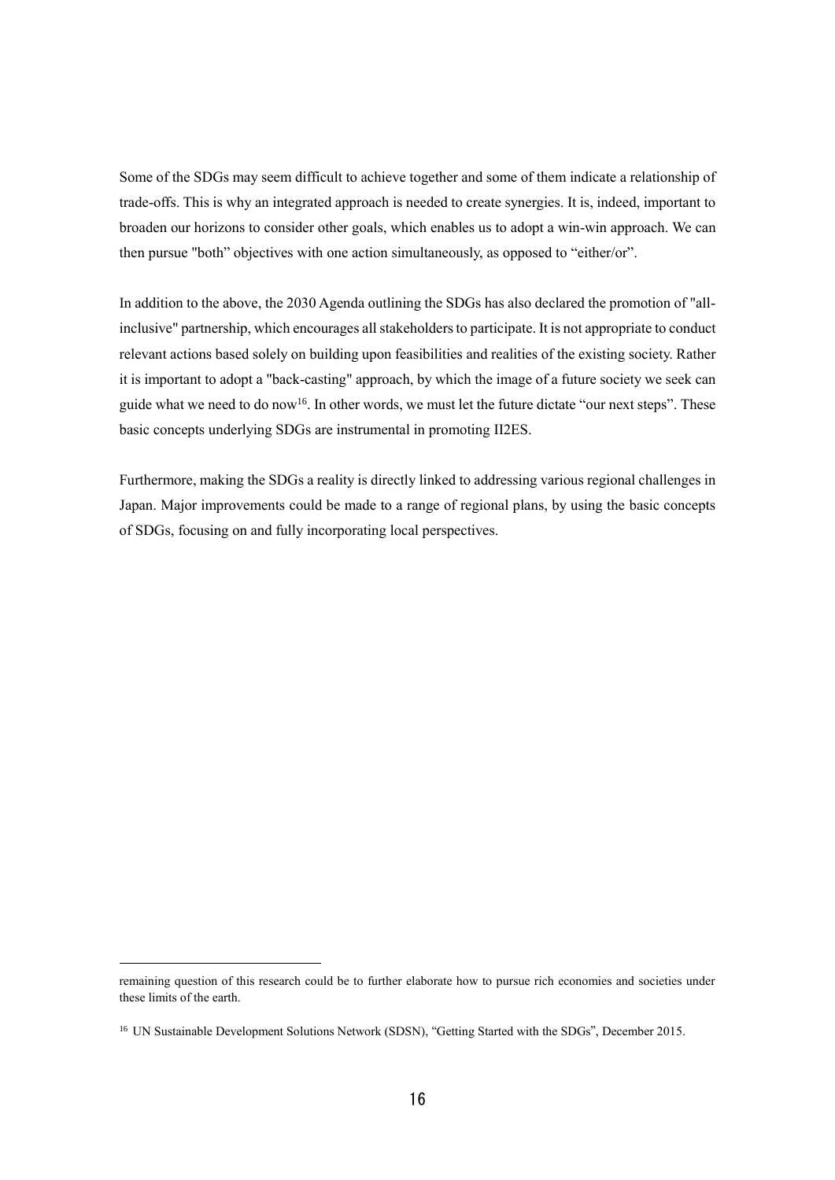Some of the SDGs may seem difficult to achieve together and some of them indicate a relationship of trade-offs. This is why an integrated approach is needed to create synergies. It is, indeed, important to broaden our horizons to consider other goals, which enables us to adopt a win-win approach. We can then pursue "both" objectives with one action simultaneously, as opposed to "either/or".

In addition to the above, the 2030 Agenda outlining the SDGs has also declared the promotion of "all-inclusive" partnership, which encourages all stakeholders to participate. It is not appropriate to conduct relevant actions based solely on building upon feasibilities and realities of the existing society. Rather it is important to adopt a "back-casting" approach, by which the image of a future society we seek can guide what we need to do now[16]. In other words, we must let the future dictate "our next steps". These basic concepts underlying SDGs are instrumental in promoting II2ES.

Furthermore, making the SDGs a reality is directly linked to addressing various regional challenges in Japan. Major improvements could be made to a range of regional plans, by using the basic concepts of SDGs, focusing on and fully incorporating local perspectives.

---

remaining question of this research could be to further elaborate how to pursue rich economies and societies under these limits of the earth.

[16] UN Sustainable Development Solutions Network (SDSN), "Getting Started with the SDGs", December 2015.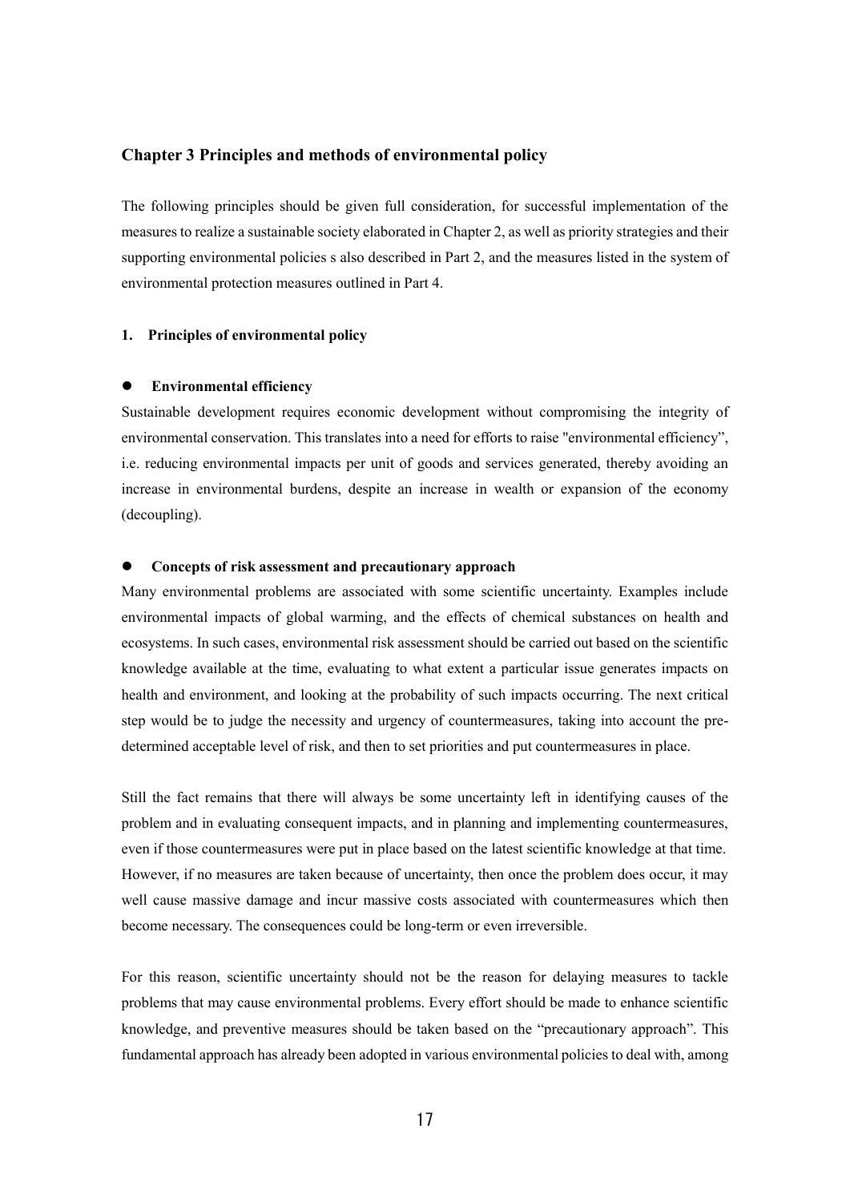## Chapter 3 Principles and methods of environmental policy

The following principles should be given full consideration, for successful implementation of the measures to realize a sustainable society elaborated in Chapter 2, as well as priority strategies and their supporting environmental policies s also described in Part 2, and the measures listed in the system of environmental protection measures outlined in Part 4.

### 1. Principles of environmental policy

- **Environmental efficiency**

Sustainable development requires economic development without compromising the integrity of environmental conservation. This translates into a need for efforts to raise "environmental efficiency", i.e. reducing environmental impacts per unit of goods and services generated, thereby avoiding an increase in environmental burdens, despite an increase in wealth or expansion of the economy (decoupling).

- **Concepts of risk assessment and precautionary approach**

Many environmental problems are associated with some scientific uncertainty. Examples include environmental impacts of global warming, and the effects of chemical substances on health and ecosystems. In such cases, environmental risk assessment should be carried out based on the scientific knowledge available at the time, evaluating to what extent a particular issue generates impacts on health and environment, and looking at the probability of such impacts occurring. The next critical step would be to judge the necessity and urgency of countermeasures, taking into account the pre-determined acceptable level of risk, and then to set priorities and put countermeasures in place.

Still the fact remains that there will always be some uncertainty left in identifying causes of the problem and in evaluating consequent impacts, and in planning and implementing countermeasures, even if those countermeasures were put in place based on the latest scientific knowledge at that time. However, if no measures are taken because of uncertainty, then once the problem does occur, it may well cause massive damage and incur massive costs associated with countermeasures which then become necessary. The consequences could be long-term or even irreversible.

For this reason, scientific uncertainty should not be the reason for delaying measures to tackle problems that may cause environmental problems. Every effort should be made to enhance scientific knowledge, and preventive measures should be taken based on the "precautionary approach". This fundamental approach has already been adopted in various environmental policies to deal with, among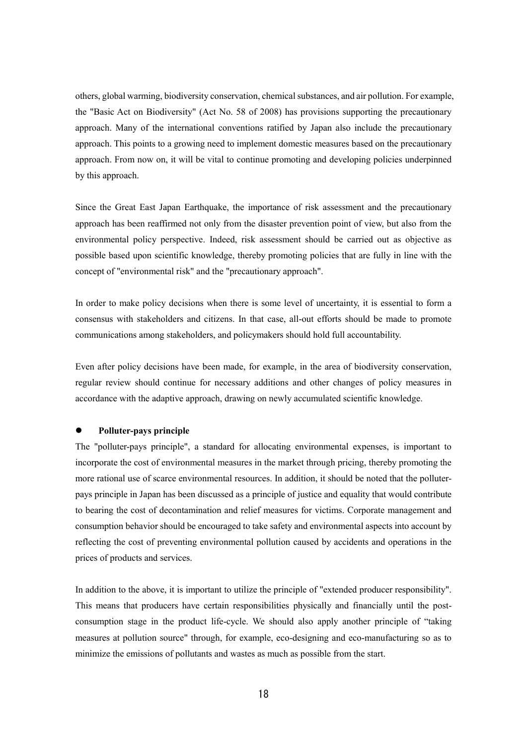others, global warming, biodiversity conservation, chemical substances, and air pollution. For example, the "Basic Act on Biodiversity" (Act No. 58 of 2008) has provisions supporting the precautionary approach. Many of the international conventions ratified by Japan also include the precautionary approach. This points to a growing need to implement domestic measures based on the precautionary approach. From now on, it will be vital to continue promoting and developing policies underpinned by this approach.

Since the Great East Japan Earthquake, the importance of risk assessment and the precautionary approach has been reaffirmed not only from the disaster prevention point of view, but also from the environmental policy perspective. Indeed, risk assessment should be carried out as objective as possible based upon scientific knowledge, thereby promoting policies that are fully in line with the concept of "environmental risk" and the "precautionary approach".

In order to make policy decisions when there is some level of uncertainty, it is essential to form a consensus with stakeholders and citizens. In that case, all-out efforts should be made to promote communications among stakeholders, and policymakers should hold full accountability.

Even after policy decisions have been made, for example, in the area of biodiversity conservation, regular review should continue for necessary additions and other changes of policy measures in accordance with the adaptive approach, drawing on newly accumulated scientific knowledge.

- **Polluter-pays principle**

The "polluter-pays principle", a standard for allocating environmental expenses, is important to incorporate the cost of environmental measures in the market through pricing, thereby promoting the more rational use of scarce environmental resources. In addition, it should be noted that the polluter-pays principle in Japan has been discussed as a principle of justice and equality that would contribute to bearing the cost of decontamination and relief measures for victims. Corporate management and consumption behavior should be encouraged to take safety and environmental aspects into account by reflecting the cost of preventing environmental pollution caused by accidents and operations in the prices of products and services.

In addition to the above, it is important to utilize the principle of "extended producer responsibility". This means that producers have certain responsibilities physically and financially until the post-consumption stage in the product life-cycle. We should also apply another principle of "taking measures at pollution source" through, for example, eco-designing and eco-manufacturing so as to minimize the emissions of pollutants and wastes as much as possible from the start.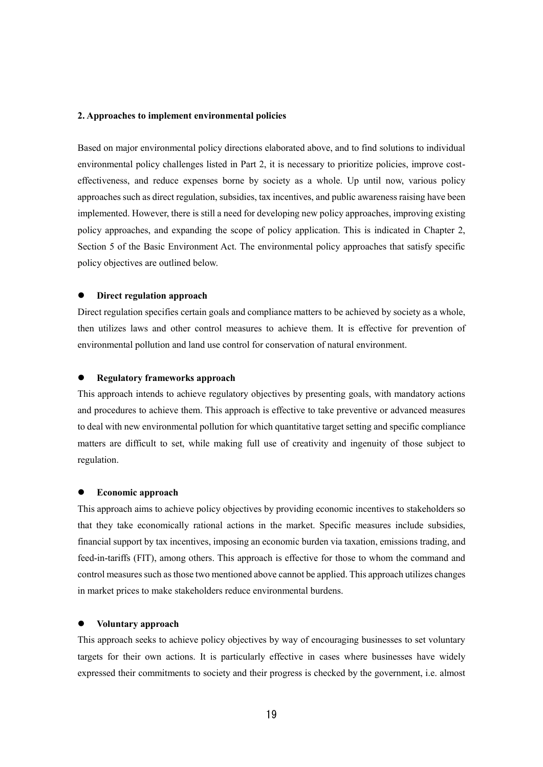## 2. Approaches to implement environmental policies

Based on major environmental policy directions elaborated above, and to find solutions to individual environmental policy challenges listed in Part 2, it is necessary to prioritize policies, improve cost-effectiveness, and reduce expenses borne by society as a whole. Up until now, various policy approaches such as direct regulation, subsidies, tax incentives, and public awareness raising have been implemented. However, there is still a need for developing new policy approaches, improving existing policy approaches, and expanding the scope of policy application. This is indicated in Chapter 2, Section 5 of the Basic Environment Act. The environmental policy approaches that satisfy specific policy objectives are outlined below.

- **Direct regulation approach**

Direct regulation specifies certain goals and compliance matters to be achieved by society as a whole, then utilizes laws and other control measures to achieve them. It is effective for prevention of environmental pollution and land use control for conservation of natural environment.

- **Regulatory frameworks approach**

This approach intends to achieve regulatory objectives by presenting goals, with mandatory actions and procedures to achieve them. This approach is effective to take preventive or advanced measures to deal with new environmental pollution for which quantitative target setting and specific compliance matters are difficult to set, while making full use of creativity and ingenuity of those subject to regulation.

- **Economic approach**

This approach aims to achieve policy objectives by providing economic incentives to stakeholders so that they take economically rational actions in the market. Specific measures include subsidies, financial support by tax incentives, imposing an economic burden via taxation, emissions trading, and feed-in-tariffs (FIT), among others. This approach is effective for those to whom the command and control measures such as those two mentioned above cannot be applied. This approach utilizes changes in market prices to make stakeholders reduce environmental burdens.

- **Voluntary approach**

This approach seeks to achieve policy objectives by way of encouraging businesses to set voluntary targets for their own actions. It is particularly effective in cases where businesses have widely expressed their commitments to society and their progress is checked by the government, i.e. almost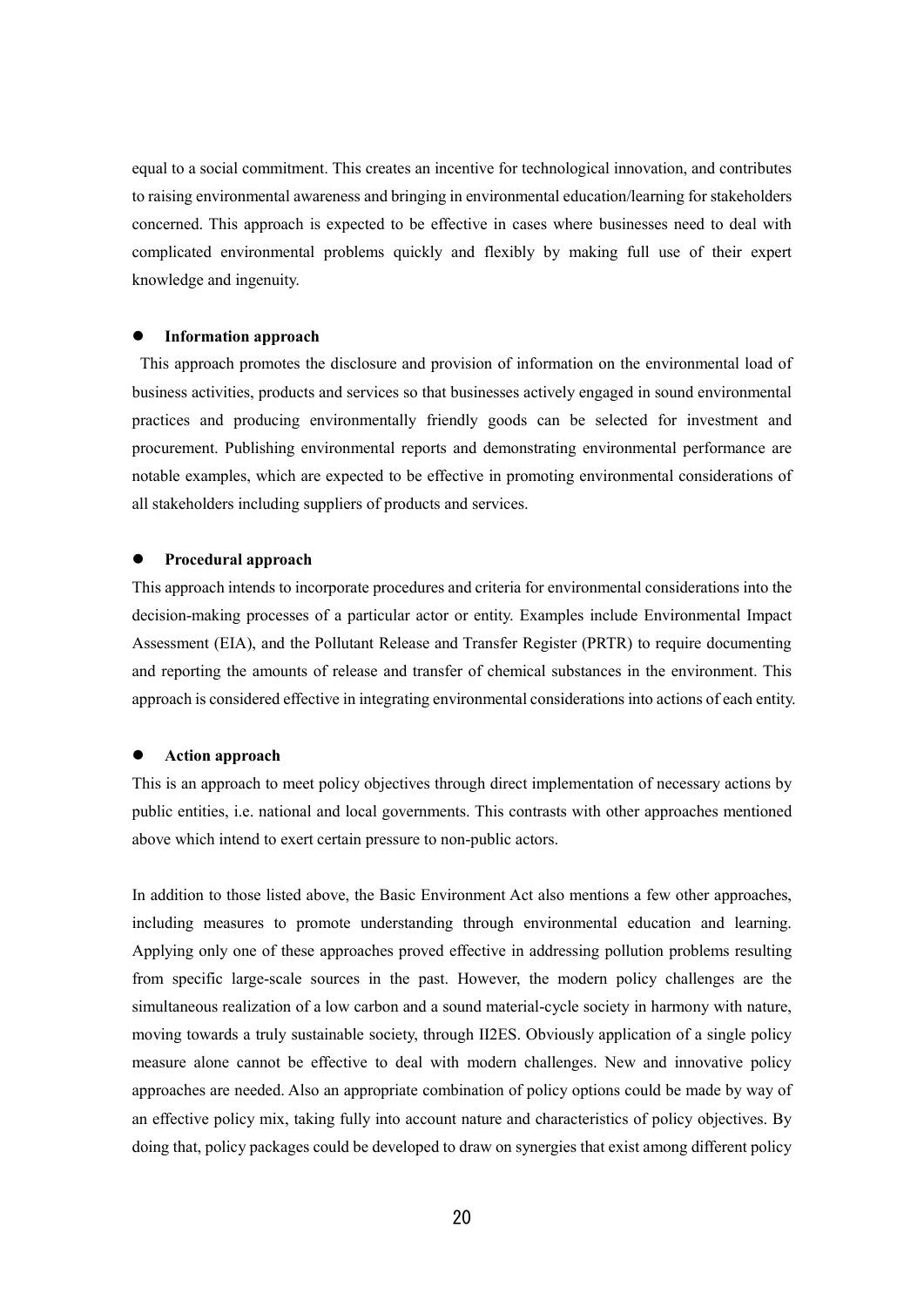equal to a social commitment. This creates an incentive for technological innovation, and contributes to raising environmental awareness and bringing in environmental education/learning for stakeholders concerned. This approach is expected to be effective in cases where businesses need to deal with complicated environmental problems quickly and flexibly by making full use of their expert knowledge and ingenuity.

- **Information approach**

This approach promotes the disclosure and provision of information on the environmental load of business activities, products and services so that businesses actively engaged in sound environmental practices and producing environmentally friendly goods can be selected for investment and procurement. Publishing environmental reports and demonstrating environmental performance are notable examples, which are expected to be effective in promoting environmental considerations of all stakeholders including suppliers of products and services.

- **Procedural approach**

This approach intends to incorporate procedures and criteria for environmental considerations into the decision-making processes of a particular actor or entity. Examples include Environmental Impact Assessment (EIA), and the Pollutant Release and Transfer Register (PRTR) to require documenting and reporting the amounts of release and transfer of chemical substances in the environment. This approach is considered effective in integrating environmental considerations into actions of each entity.

- **Action approach**

This is an approach to meet policy objectives through direct implementation of necessary actions by public entities, i.e. national and local governments. This contrasts with other approaches mentioned above which intend to exert certain pressure to non-public actors.

In addition to those listed above, the Basic Environment Act also mentions a few other approaches, including measures to promote understanding through environmental education and learning. Applying only one of these approaches proved effective in addressing pollution problems resulting from specific large-scale sources in the past. However, the modern policy challenges are the simultaneous realization of a low carbon and a sound material-cycle society in harmony with nature, moving towards a truly sustainable society, through II2ES. Obviously application of a single policy measure alone cannot be effective to deal with modern challenges. New and innovative policy approaches are needed. Also an appropriate combination of policy options could be made by way of an effective policy mix, taking fully into account nature and characteristics of policy objectives. By doing that, policy packages could be developed to draw on synergies that exist among different policy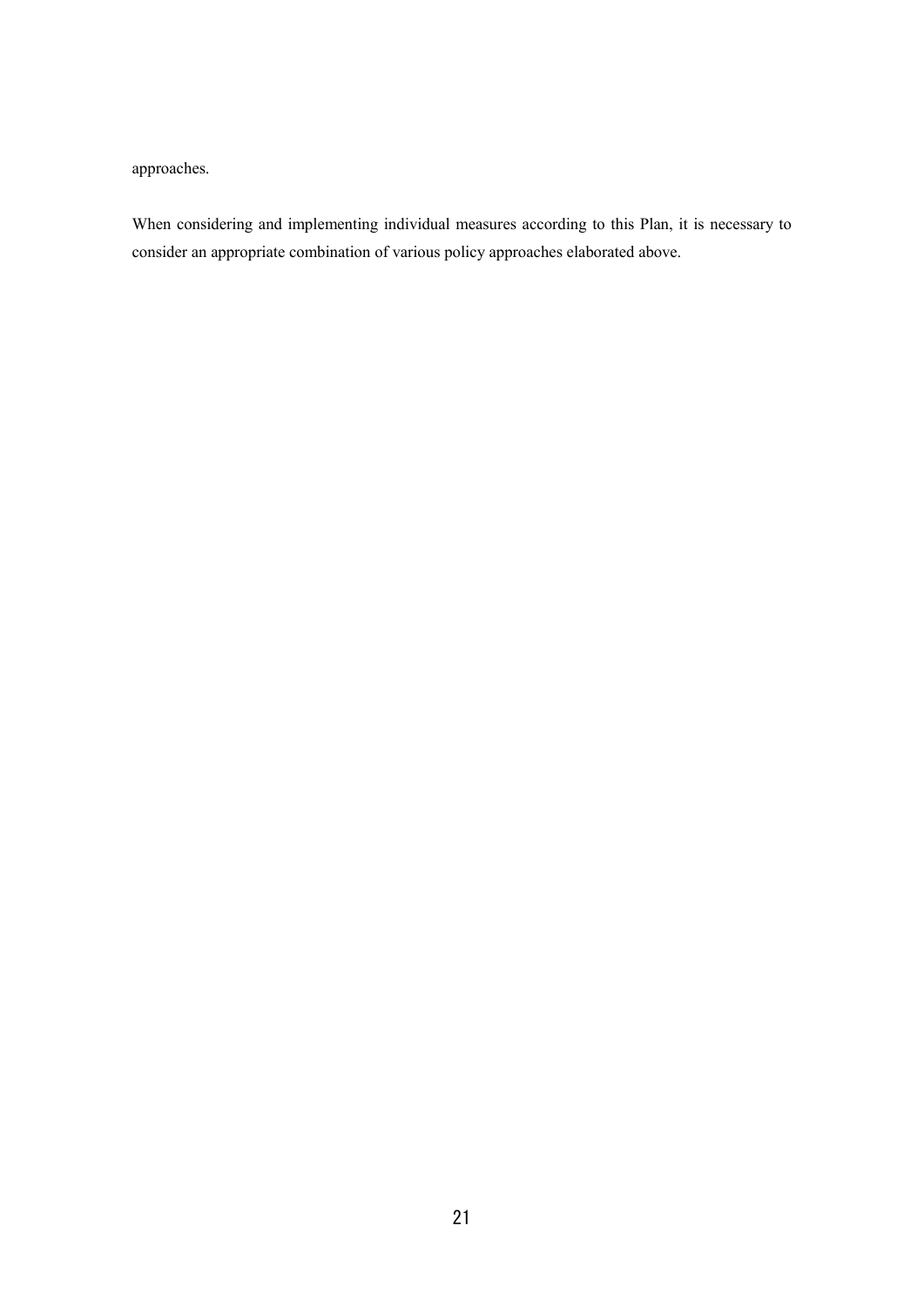approaches.

When considering and implementing individual measures according to this Plan, it is necessary to consider an appropriate combination of various policy approaches elaborated above.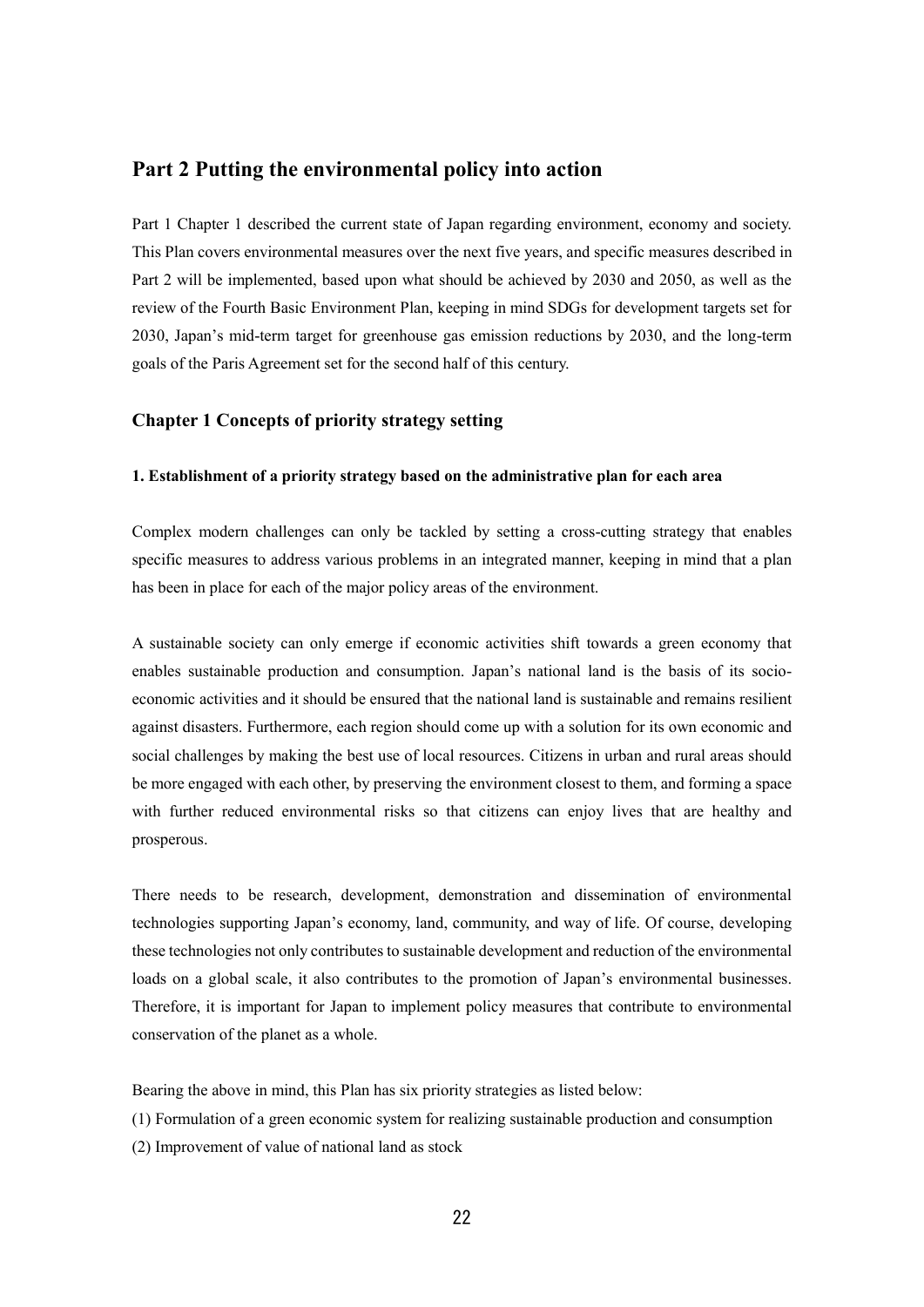# Part 2 Putting the environmental policy into action

Part 1 Chapter 1 described the current state of Japan regarding environment, economy and society. This Plan covers environmental measures over the next five years, and specific measures described in Part 2 will be implemented, based upon what should be achieved by 2030 and 2050, as well as the review of the Fourth Basic Environment Plan, keeping in mind SDGs for development targets set for 2030, Japan's mid-term target for greenhouse gas emission reductions by 2030, and the long-term goals of the Paris Agreement set for the second half of this century.

## Chapter 1 Concepts of priority strategy setting

### 1. Establishment of a priority strategy based on the administrative plan for each area

Complex modern challenges can only be tackled by setting a cross-cutting strategy that enables specific measures to address various problems in an integrated manner, keeping in mind that a plan has been in place for each of the major policy areas of the environment.

A sustainable society can only emerge if economic activities shift towards a green economy that enables sustainable production and consumption. Japan's national land is the basis of its socio-economic activities and it should be ensured that the national land is sustainable and remains resilient against disasters. Furthermore, each region should come up with a solution for its own economic and social challenges by making the best use of local resources. Citizens in urban and rural areas should be more engaged with each other, by preserving the environment closest to them, and forming a space with further reduced environmental risks so that citizens can enjoy lives that are healthy and prosperous.

There needs to be research, development, demonstration and dissemination of environmental technologies supporting Japan's economy, land, community, and way of life. Of course, developing these technologies not only contributes to sustainable development and reduction of the environmental loads on a global scale, it also contributes to the promotion of Japan's environmental businesses. Therefore, it is important for Japan to implement policy measures that contribute to environmental conservation of the planet as a whole.

Bearing the above in mind, this Plan has six priority strategies as listed below:

(1) Formulation of a green economic system for realizing sustainable production and consumption

(2) Improvement of value of national land as stock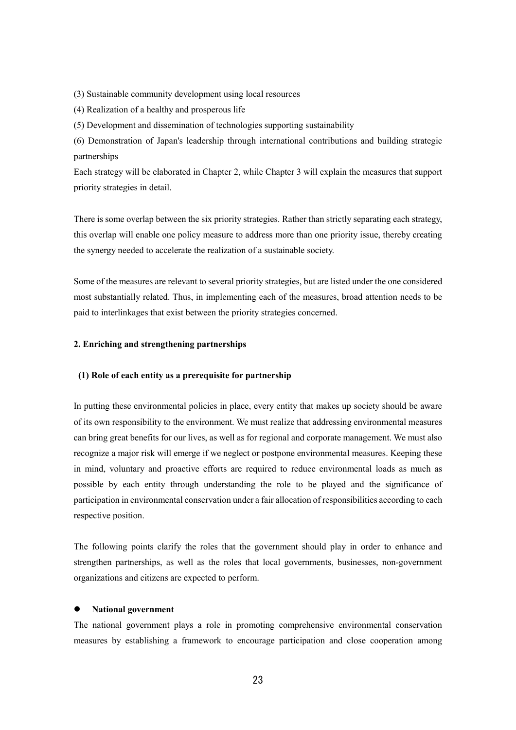(3) Sustainable community development using local resources

(4) Realization of a healthy and prosperous life

(5) Development and dissemination of technologies supporting sustainability

(6) Demonstration of Japan's leadership through international contributions and building strategic partnerships

Each strategy will be elaborated in Chapter 2, while Chapter 3 will explain the measures that support priority strategies in detail.

There is some overlap between the six priority strategies. Rather than strictly separating each strategy, this overlap will enable one policy measure to address more than one priority issue, thereby creating the synergy needed to accelerate the realization of a sustainable society.

Some of the measures are relevant to several priority strategies, but are listed under the one considered most substantially related. Thus, in implementing each of the measures, broad attention needs to be paid to interlinkages that exist between the priority strategies concerned.

## 2. Enriching and strengthening partnerships

### (1) Role of each entity as a prerequisite for partnership

In putting these environmental policies in place, every entity that makes up society should be aware of its own responsibility to the environment. We must realize that addressing environmental measures can bring great benefits for our lives, as well as for regional and corporate management. We must also recognize a major risk will emerge if we neglect or postpone environmental measures. Keeping these in mind, voluntary and proactive efforts are required to reduce environmental loads as much as possible by each entity through understanding the role to be played and the significance of participation in environmental conservation under a fair allocation of responsibilities according to each respective position.

The following points clarify the roles that the government should play in order to enhance and strengthen partnerships, as well as the roles that local governments, businesses, non-government organizations and citizens are expected to perform.

- **National government**

The national government plays a role in promoting comprehensive environmental conservation measures by establishing a framework to encourage participation and close cooperation among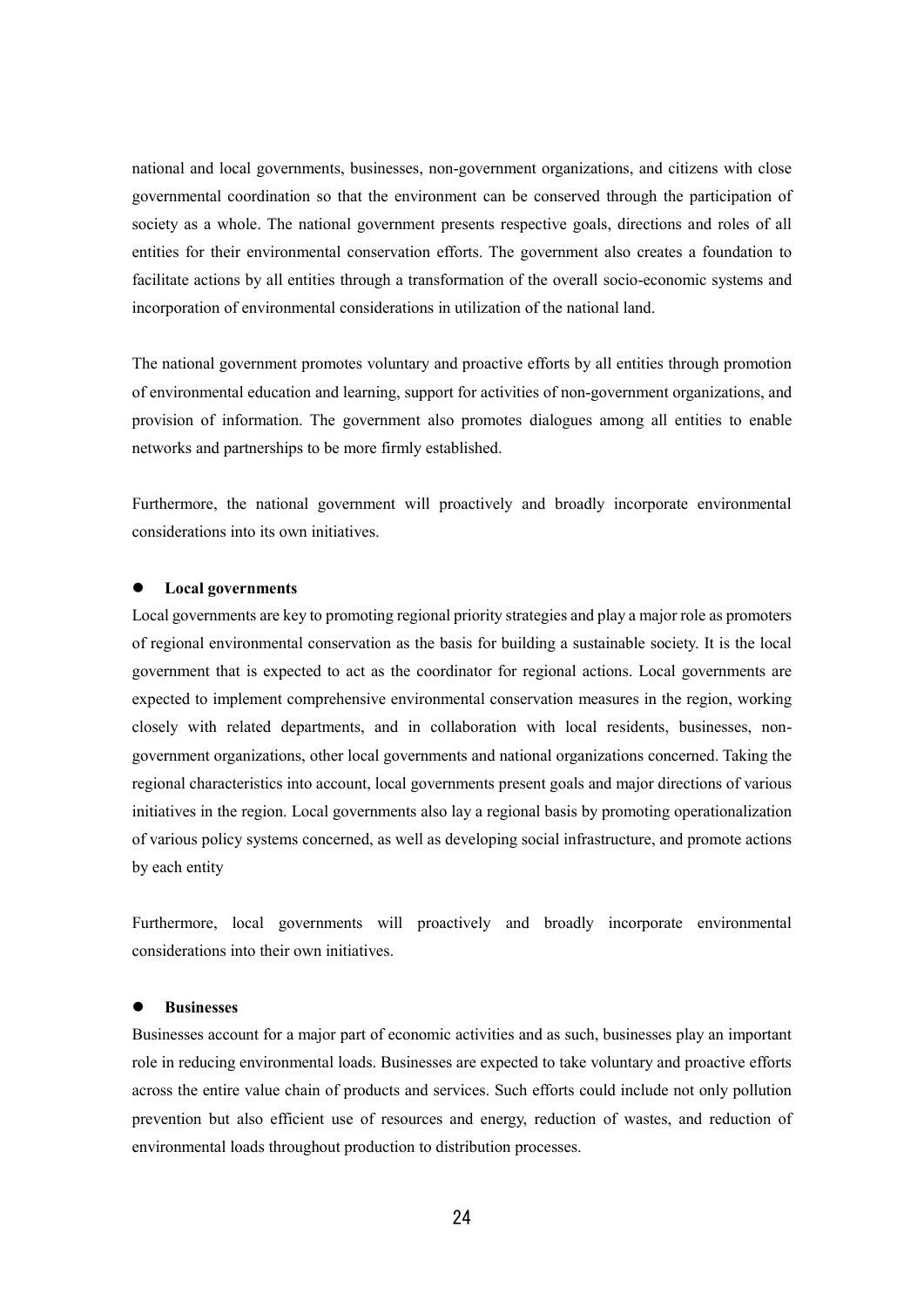national and local governments, businesses, non-government organizations, and citizens with close governmental coordination so that the environment can be conserved through the participation of society as a whole. The national government presents respective goals, directions and roles of all entities for their environmental conservation efforts. The government also creates a foundation to facilitate actions by all entities through a transformation of the overall socio-economic systems and incorporation of environmental considerations in utilization of the national land.

The national government promotes voluntary and proactive efforts by all entities through promotion of environmental education and learning, support for activities of non-government organizations, and provision of information. The government also promotes dialogues among all entities to enable networks and partnerships to be more firmly established.

Furthermore, the national government will proactively and broadly incorporate environmental considerations into its own initiatives.

- **Local governments**

Local governments are key to promoting regional priority strategies and play a major role as promoters of regional environmental conservation as the basis for building a sustainable society. It is the local government that is expected to act as the coordinator for regional actions. Local governments are expected to implement comprehensive environmental conservation measures in the region, working closely with related departments, and in collaboration with local residents, businesses, non-government organizations, other local governments and national organizations concerned. Taking the regional characteristics into account, local governments present goals and major directions of various initiatives in the region. Local governments also lay a regional basis by promoting operationalization of various policy systems concerned, as well as developing social infrastructure, and promote actions by each entity

Furthermore, local governments will proactively and broadly incorporate environmental considerations into their own initiatives.

- **Businesses**

Businesses account for a major part of economic activities and as such, businesses play an important role in reducing environmental loads. Businesses are expected to take voluntary and proactive efforts across the entire value chain of products and services. Such efforts could include not only pollution prevention but also efficient use of resources and energy, reduction of wastes, and reduction of environmental loads throughout production to distribution processes.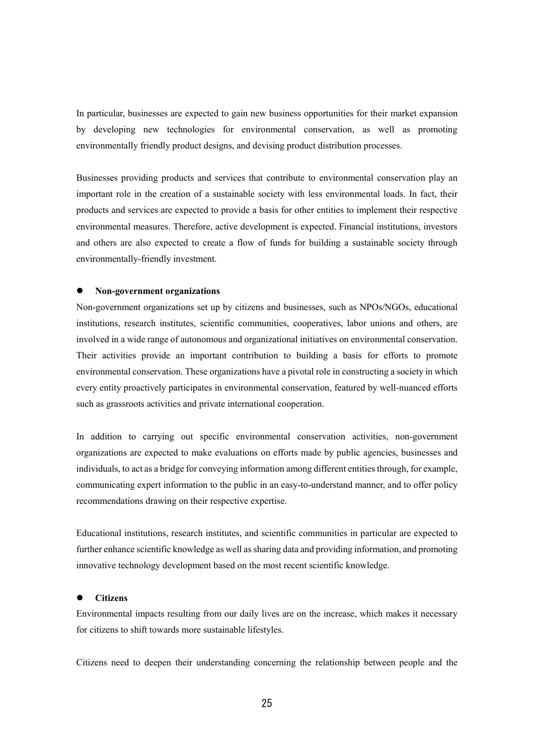In particular, businesses are expected to gain new business opportunities for their market expansion by developing new technologies for environmental conservation, as well as promoting environmentally friendly product designs, and devising product distribution processes.

Businesses providing products and services that contribute to environmental conservation play an important role in the creation of a sustainable society with less environmental loads. In fact, their products and services are expected to provide a basis for other entities to implement their respective environmental measures. Therefore, active development is expected. Financial institutions, investors and others are also expected to create a flow of funds for building a sustainable society through environmentally-friendly investment.

- **Non-government organizations**

Non-government organizations set up by citizens and businesses, such as NPOs/NGOs, educational institutions, research institutes, scientific communities, cooperatives, labor unions and others, are involved in a wide range of autonomous and organizational initiatives on environmental conservation. Their activities provide an important contribution to building a basis for efforts to promote environmental conservation. These organizations have a pivotal role in constructing a society in which every entity proactively participates in environmental conservation, featured by well-nuanced efforts such as grassroots activities and private international cooperation.

In addition to carrying out specific environmental conservation activities, non-government organizations are expected to make evaluations on efforts made by public agencies, businesses and individuals, to act as a bridge for conveying information among different entities through, for example, communicating expert information to the public in an easy-to-understand manner, and to offer policy recommendations drawing on their respective expertise.

Educational institutions, research institutes, and scientific communities in particular are expected to further enhance scientific knowledge as well as sharing data and providing information, and promoting innovative technology development based on the most recent scientific knowledge.

- **Citizens**

Environmental impacts resulting from our daily lives are on the increase, which makes it necessary for citizens to shift towards more sustainable lifestyles.

Citizens need to deepen their understanding concerning the relationship between people and the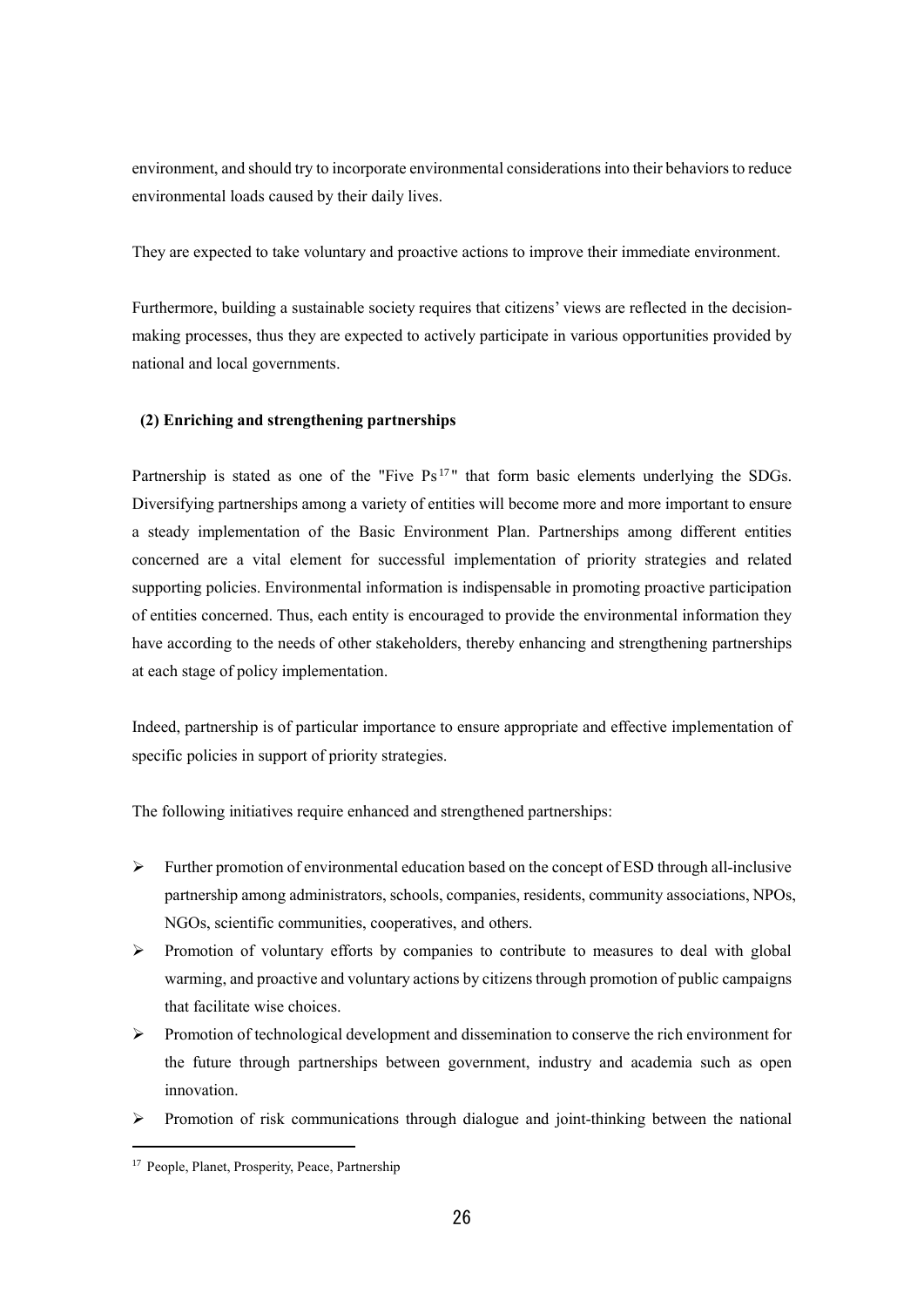environment, and should try to incorporate environmental considerations into their behaviors to reduce environmental loads caused by their daily lives.

They are expected to take voluntary and proactive actions to improve their immediate environment.

Furthermore, building a sustainable society requires that citizens' views are reflected in the decision-making processes, thus they are expected to actively participate in various opportunities provided by national and local governments.

### (2) Enriching and strengthening partnerships

Partnership is stated as one of the "Five Ps[17]" that form basic elements underlying the SDGs. Diversifying partnerships among a variety of entities will become more and more important to ensure a steady implementation of the Basic Environment Plan. Partnerships among different entities concerned are a vital element for successful implementation of priority strategies and related supporting policies. Environmental information is indispensable in promoting proactive participation of entities concerned. Thus, each entity is encouraged to provide the environmental information they have according to the needs of other stakeholders, thereby enhancing and strengthening partnerships at each stage of policy implementation.

Indeed, partnership is of particular importance to ensure appropriate and effective implementation of specific policies in support of priority strategies.

The following initiatives require enhanced and strengthened partnerships:

- Further promotion of environmental education based on the concept of ESD through all-inclusive partnership among administrators, schools, companies, residents, community associations, NPOs, NGOs, scientific communities, cooperatives, and others.
- Promotion of voluntary efforts by companies to contribute to measures to deal with global warming, and proactive and voluntary actions by citizens through promotion of public campaigns that facilitate wise choices.
- Promotion of technological development and dissemination to conserve the rich environment for the future through partnerships between government, industry and academia such as open innovation.
- Promotion of risk communications through dialogue and joint-thinking between the national

[17] People, Planet, Prosperity, Peace, Partnership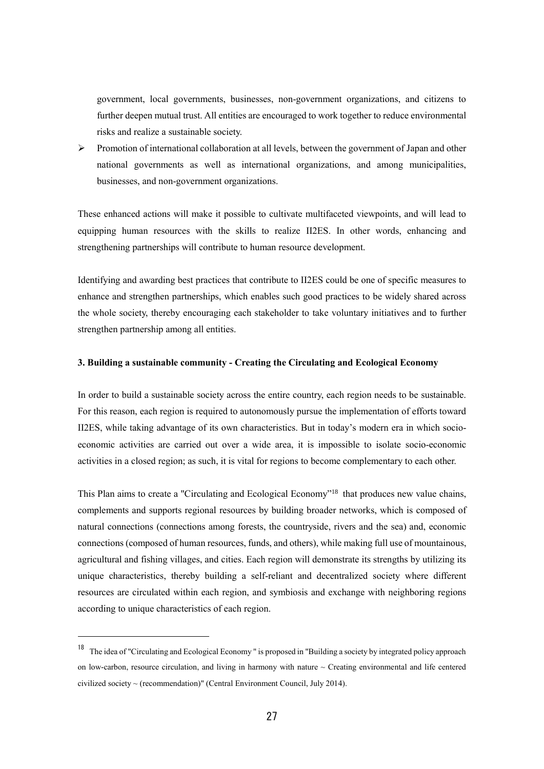government, local governments, businesses, non-government organizations, and citizens to further deepen mutual trust. All entities are encouraged to work together to reduce environmental risks and realize a sustainable society.

- Promotion of international collaboration at all levels, between the government of Japan and other national governments as well as international organizations, and among municipalities, businesses, and non-government organizations.

These enhanced actions will make it possible to cultivate multifaceted viewpoints, and will lead to equipping human resources with the skills to realize II2ES. In other words, enhancing and strengthening partnerships will contribute to human resource development.

Identifying and awarding best practices that contribute to II2ES could be one of specific measures to enhance and strengthen partnerships, which enables such good practices to be widely shared across the whole society, thereby encouraging each stakeholder to take voluntary initiatives and to further strengthen partnership among all entities.

### 3. Building a sustainable community - Creating the Circulating and Ecological Economy

In order to build a sustainable society across the entire country, each region needs to be sustainable. For this reason, each region is required to autonomously pursue the implementation of efforts toward II2ES, while taking advantage of its own characteristics. But in today's modern era in which socio-economic activities are carried out over a wide area, it is impossible to isolate socio-economic activities in a closed region; as such, it is vital for regions to become complementary to each other.

This Plan aims to create a "Circulating and Ecological Economy"[18] that produces new value chains, complements and supports regional resources by building broader networks, which is composed of natural connections (connections among forests, the countryside, rivers and the sea) and, economic connections (composed of human resources, funds, and others), while making full use of mountainous, agricultural and fishing villages, and cities. Each region will demonstrate its strengths by utilizing its unique characteristics, thereby building a self-reliant and decentralized society where different resources are circulated within each region, and symbiosis and exchange with neighboring regions according to unique characteristics of each region.

---

[18] The idea of "Circulating and Ecological Economy " is proposed in "Building a society by integrated policy approach on low-carbon, resource circulation, and living in harmony with nature ~ Creating environmental and life centered civilized society ~ (recommendation)" (Central Environment Council, July 2014).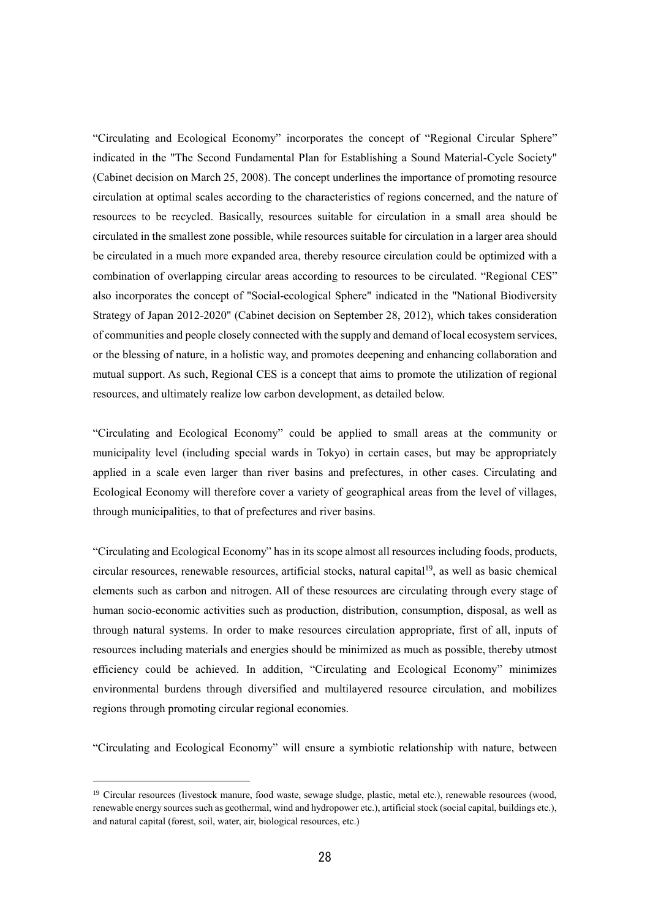"Circulating and Ecological Economy" incorporates the concept of "Regional Circular Sphere" indicated in the "The Second Fundamental Plan for Establishing a Sound Material-Cycle Society" (Cabinet decision on March 25, 2008). The concept underlines the importance of promoting resource circulation at optimal scales according to the characteristics of regions concerned, and the nature of resources to be recycled. Basically, resources suitable for circulation in a small area should be circulated in the smallest zone possible, while resources suitable for circulation in a larger area should be circulated in a much more expanded area, thereby resource circulation could be optimized with a combination of overlapping circular areas according to resources to be circulated. "Regional CES" also incorporates the concept of "Social-ecological Sphere" indicated in the "National Biodiversity Strategy of Japan 2012-2020" (Cabinet decision on September 28, 2012), which takes consideration of communities and people closely connected with the supply and demand of local ecosystem services, or the blessing of nature, in a holistic way, and promotes deepening and enhancing collaboration and mutual support. As such, Regional CES is a concept that aims to promote the utilization of regional resources, and ultimately realize low carbon development, as detailed below.

"Circulating and Ecological Economy" could be applied to small areas at the community or municipality level (including special wards in Tokyo) in certain cases, but may be appropriately applied in a scale even larger than river basins and prefectures, in other cases. Circulating and Ecological Economy will therefore cover a variety of geographical areas from the level of villages, through municipalities, to that of prefectures and river basins.

"Circulating and Ecological Economy" has in its scope almost all resources including foods, products, circular resources, renewable resources, artificial stocks, natural capital[19], as well as basic chemical elements such as carbon and nitrogen. All of these resources are circulating through every stage of human socio-economic activities such as production, distribution, consumption, disposal, as well as through natural systems. In order to make resources circulation appropriate, first of all, inputs of resources including materials and energies should be minimized as much as possible, thereby utmost efficiency could be achieved. In addition, "Circulating and Ecological Economy" minimizes environmental burdens through diversified and multilayered resource circulation, and mobilizes regions through promoting circular regional economies.

"Circulating and Ecological Economy" will ensure a symbiotic relationship with nature, between

---

[19] Circular resources (livestock manure, food waste, sewage sludge, plastic, metal etc.), renewable resources (wood, renewable energy sources such as geothermal, wind and hydropower etc.), artificial stock (social capital, buildings etc.), and natural capital (forest, soil, water, air, biological resources, etc.)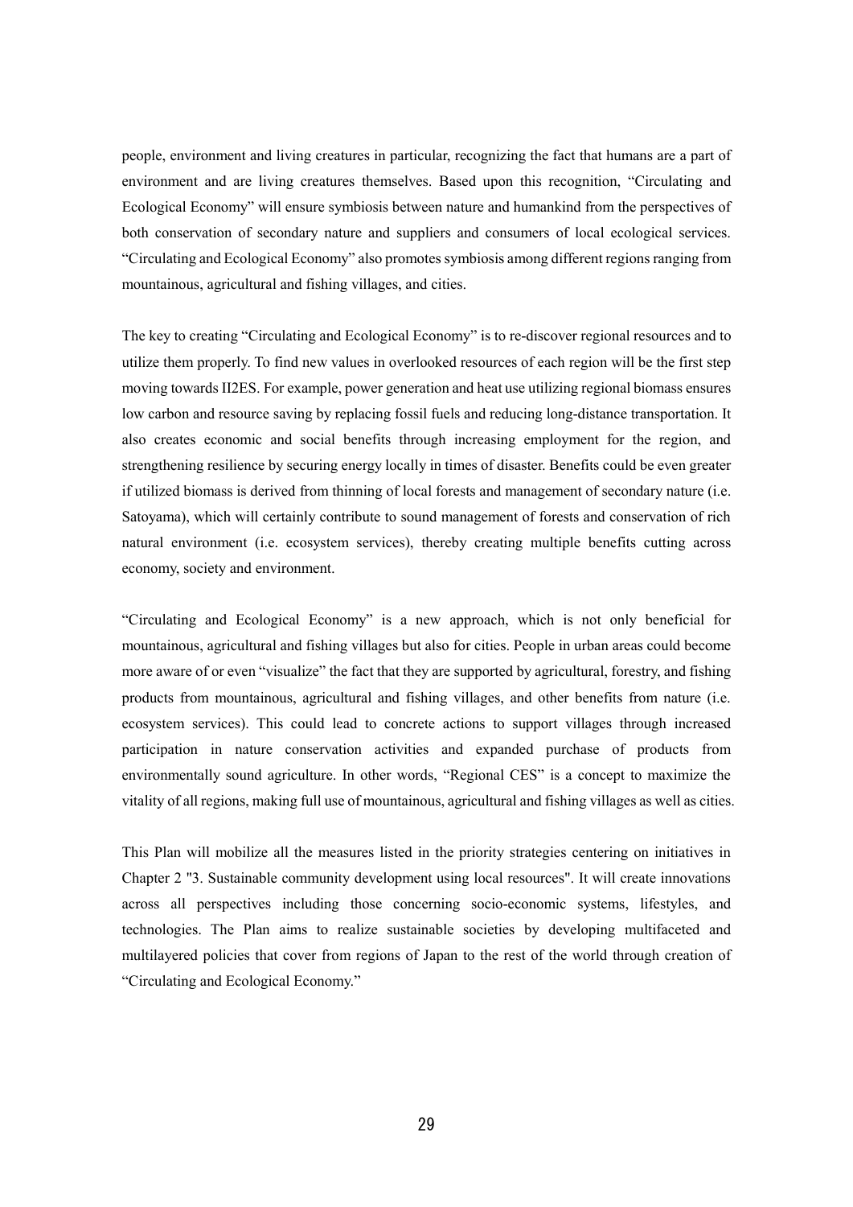people, environment and living creatures in particular, recognizing the fact that humans are a part of environment and are living creatures themselves. Based upon this recognition, “Circulating and Ecological Economy” will ensure symbiosis between nature and humankind from the perspectives of both conservation of secondary nature and suppliers and consumers of local ecological services. “Circulating and Ecological Economy” also promotes symbiosis among different regions ranging from mountainous, agricultural and fishing villages, and cities.

The key to creating “Circulating and Ecological Economy” is to re-discover regional resources and to utilize them properly. To find new values in overlooked resources of each region will be the first step moving towards II2ES. For example, power generation and heat use utilizing regional biomass ensures low carbon and resource saving by replacing fossil fuels and reducing long-distance transportation. It also creates economic and social benefits through increasing employment for the region, and strengthening resilience by securing energy locally in times of disaster. Benefits could be even greater if utilized biomass is derived from thinning of local forests and management of secondary nature (i.e. Satoyama), which will certainly contribute to sound management of forests and conservation of rich natural environment (i.e. ecosystem services), thereby creating multiple benefits cutting across economy, society and environment.

“Circulating and Ecological Economy” is a new approach, which is not only beneficial for mountainous, agricultural and fishing villages but also for cities. People in urban areas could become more aware of or even “visualize” the fact that they are supported by agricultural, forestry, and fishing products from mountainous, agricultural and fishing villages, and other benefits from nature (i.e. ecosystem services). This could lead to concrete actions to support villages through increased participation in nature conservation activities and expanded purchase of products from environmentally sound agriculture. In other words, “Regional CES” is a concept to maximize the vitality of all regions, making full use of mountainous, agricultural and fishing villages as well as cities.

This Plan will mobilize all the measures listed in the priority strategies centering on initiatives in Chapter 2 "3. Sustainable community development using local resources". It will create innovations across all perspectives including those concerning socio-economic systems, lifestyles, and technologies. The Plan aims to realize sustainable societies by developing multifaceted and multilayered policies that cover from regions of Japan to the rest of the world through creation of “Circulating and Ecological Economy.”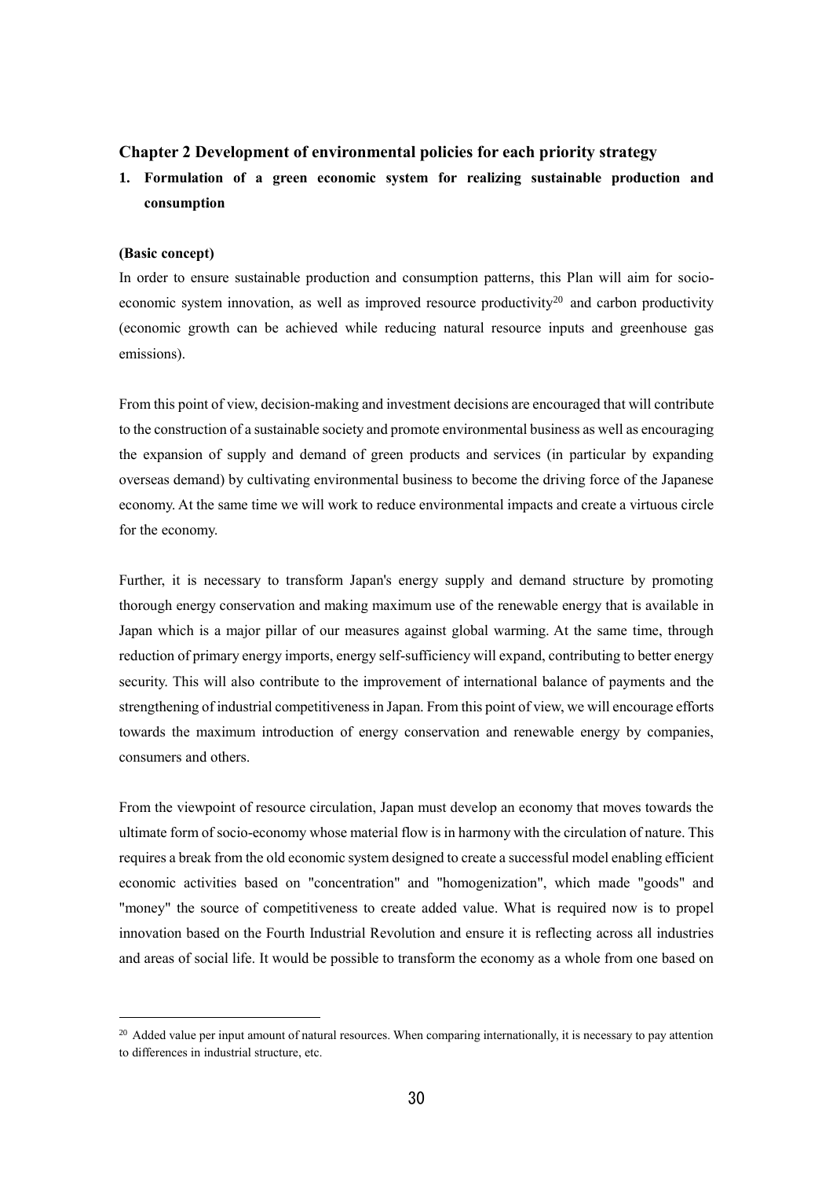## Chapter 2 Development of environmental policies for each priority strategy

### 1. Formulation of a green economic system for realizing sustainable production and consumption

**(Basic concept)**

In order to ensure sustainable production and consumption patterns, this Plan will aim for socio-economic system innovation, as well as improved resource productivity[20] and carbon productivity (economic growth can be achieved while reducing natural resource inputs and greenhouse gas emissions).

From this point of view, decision-making and investment decisions are encouraged that will contribute to the construction of a sustainable society and promote environmental business as well as encouraging the expansion of supply and demand of green products and services (in particular by expanding overseas demand) by cultivating environmental business to become the driving force of the Japanese economy. At the same time we will work to reduce environmental impacts and create a virtuous circle for the economy.

Further, it is necessary to transform Japan's energy supply and demand structure by promoting thorough energy conservation and making maximum use of the renewable energy that is available in Japan which is a major pillar of our measures against global warming. At the same time, through reduction of primary energy imports, energy self-sufficiency will expand, contributing to better energy security. This will also contribute to the improvement of international balance of payments and the strengthening of industrial competitiveness in Japan. From this point of view, we will encourage efforts towards the maximum introduction of energy conservation and renewable energy by companies, consumers and others.

From the viewpoint of resource circulation, Japan must develop an economy that moves towards the ultimate form of socio-economy whose material flow is in harmony with the circulation of nature. This requires a break from the old economic system designed to create a successful model enabling efficient economic activities based on "concentration" and "homogenization", which made "goods" and "money" the source of competitiveness to create added value. What is required now is to propel innovation based on the Fourth Industrial Revolution and ensure it is reflecting across all industries and areas of social life. It would be possible to transform the economy as a whole from one based on

---

[20] Added value per input amount of natural resources. When comparing internationally, it is necessary to pay attention to differences in industrial structure, etc.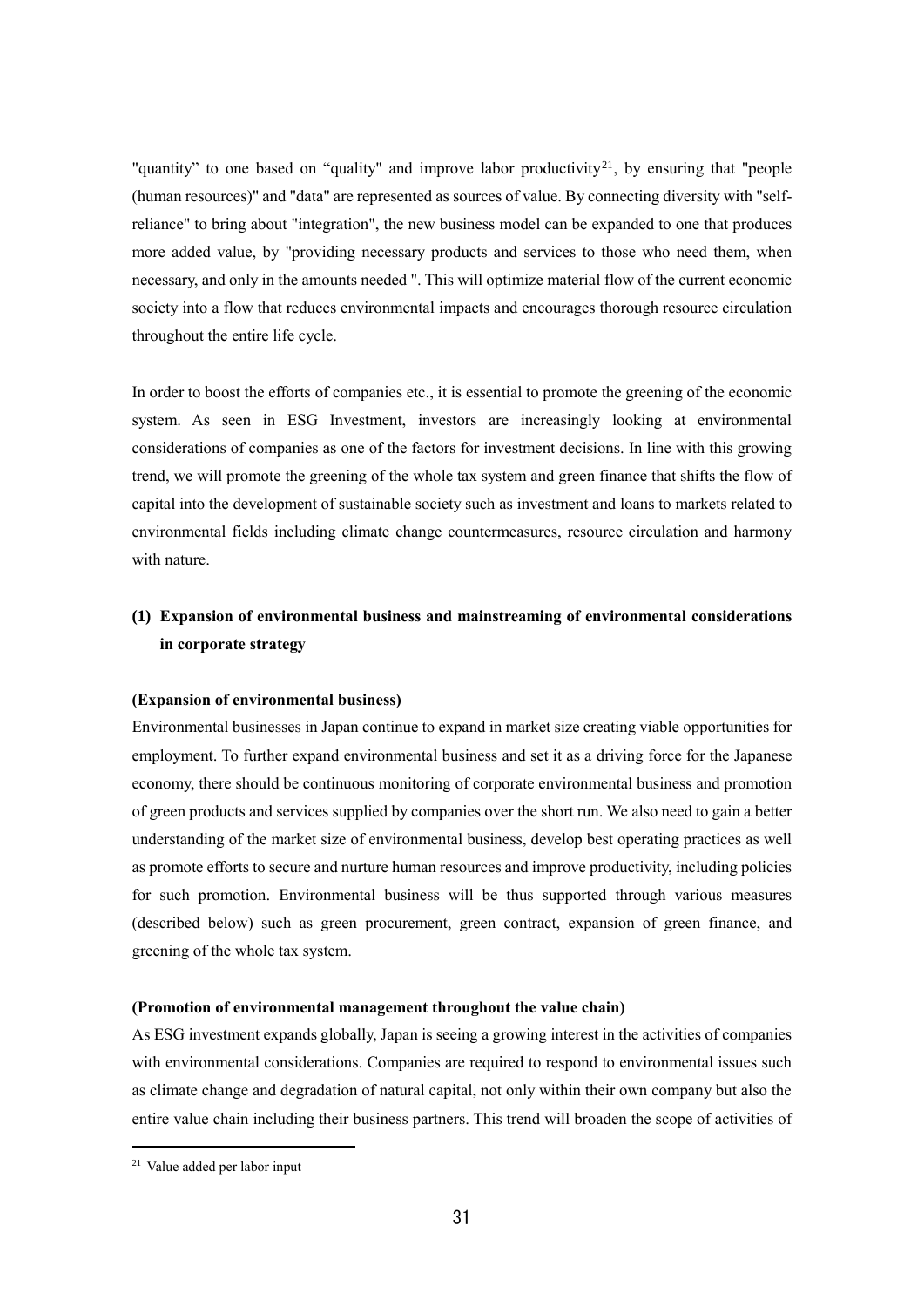"quantity" to one based on "quality" and improve labor productivity[21], by ensuring that "people (human resources)" and "data" are represented as sources of value. By connecting diversity with "self-reliance" to bring about "integration", the new business model can be expanded to one that produces more added value, by "providing necessary products and services to those who need them, when necessary, and only in the amounts needed ". This will optimize material flow of the current economic society into a flow that reduces environmental impacts and encourages thorough resource circulation throughout the entire life cycle.

In order to boost the efforts of companies etc., it is essential to promote the greening of the economic system. As seen in ESG Investment, investors are increasingly looking at environmental considerations of companies as one of the factors for investment decisions. In line with this growing trend, we will promote the greening of the whole tax system and green finance that shifts the flow of capital into the development of sustainable society such as investment and loans to markets related to environmental fields including climate change countermeasures, resource circulation and harmony with nature.

### (1) Expansion of environmental business and mainstreaming of environmental considerations in corporate strategy

**(Expansion of environmental business)**

Environmental businesses in Japan continue to expand in market size creating viable opportunities for employment. To further expand environmental business and set it as a driving force for the Japanese economy, there should be continuous monitoring of corporate environmental business and promotion of green products and services supplied by companies over the short run. We also need to gain a better understanding of the market size of environmental business, develop best operating practices as well as promote efforts to secure and nurture human resources and improve productivity, including policies for such promotion. Environmental business will be thus supported through various measures (described below) such as green procurement, green contract, expansion of green finance, and greening of the whole tax system.

**(Promotion of environmental management throughout the value chain)**

As ESG investment expands globally, Japan is seeing a growing interest in the activities of companies with environmental considerations. Companies are required to respond to environmental issues such as climate change and degradation of natural capital, not only within their own company but also the entire value chain including their business partners. This trend will broaden the scope of activities of

---

[21] Value added per labor input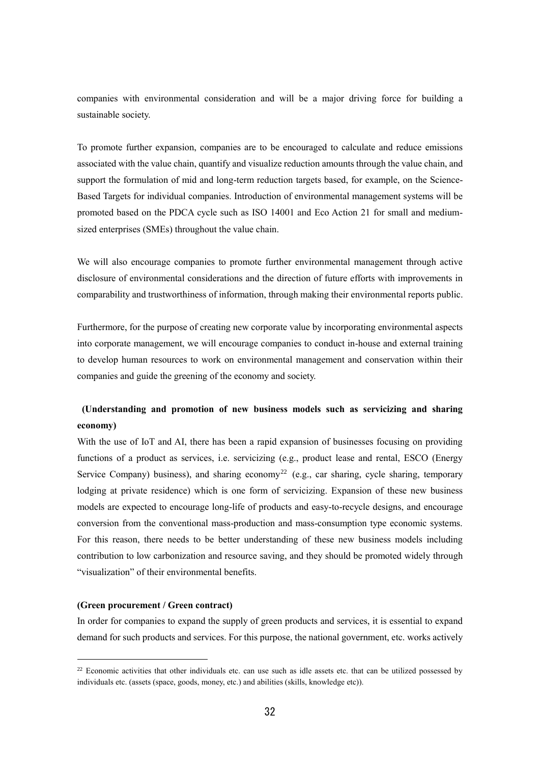companies with environmental consideration and will be a major driving force for building a sustainable society.

To promote further expansion, companies are to be encouraged to calculate and reduce emissions associated with the value chain, quantify and visualize reduction amounts through the value chain, and support the formulation of mid and long-term reduction targets based, for example, on the Science-Based Targets for individual companies. Introduction of environmental management systems will be promoted based on the PDCA cycle such as ISO 14001 and Eco Action 21 for small and medium-sized enterprises (SMEs) throughout the value chain.

We will also encourage companies to promote further environmental management through active disclosure of environmental considerations and the direction of future efforts with improvements in comparability and trustworthiness of information, through making their environmental reports public.

Furthermore, for the purpose of creating new corporate value by incorporating environmental aspects into corporate management, we will encourage companies to conduct in-house and external training to develop human resources to work on environmental management and conservation within their companies and guide the greening of the economy and society.

**(Understanding and promotion of new business models such as servicizing and sharing economy)**

With the use of IoT and AI, there has been a rapid expansion of businesses focusing on providing functions of a product as services, i.e. servicizing (e.g., product lease and rental, ESCO (Energy Service Company) business), and sharing economy[22] (e.g., car sharing, cycle sharing, temporary lodging at private residence) which is one form of servicizing. Expansion of these new business models are expected to encourage long-life of products and easy-to-recycle designs, and encourage conversion from the conventional mass-production and mass-consumption type economic systems. For this reason, there needs to be better understanding of these new business models including contribution to low carbonization and resource saving, and they should be promoted widely through "visualization" of their environmental benefits.

**(Green procurement / Green contract)**

In order for companies to expand the supply of green products and services, it is essential to expand demand for such products and services. For this purpose, the national government, etc. works actively

[22] Economic activities that other individuals etc. can use such as idle assets etc. that can be utilized possessed by individuals etc. (assets (space, goods, money, etc.) and abilities (skills, knowledge etc)).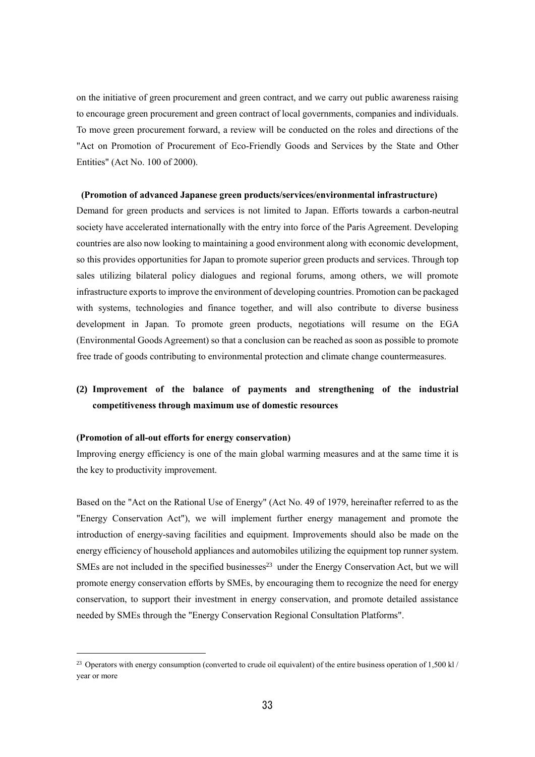on the initiative of green procurement and green contract, and we carry out public awareness raising to encourage green procurement and green contract of local governments, companies and individuals. To move green procurement forward, a review will be conducted on the roles and directions of the "Act on Promotion of Procurement of Eco-Friendly Goods and Services by the State and Other Entities" (Act No. 100 of 2000).

**(Promotion of advanced Japanese green products/services/environmental infrastructure)**

Demand for green products and services is not limited to Japan. Efforts towards a carbon-neutral society have accelerated internationally with the entry into force of the Paris Agreement. Developing countries are also now looking to maintaining a good environment along with economic development, so this provides opportunities for Japan to promote superior green products and services. Through top sales utilizing bilateral policy dialogues and regional forums, among others, we will promote infrastructure exports to improve the environment of developing countries. Promotion can be packaged with systems, technologies and finance together, and will also contribute to diverse business development in Japan. To promote green products, negotiations will resume on the EGA (Environmental Goods Agreement) so that a conclusion can be reached as soon as possible to promote free trade of goods contributing to environmental protection and climate change countermeasures.

### (2) Improvement of the balance of payments and strengthening of the industrial competitiveness through maximum use of domestic resources

**(Promotion of all-out efforts for energy conservation)**

Improving energy efficiency is one of the main global warming measures and at the same time it is the key to productivity improvement.

Based on the "Act on the Rational Use of Energy" (Act No. 49 of 1979, hereinafter referred to as the "Energy Conservation Act"), we will implement further energy management and promote the introduction of energy-saving facilities and equipment. Improvements should also be made on the energy efficiency of household appliances and automobiles utilizing the equipment top runner system. SMEs are not included in the specified businesses[23] under the Energy Conservation Act, but we will promote energy conservation efforts by SMEs, by encouraging them to recognize the need for energy conservation, to support their investment in energy conservation, and promote detailed assistance needed by SMEs through the "Energy Conservation Regional Consultation Platforms".

---

[23] Operators with energy consumption (converted to crude oil equivalent) of the entire business operation of 1,500 kl / year or more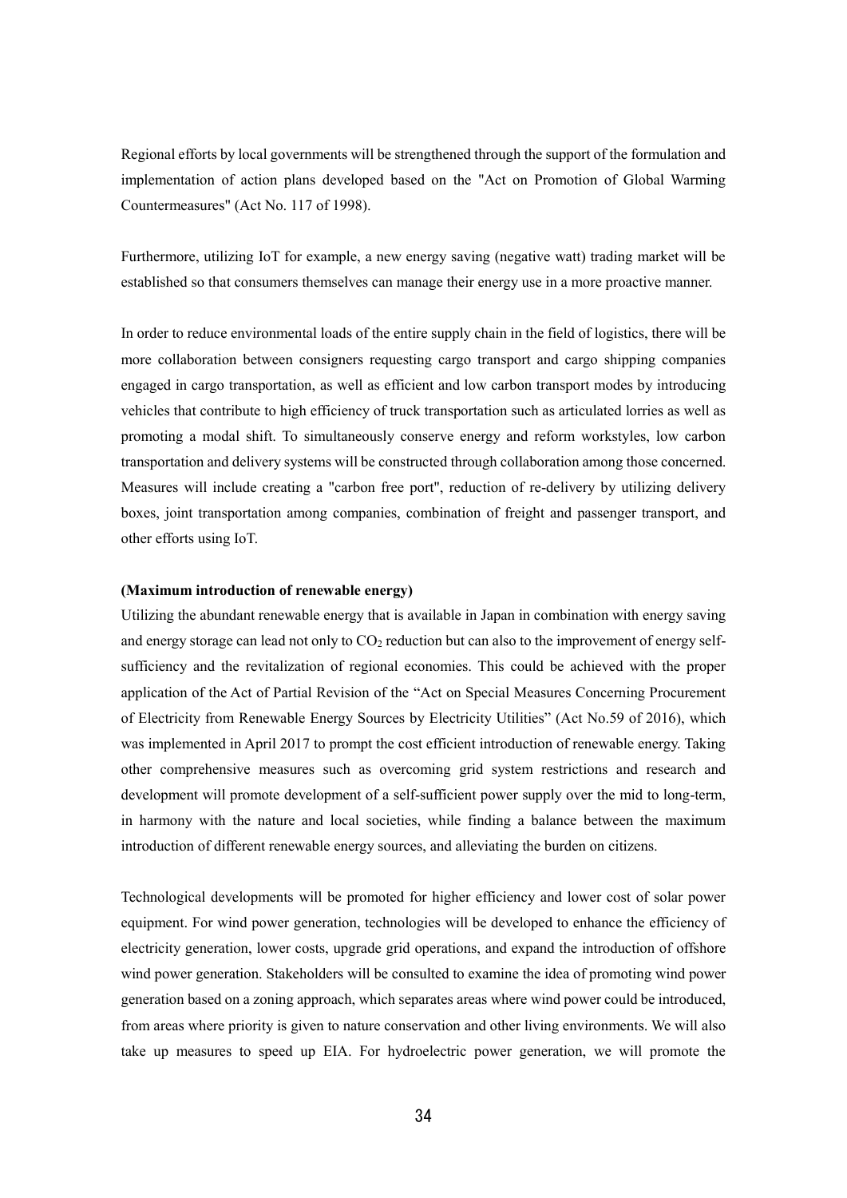Regional efforts by local governments will be strengthened through the support of the formulation and implementation of action plans developed based on the "Act on Promotion of Global Warming Countermeasures" (Act No. 117 of 1998).

Furthermore, utilizing IoT for example, a new energy saving (negative watt) trading market will be established so that consumers themselves can manage their energy use in a more proactive manner.

In order to reduce environmental loads of the entire supply chain in the field of logistics, there will be more collaboration between consigners requesting cargo transport and cargo shipping companies engaged in cargo transportation, as well as efficient and low carbon transport modes by introducing vehicles that contribute to high efficiency of truck transportation such as articulated lorries as well as promoting a modal shift. To simultaneously conserve energy and reform workstyles, low carbon transportation and delivery systems will be constructed through collaboration among those concerned. Measures will include creating a "carbon free port", reduction of re-delivery by utilizing delivery boxes, joint transportation among companies, combination of freight and passenger transport, and other efforts using IoT.

**(Maximum introduction of renewable energy)**

Utilizing the abundant renewable energy that is available in Japan in combination with energy saving and energy storage can lead not only to $CO_2$ reduction but can also to the improvement of energy self-sufficiency and the revitalization of regional economies. This could be achieved with the proper application of the Act of Partial Revision of the "Act on Special Measures Concerning Procurement of Electricity from Renewable Energy Sources by Electricity Utilities" (Act No.59 of 2016), which was implemented in April 2017 to prompt the cost efficient introduction of renewable energy. Taking other comprehensive measures such as overcoming grid system restrictions and research and development will promote development of a self-sufficient power supply over the mid to long-term, in harmony with the nature and local societies, while finding a balance between the maximum introduction of different renewable energy sources, and alleviating the burden on citizens.

Technological developments will be promoted for higher efficiency and lower cost of solar power equipment. For wind power generation, technologies will be developed to enhance the efficiency of electricity generation, lower costs, upgrade grid operations, and expand the introduction of offshore wind power generation. Stakeholders will be consulted to examine the idea of promoting wind power generation based on a zoning approach, which separates areas where wind power could be introduced, from areas where priority is given to nature conservation and other living environments. We will also take up measures to speed up EIA. For hydroelectric power generation, we will promote the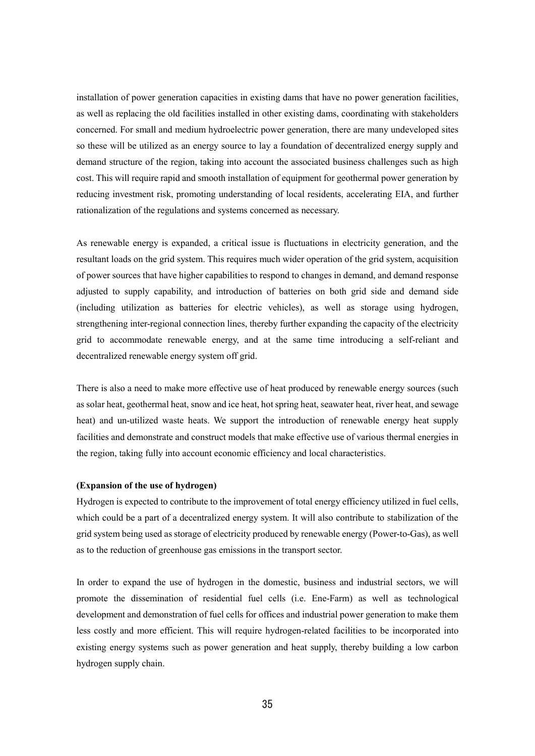installation of power generation capacities in existing dams that have no power generation facilities, as well as replacing the old facilities installed in other existing dams, coordinating with stakeholders concerned. For small and medium hydroelectric power generation, there are many undeveloped sites so these will be utilized as an energy source to lay a foundation of decentralized energy supply and demand structure of the region, taking into account the associated business challenges such as high cost. This will require rapid and smooth installation of equipment for geothermal power generation by reducing investment risk, promoting understanding of local residents, accelerating EIA, and further rationalization of the regulations and systems concerned as necessary.

As renewable energy is expanded, a critical issue is fluctuations in electricity generation, and the resultant loads on the grid system. This requires much wider operation of the grid system, acquisition of power sources that have higher capabilities to respond to changes in demand, and demand response adjusted to supply capability, and introduction of batteries on both grid side and demand side (including utilization as batteries for electric vehicles), as well as storage using hydrogen, strengthening inter-regional connection lines, thereby further expanding the capacity of the electricity grid to accommodate renewable energy, and at the same time introducing a self-reliant and decentralized renewable energy system off grid.

There is also a need to make more effective use of heat produced by renewable energy sources (such as solar heat, geothermal heat, snow and ice heat, hot spring heat, seawater heat, river heat, and sewage heat) and un-utilized waste heats. We support the introduction of renewable energy heat supply facilities and demonstrate and construct models that make effective use of various thermal energies in the region, taking fully into account economic efficiency and local characteristics.

**(Expansion of the use of hydrogen)**

Hydrogen is expected to contribute to the improvement of total energy efficiency utilized in fuel cells, which could be a part of a decentralized energy system. It will also contribute to stabilization of the grid system being used as storage of electricity produced by renewable energy (Power-to-Gas), as well as to the reduction of greenhouse gas emissions in the transport sector.

In order to expand the use of hydrogen in the domestic, business and industrial sectors, we will promote the dissemination of residential fuel cells (i.e. Ene-Farm) as well as technological development and demonstration of fuel cells for offices and industrial power generation to make them less costly and more efficient. This will require hydrogen-related facilities to be incorporated into existing energy systems such as power generation and heat supply, thereby building a low carbon hydrogen supply chain.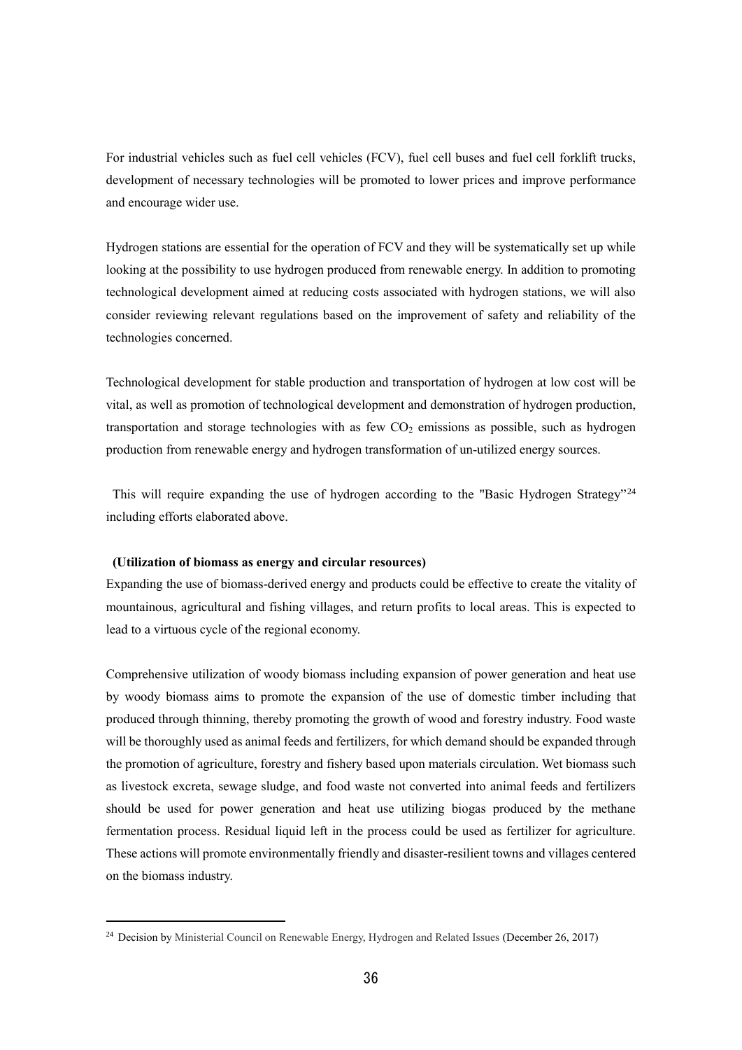For industrial vehicles such as fuel cell vehicles (FCV), fuel cell buses and fuel cell forklift trucks, development of necessary technologies will be promoted to lower prices and improve performance and encourage wider use.

Hydrogen stations are essential for the operation of FCV and they will be systematically set up while looking at the possibility to use hydrogen produced from renewable energy. In addition to promoting technological development aimed at reducing costs associated with hydrogen stations, we will also consider reviewing relevant regulations based on the improvement of safety and reliability of the technologies concerned.

Technological development for stable production and transportation of hydrogen at low cost will be vital, as well as promotion of technological development and demonstration of hydrogen production, transportation and storage technologies with as few $CO_2$ emissions as possible, such as hydrogen production from renewable energy and hydrogen transformation of un-utilized energy sources.

This will require expanding the use of hydrogen according to the "Basic Hydrogen Strategy"[24] including efforts elaborated above.

**(Utilization of biomass as energy and circular resources)**

Expanding the use of biomass-derived energy and products could be effective to create the vitality of mountainous, agricultural and fishing villages, and return profits to local areas. This is expected to lead to a virtuous cycle of the regional economy.

Comprehensive utilization of woody biomass including expansion of power generation and heat use by woody biomass aims to promote the expansion of the use of domestic timber including that produced through thinning, thereby promoting the growth of wood and forestry industry. Food waste will be thoroughly used as animal feeds and fertilizers, for which demand should be expanded through the promotion of agriculture, forestry and fishery based upon materials circulation. Wet biomass such as livestock excreta, sewage sludge, and food waste not converted into animal feeds and fertilizers should be used for power generation and heat use utilizing biogas produced by the methane fermentation process. Residual liquid left in the process could be used as fertilizer for agriculture. These actions will promote environmentally friendly and disaster-resilient towns and villages centered on the biomass industry.

---

[24] Decision by Ministerial Council on Renewable Energy, Hydrogen and Related Issues (December 26, 2017)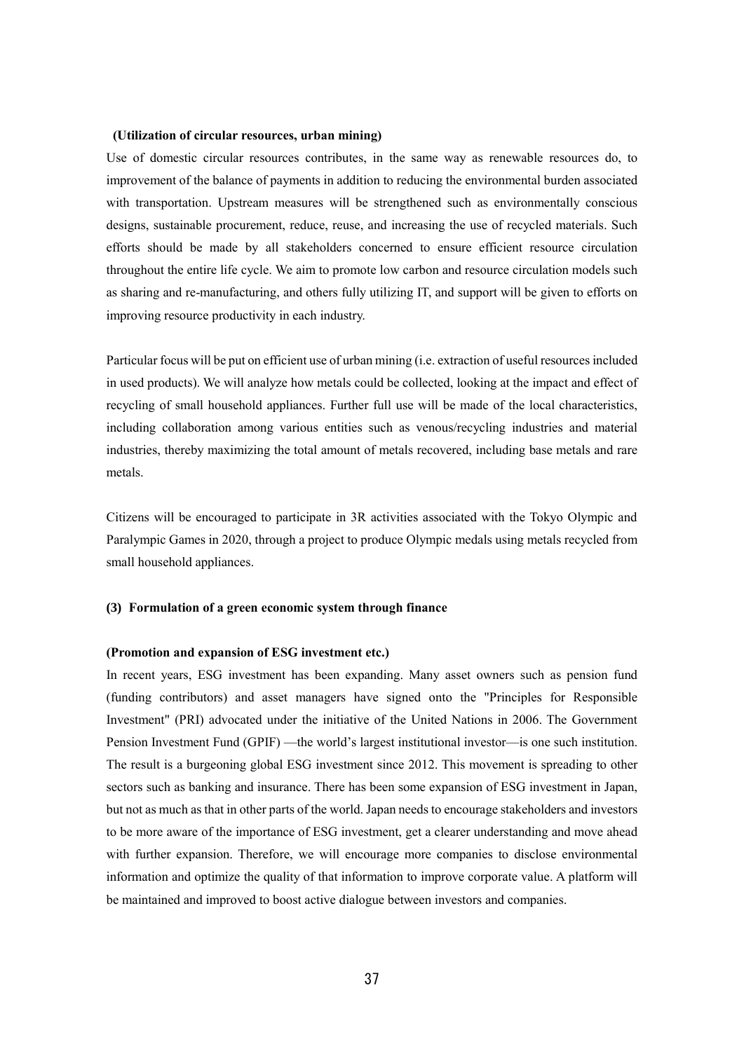**(Utilization of circular resources, urban mining)**

Use of domestic circular resources contributes, in the same way as renewable resources do, to improvement of the balance of payments in addition to reducing the environmental burden associated with transportation. Upstream measures will be strengthened such as environmentally conscious designs, sustainable procurement, reduce, reuse, and increasing the use of recycled materials. Such efforts should be made by all stakeholders concerned to ensure efficient resource circulation throughout the entire life cycle. We aim to promote low carbon and resource circulation models such as sharing and re-manufacturing, and others fully utilizing IT, and support will be given to efforts on improving resource productivity in each industry.

Particular focus will be put on efficient use of urban mining (i.e. extraction of useful resources included in used products). We will analyze how metals could be collected, looking at the impact and effect of recycling of small household appliances. Further full use will be made of the local characteristics, including collaboration among various entities such as venous/recycling industries and material industries, thereby maximizing the total amount of metals recovered, including base metals and rare metals.

Citizens will be encouraged to participate in 3R activities associated with the Tokyo Olympic and Paralympic Games in 2020, through a project to produce Olympic medals using metals recycled from small household appliances.

### (3) Formulation of a green economic system through finance

**(Promotion and expansion of ESG investment etc.)**

In recent years, ESG investment has been expanding. Many asset owners such as pension fund (funding contributors) and asset managers have signed onto the "Principles for Responsible Investment" (PRI) advocated under the initiative of the United Nations in 2006. The Government Pension Investment Fund (GPIF) —the world's largest institutional investor—is one such institution. The result is a burgeoning global ESG investment since 2012. This movement is spreading to other sectors such as banking and insurance. There has been some expansion of ESG investment in Japan, but not as much as that in other parts of the world. Japan needs to encourage stakeholders and investors to be more aware of the importance of ESG investment, get a clearer understanding and move ahead with further expansion. Therefore, we will encourage more companies to disclose environmental information and optimize the quality of that information to improve corporate value. A platform will be maintained and improved to boost active dialogue between investors and companies.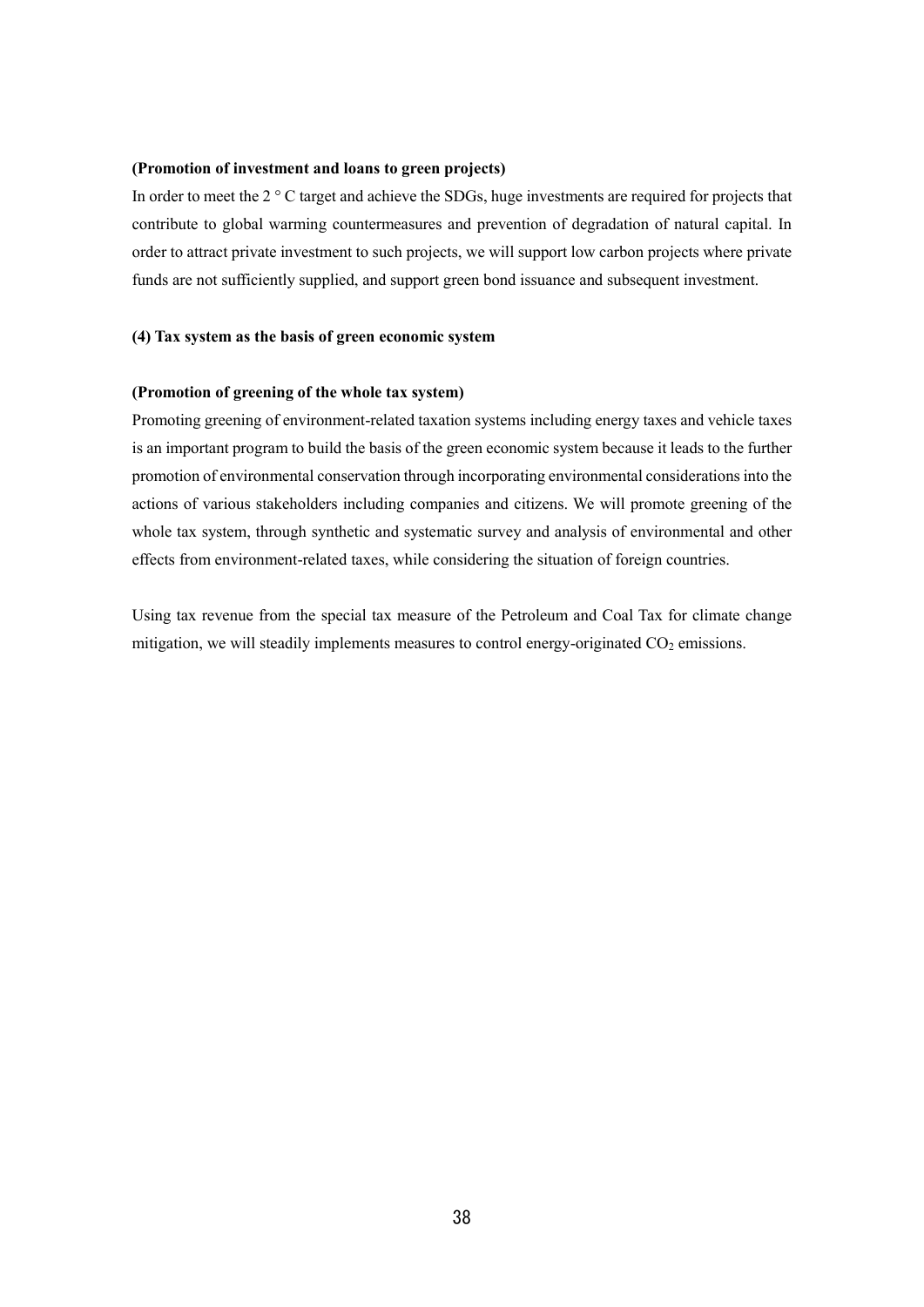**(Promotion of investment and loans to green projects)**

In order to meet the 2 ° C target and achieve the SDGs, huge investments are required for projects that contribute to global warming countermeasures and prevention of degradation of natural capital. In order to attract private investment to such projects, we will support low carbon projects where private funds are not sufficiently supplied, and support green bond issuance and subsequent investment.

**(4) Tax system as the basis of green economic system**

**(Promotion of greening of the whole tax system)**

Promoting greening of environment-related taxation systems including energy taxes and vehicle taxes is an important program to build the basis of the green economic system because it leads to the further promotion of environmental conservation through incorporating environmental considerations into the actions of various stakeholders including companies and citizens. We will promote greening of the whole tax system, through synthetic and systematic survey and analysis of environmental and other effects from environment-related taxes, while considering the situation of foreign countries.

Using tax revenue from the special tax measure of the Petroleum and Coal Tax for climate change mitigation, we will steadily implements measures to control energy-originated $CO_2$ emissions.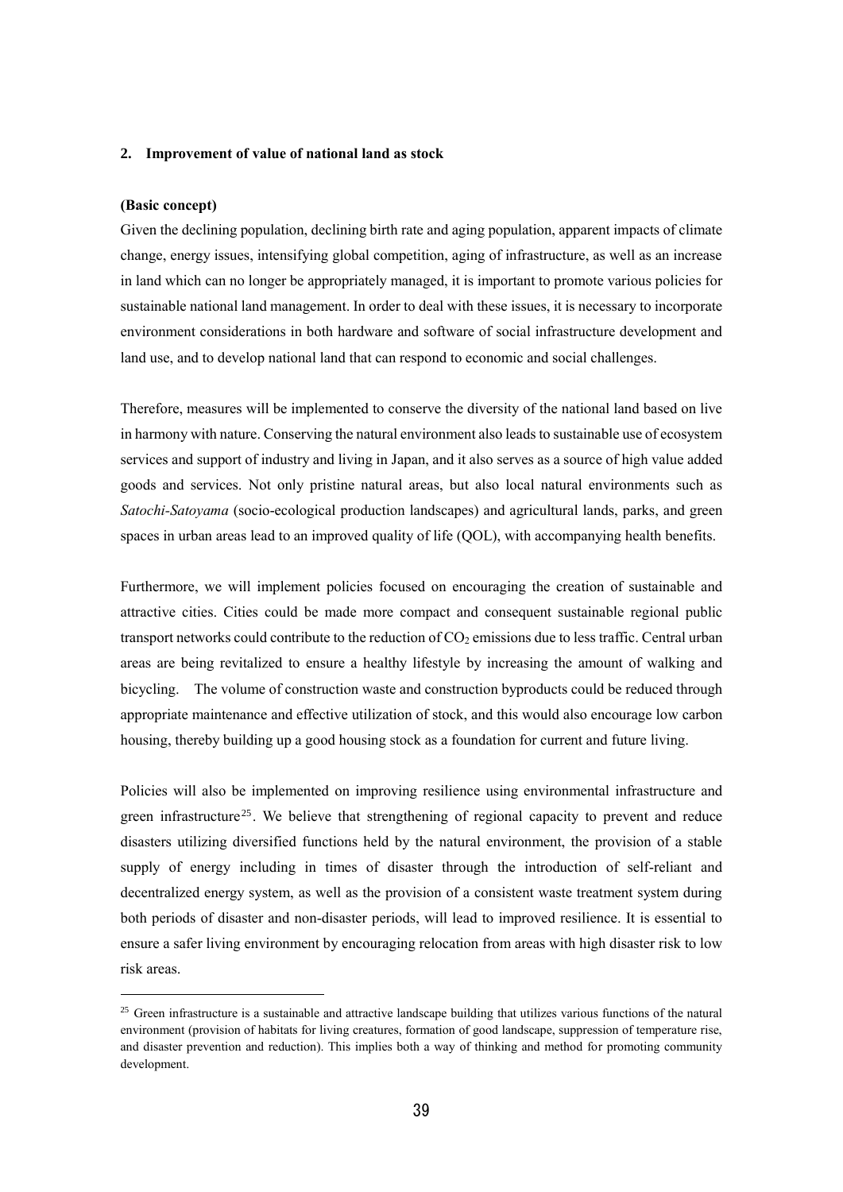## 2. Improvement of value of national land as stock

**(Basic concept)**

Given the declining population, declining birth rate and aging population, apparent impacts of climate change, energy issues, intensifying global competition, aging of infrastructure, as well as an increase in land which can no longer be appropriately managed, it is important to promote various policies for sustainable national land management. In order to deal with these issues, it is necessary to incorporate environment considerations in both hardware and software of social infrastructure development and land use, and to develop national land that can respond to economic and social challenges.

Therefore, measures will be implemented to conserve the diversity of the national land based on live in harmony with nature. Conserving the natural environment also leads to sustainable use of ecosystem services and support of industry and living in Japan, and it also serves as a source of high value added goods and services. Not only pristine natural areas, but also local natural environments such as *Satochi-Satoyama* (socio-ecological production landscapes) and agricultural lands, parks, and green spaces in urban areas lead to an improved quality of life (QOL), with accompanying health benefits.

Furthermore, we will implement policies focused on encouraging the creation of sustainable and attractive cities. Cities could be made more compact and consequent sustainable regional public transport networks could contribute to the reduction of $CO_2$ emissions due to less traffic. Central urban areas are being revitalized to ensure a healthy lifestyle by increasing the amount of walking and bicycling. The volume of construction waste and construction byproducts could be reduced through appropriate maintenance and effective utilization of stock, and this would also encourage low carbon housing, thereby building up a good housing stock as a foundation for current and future living.

Policies will also be implemented on improving resilience using environmental infrastructure and green infrastructure[25]. We believe that strengthening of regional capacity to prevent and reduce disasters utilizing diversified functions held by the natural environment, the provision of a stable supply of energy including in times of disaster through the introduction of self-reliant and decentralized energy system, as well as the provision of a consistent waste treatment system during both periods of disaster and non-disaster periods, will lead to improved resilience. It is essential to ensure a safer living environment by encouraging relocation from areas with high disaster risk to low risk areas.

---

[25] Green infrastructure is a sustainable and attractive landscape building that utilizes various functions of the natural environment (provision of habitats for living creatures, formation of good landscape, suppression of temperature rise, and disaster prevention and reduction). This implies both a way of thinking and method for promoting community development.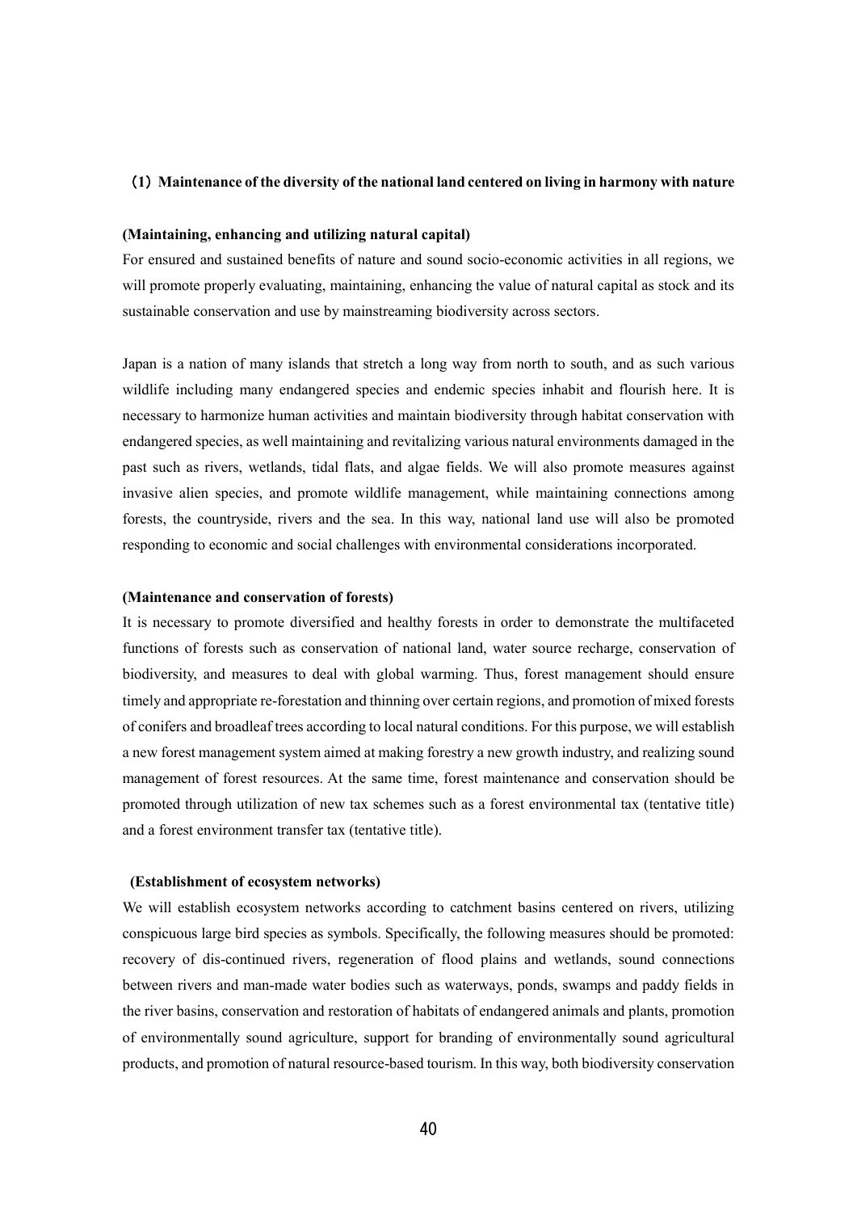### （1）Maintenance of the diversity of the national land centered on living in harmony with nature

**(Maintaining, enhancing and utilizing natural capital)**

For ensured and sustained benefits of nature and sound socio-economic activities in all regions, we will promote properly evaluating, maintaining, enhancing the value of natural capital as stock and its sustainable conservation and use by mainstreaming biodiversity across sectors.

Japan is a nation of many islands that stretch a long way from north to south, and as such various wildlife including many endangered species and endemic species inhabit and flourish here. It is necessary to harmonize human activities and maintain biodiversity through habitat conservation with endangered species, as well maintaining and revitalizing various natural environments damaged in the past such as rivers, wetlands, tidal flats, and algae fields. We will also promote measures against invasive alien species, and promote wildlife management, while maintaining connections among forests, the countryside, rivers and the sea. In this way, national land use will also be promoted responding to economic and social challenges with environmental considerations incorporated.

**(Maintenance and conservation of forests)**

It is necessary to promote diversified and healthy forests in order to demonstrate the multifaceted functions of forests such as conservation of national land, water source recharge, conservation of biodiversity, and measures to deal with global warming. Thus, forest management should ensure timely and appropriate re-forestation and thinning over certain regions, and promotion of mixed forests of conifers and broadleaf trees according to local natural conditions. For this purpose, we will establish a new forest management system aimed at making forestry a new growth industry, and realizing sound management of forest resources. At the same time, forest maintenance and conservation should be promoted through utilization of new tax schemes such as a forest environmental tax (tentative title) and a forest environment transfer tax (tentative title).

**(Establishment of ecosystem networks)**

We will establish ecosystem networks according to catchment basins centered on rivers, utilizing conspicuous large bird species as symbols. Specifically, the following measures should be promoted: recovery of dis-continued rivers, regeneration of flood plains and wetlands, sound connections between rivers and man-made water bodies such as waterways, ponds, swamps and paddy fields in the river basins, conservation and restoration of habitats of endangered animals and plants, promotion of environmentally sound agriculture, support for branding of environmentally sound agricultural products, and promotion of natural resource-based tourism. In this way, both biodiversity conservation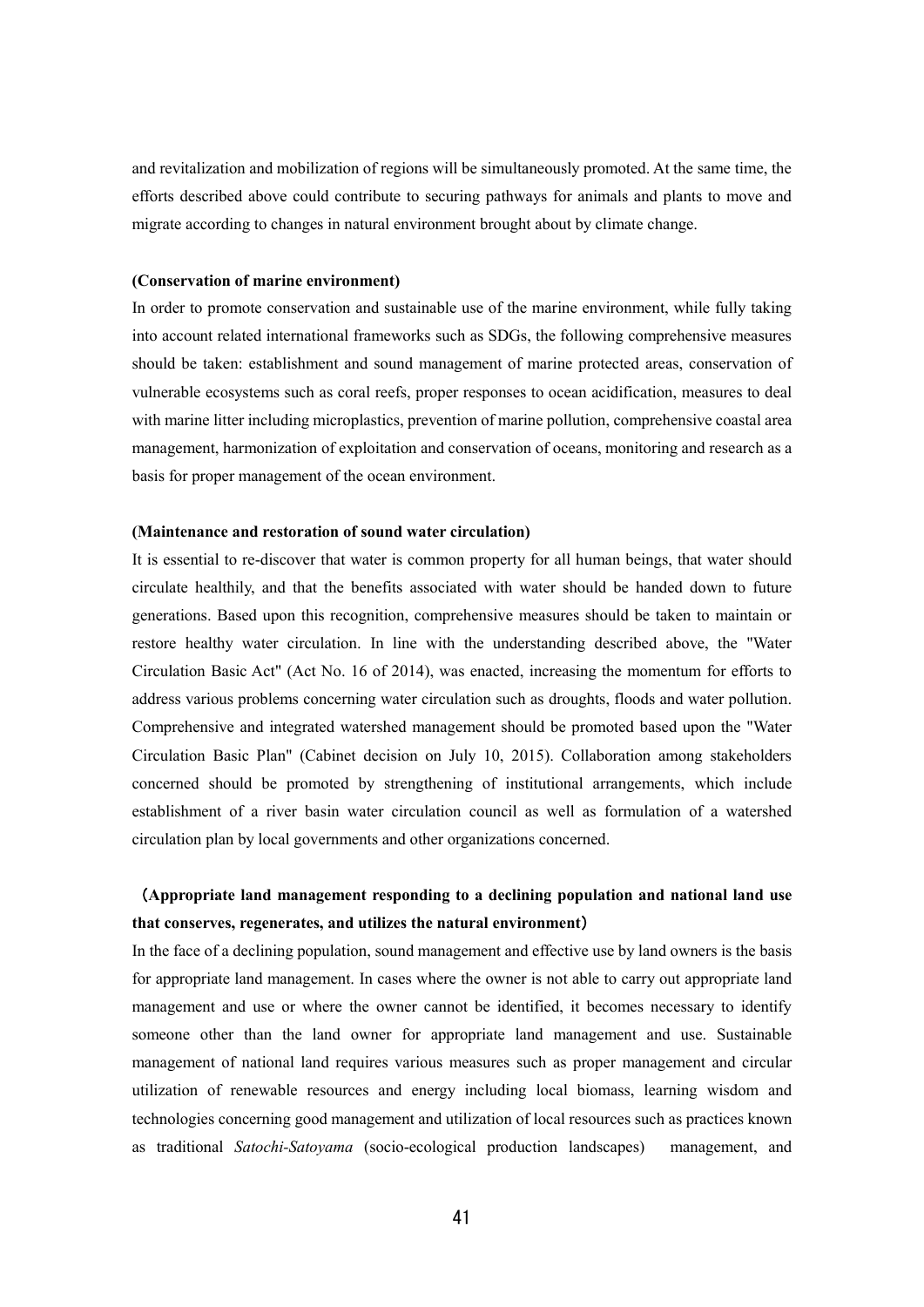and revitalization and mobilization of regions will be simultaneously promoted. At the same time, the efforts described above could contribute to securing pathways for animals and plants to move and migrate according to changes in natural environment brought about by climate change.

**(Conservation of marine environment)**

In order to promote conservation and sustainable use of the marine environment, while fully taking into account related international frameworks such as SDGs, the following comprehensive measures should be taken: establishment and sound management of marine protected areas, conservation of vulnerable ecosystems such as coral reefs, proper responses to ocean acidification, measures to deal with marine litter including microplastics, prevention of marine pollution, comprehensive coastal area management, harmonization of exploitation and conservation of oceans, monitoring and research as a basis for proper management of the ocean environment.

**(Maintenance and restoration of sound water circulation)**

It is essential to re-discover that water is common property for all human beings, that water should circulate healthily, and that the benefits associated with water should be handed down to future generations. Based upon this recognition, comprehensive measures should be taken to maintain or restore healthy water circulation. In line with the understanding described above, the "Water Circulation Basic Act" (Act No. 16 of 2014), was enacted, increasing the momentum for efforts to address various problems concerning water circulation such as droughts, floods and water pollution. Comprehensive and integrated watershed management should be promoted based upon the "Water Circulation Basic Plan" (Cabinet decision on July 10, 2015). Collaboration among stakeholders concerned should be promoted by strengthening of institutional arrangements, which include establishment of a river basin water circulation council as well as formulation of a watershed circulation plan by local governments and other organizations concerned.

**（Appropriate land management responding to a declining population and national land use that conserves, regenerates, and utilizes the natural environment）**

In the face of a declining population, sound management and effective use by land owners is the basis for appropriate land management. In cases where the owner is not able to carry out appropriate land management and use or where the owner cannot be identified, it becomes necessary to identify someone other than the land owner for appropriate land management and use. Sustainable management of national land requires various measures such as proper management and circular utilization of renewable resources and energy including local biomass, learning wisdom and technologies concerning good management and utilization of local resources such as practices known as traditional *Satochi-Satoyama* (socio-ecological production landscapes) management, and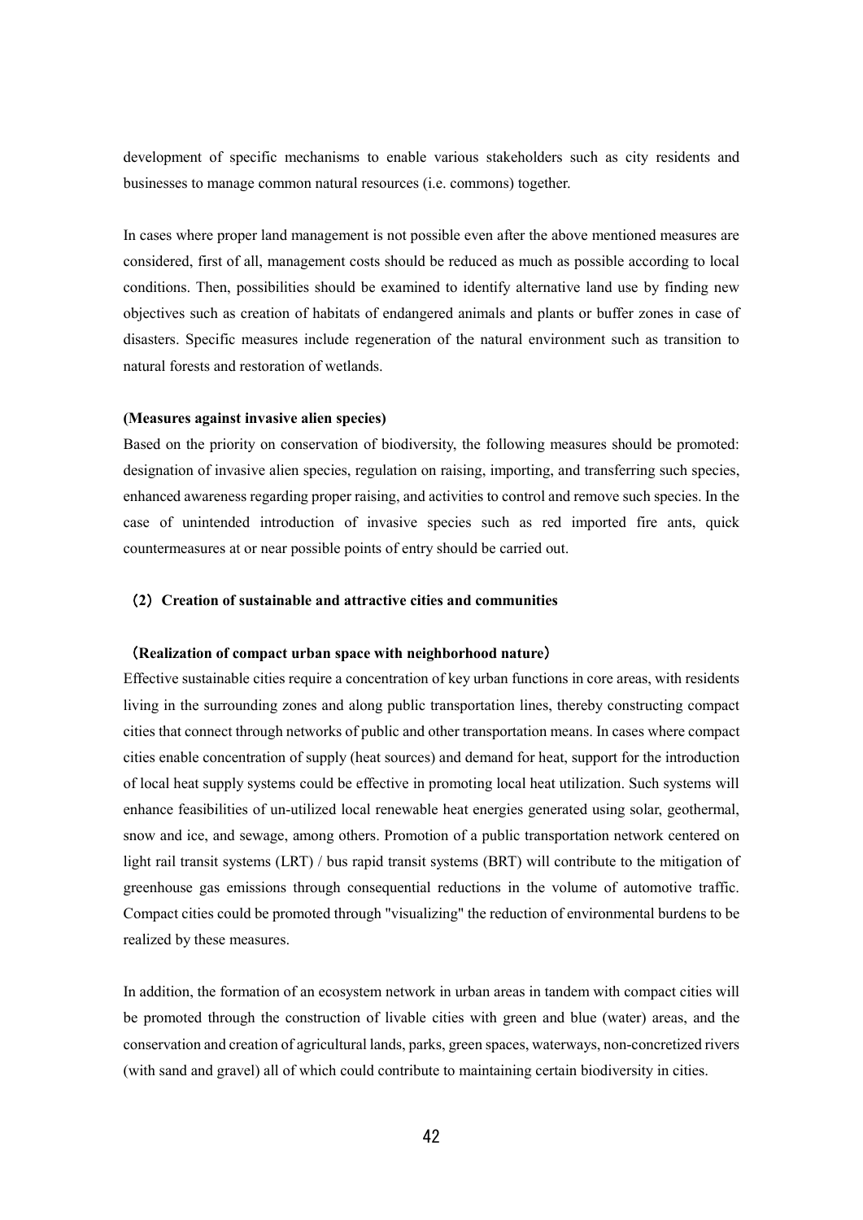development of specific mechanisms to enable various stakeholders such as city residents and businesses to manage common natural resources (i.e. commons) together.

In cases where proper land management is not possible even after the above mentioned measures are considered, first of all, management costs should be reduced as much as possible according to local conditions. Then, possibilities should be examined to identify alternative land use by finding new objectives such as creation of habitats of endangered animals and plants or buffer zones in case of disasters. Specific measures include regeneration of the natural environment such as transition to natural forests and restoration of wetlands.

**(Measures against invasive alien species)**

Based on the priority on conservation of biodiversity, the following measures should be promoted: designation of invasive alien species, regulation on raising, importing, and transferring such species, enhanced awareness regarding proper raising, and activities to control and remove such species. In the case of unintended introduction of invasive species such as red imported fire ants, quick countermeasures at or near possible points of entry should be carried out.

### （2）Creation of sustainable and attractive cities and communities

**（Realization of compact urban space with neighborhood nature）**

Effective sustainable cities require a concentration of key urban functions in core areas, with residents living in the surrounding zones and along public transportation lines, thereby constructing compact cities that connect through networks of public and other transportation means. In cases where compact cities enable concentration of supply (heat sources) and demand for heat, support for the introduction of local heat supply systems could be effective in promoting local heat utilization. Such systems will enhance feasibilities of un-utilized local renewable heat energies generated using solar, geothermal, snow and ice, and sewage, among others. Promotion of a public transportation network centered on light rail transit systems (LRT) / bus rapid transit systems (BRT) will contribute to the mitigation of greenhouse gas emissions through consequential reductions in the volume of automotive traffic. Compact cities could be promoted through "visualizing" the reduction of environmental burdens to be realized by these measures.

In addition, the formation of an ecosystem network in urban areas in tandem with compact cities will be promoted through the construction of livable cities with green and blue (water) areas, and the conservation and creation of agricultural lands, parks, green spaces, waterways, non-concretized rivers (with sand and gravel) all of which could contribute to maintaining certain biodiversity in cities.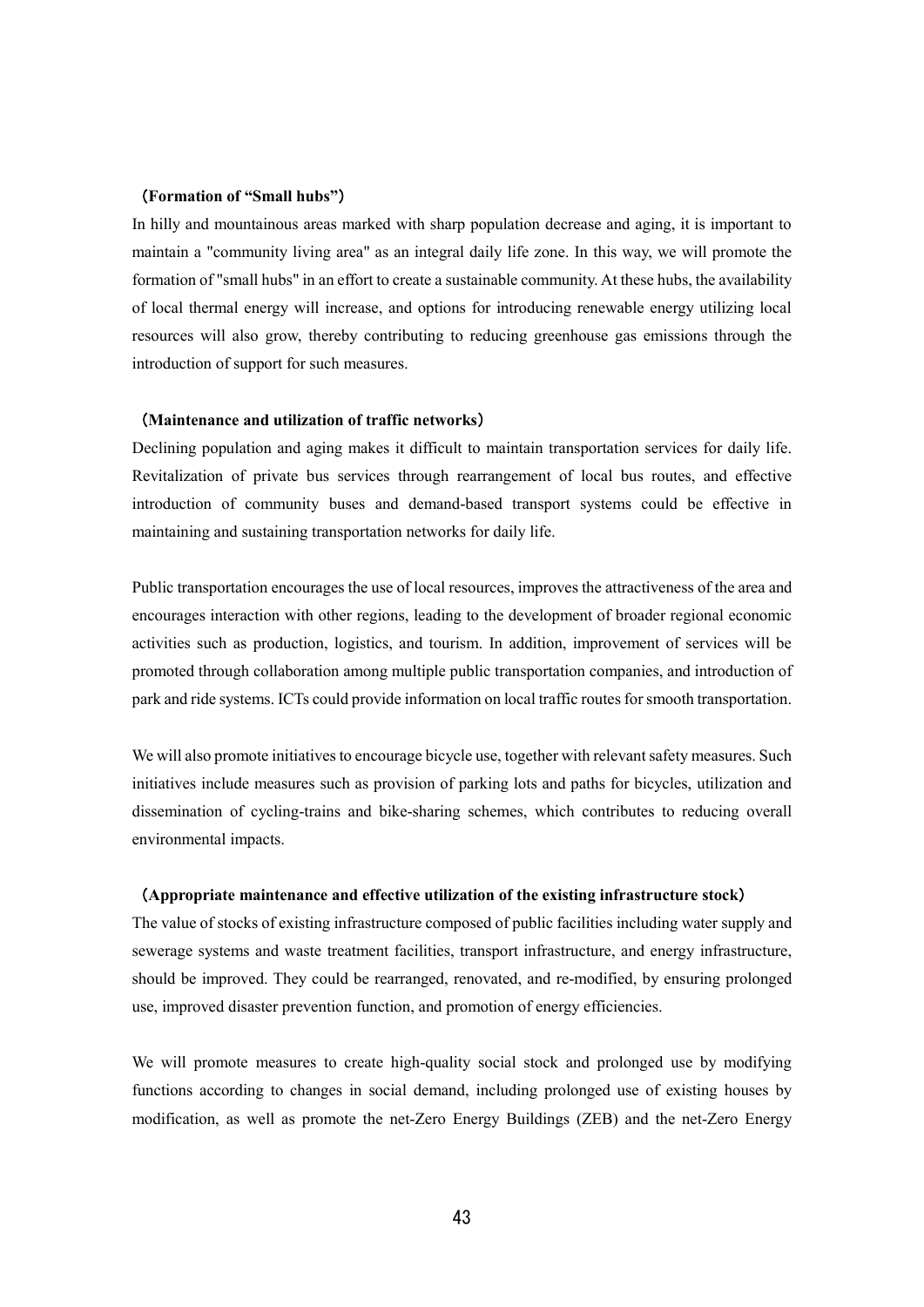**（Formation of “Small hubs”）**

In hilly and mountainous areas marked with sharp population decrease and aging, it is important to maintain a "community living area" as an integral daily life zone. In this way, we will promote the formation of "small hubs" in an effort to create a sustainable community. At these hubs, the availability of local thermal energy will increase, and options for introducing renewable energy utilizing local resources will also grow, thereby contributing to reducing greenhouse gas emissions through the introduction of support for such measures.

**（Maintenance and utilization of traffic networks）**

Declining population and aging makes it difficult to maintain transportation services for daily life. Revitalization of private bus services through rearrangement of local bus routes, and effective introduction of community buses and demand-based transport systems could be effective in maintaining and sustaining transportation networks for daily life.

Public transportation encourages the use of local resources, improves the attractiveness of the area and encourages interaction with other regions, leading to the development of broader regional economic activities such as production, logistics, and tourism. In addition, improvement of services will be promoted through collaboration among multiple public transportation companies, and introduction of park and ride systems. ICTs could provide information on local traffic routes for smooth transportation.

We will also promote initiatives to encourage bicycle use, together with relevant safety measures. Such initiatives include measures such as provision of parking lots and paths for bicycles, utilization and dissemination of cycling-trains and bike-sharing schemes, which contributes to reducing overall environmental impacts.

**（Appropriate maintenance and effective utilization of the existing infrastructure stock）**

The value of stocks of existing infrastructure composed of public facilities including water supply and sewerage systems and waste treatment facilities, transport infrastructure, and energy infrastructure, should be improved. They could be rearranged, renovated, and re-modified, by ensuring prolonged use, improved disaster prevention function, and promotion of energy efficiencies.

We will promote measures to create high-quality social stock and prolonged use by modifying functions according to changes in social demand, including prolonged use of existing houses by modification, as well as promote the net-Zero Energy Buildings (ZEB) and the net-Zero Energy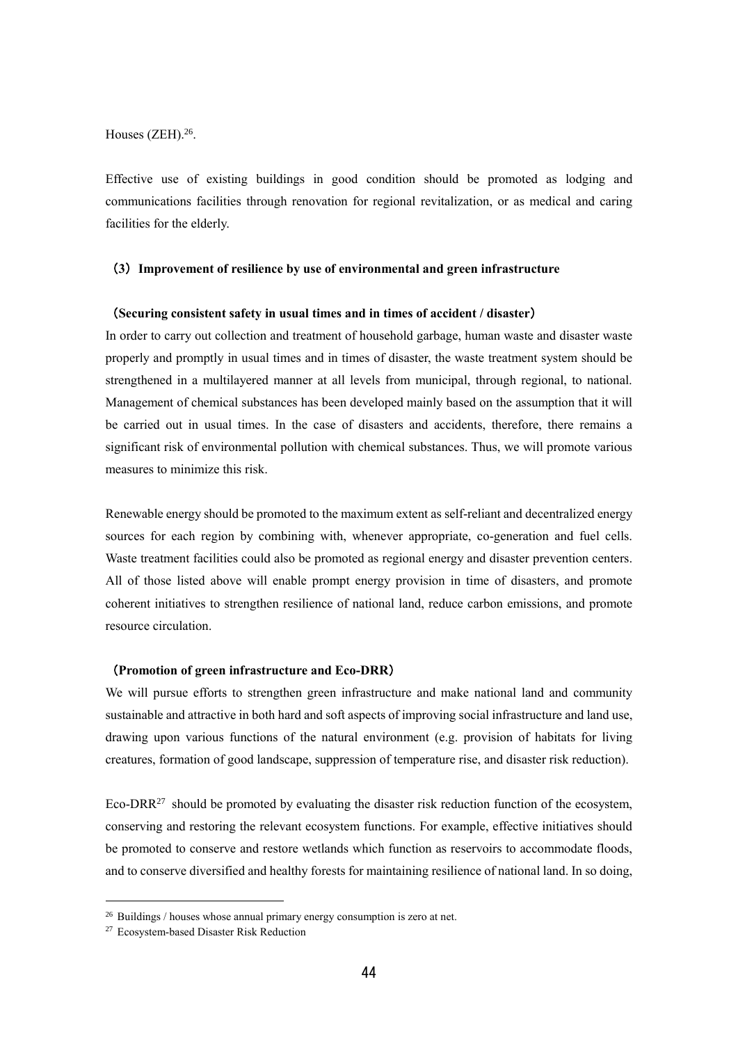Houses (ZEH).[26].

Effective use of existing buildings in good condition should be promoted as lodging and communications facilities through renovation for regional revitalization, or as medical and caring facilities for the elderly.

### （3）Improvement of resilience by use of environmental and green infrastructure

**（Securing consistent safety in usual times and in times of accident / disaster）**

In order to carry out collection and treatment of household garbage, human waste and disaster waste properly and promptly in usual times and in times of disaster, the waste treatment system should be strengthened in a multilayered manner at all levels from municipal, through regional, to national. Management of chemical substances has been developed mainly based on the assumption that it will be carried out in usual times. In the case of disasters and accidents, therefore, there remains a significant risk of environmental pollution with chemical substances. Thus, we will promote various measures to minimize this risk.

Renewable energy should be promoted to the maximum extent as self-reliant and decentralized energy sources for each region by combining with, whenever appropriate, co-generation and fuel cells. Waste treatment facilities could also be promoted as regional energy and disaster prevention centers. All of those listed above will enable prompt energy provision in time of disasters, and promote coherent initiatives to strengthen resilience of national land, reduce carbon emissions, and promote resource circulation.

**（Promotion of green infrastructure and Eco-DRR）**

We will pursue efforts to strengthen green infrastructure and make national land and community sustainable and attractive in both hard and soft aspects of improving social infrastructure and land use, drawing upon various functions of the natural environment (e.g. provision of habitats for living creatures, formation of good landscape, suppression of temperature rise, and disaster risk reduction).

Eco-DRR[27] should be promoted by evaluating the disaster risk reduction function of the ecosystem, conserving and restoring the relevant ecosystem functions. For example, effective initiatives should be promoted to conserve and restore wetlands which function as reservoirs to accommodate floods, and to conserve diversified and healthy forests for maintaining resilience of national land. In so doing,

---

[26] Buildings / houses whose annual primary energy consumption is zero at net.

[27] Ecosystem-based Disaster Risk Reduction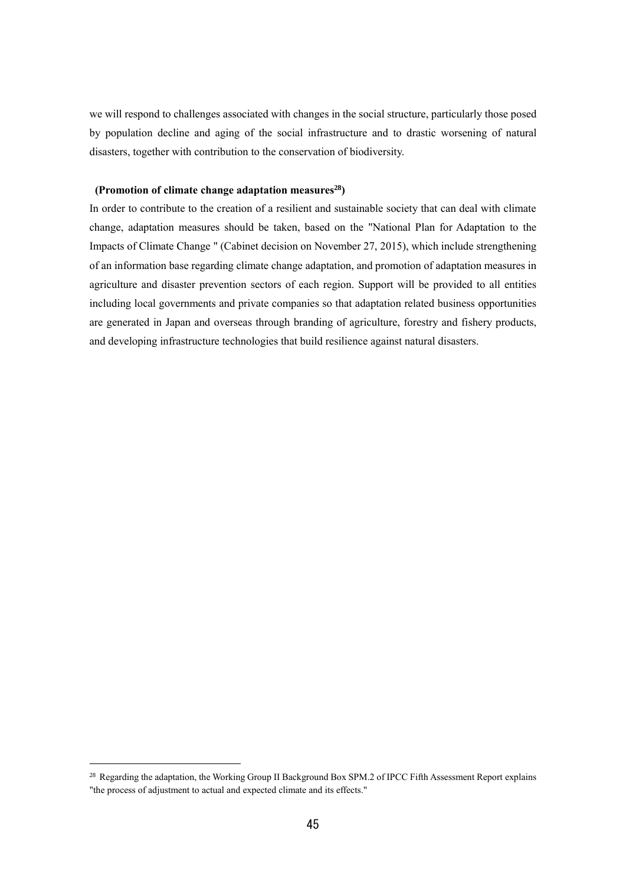we will respond to challenges associated with changes in the social structure, particularly those posed by population decline and aging of the social infrastructure and to drastic worsening of natural disasters, together with contribution to the conservation of biodiversity.

**(Promotion of climate change adaptation measures[28])**

In order to contribute to the creation of a resilient and sustainable society that can deal with climate change, adaptation measures should be taken, based on the "National Plan for Adaptation to the Impacts of Climate Change " (Cabinet decision on November 27, 2015), which include strengthening of an information base regarding climate change adaptation, and promotion of adaptation measures in agriculture and disaster prevention sectors of each region. Support will be provided to all entities including local governments and private companies so that adaptation related business opportunities are generated in Japan and overseas through branding of agriculture, forestry and fishery products, and developing infrastructure technologies that build resilience against natural disasters.

---

[28] Regarding the adaptation, the Working Group II Background Box SPM.2 of IPCC Fifth Assessment Report explains "the process of adjustment to actual and expected climate and its effects."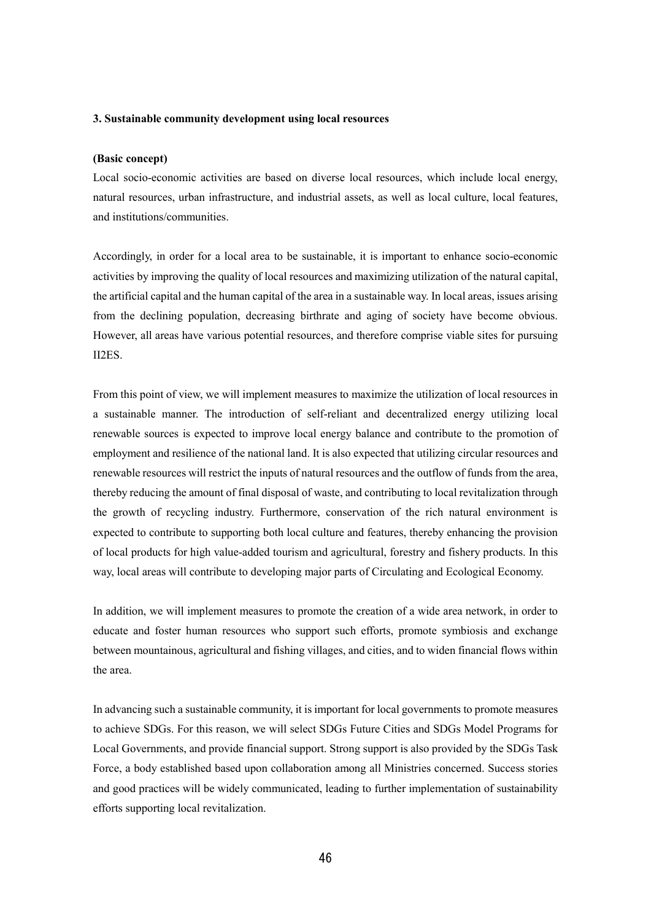### 3. Sustainable community development using local resources

**(Basic concept)**

Local socio-economic activities are based on diverse local resources, which include local energy, natural resources, urban infrastructure, and industrial assets, as well as local culture, local features, and institutions/communities.

Accordingly, in order for a local area to be sustainable, it is important to enhance socio-economic activities by improving the quality of local resources and maximizing utilization of the natural capital, the artificial capital and the human capital of the area in a sustainable way. In local areas, issues arising from the declining population, decreasing birthrate and aging of society have become obvious. However, all areas have various potential resources, and therefore comprise viable sites for pursuing II2ES.

From this point of view, we will implement measures to maximize the utilization of local resources in a sustainable manner. The introduction of self-reliant and decentralized energy utilizing local renewable sources is expected to improve local energy balance and contribute to the promotion of employment and resilience of the national land. It is also expected that utilizing circular resources and renewable resources will restrict the inputs of natural resources and the outflow of funds from the area, thereby reducing the amount of final disposal of waste, and contributing to local revitalization through the growth of recycling industry. Furthermore, conservation of the rich natural environment is expected to contribute to supporting both local culture and features, thereby enhancing the provision of local products for high value-added tourism and agricultural, forestry and fishery products. In this way, local areas will contribute to developing major parts of Circulating and Ecological Economy.

In addition, we will implement measures to promote the creation of a wide area network, in order to educate and foster human resources who support such efforts, promote symbiosis and exchange between mountainous, agricultural and fishing villages, and cities, and to widen financial flows within the area.

In advancing such a sustainable community, it is important for local governments to promote measures to achieve SDGs. For this reason, we will select SDGs Future Cities and SDGs Model Programs for Local Governments, and provide financial support. Strong support is also provided by the SDGs Task Force, a body established based upon collaboration among all Ministries concerned. Success stories and good practices will be widely communicated, leading to further implementation of sustainability efforts supporting local revitalization.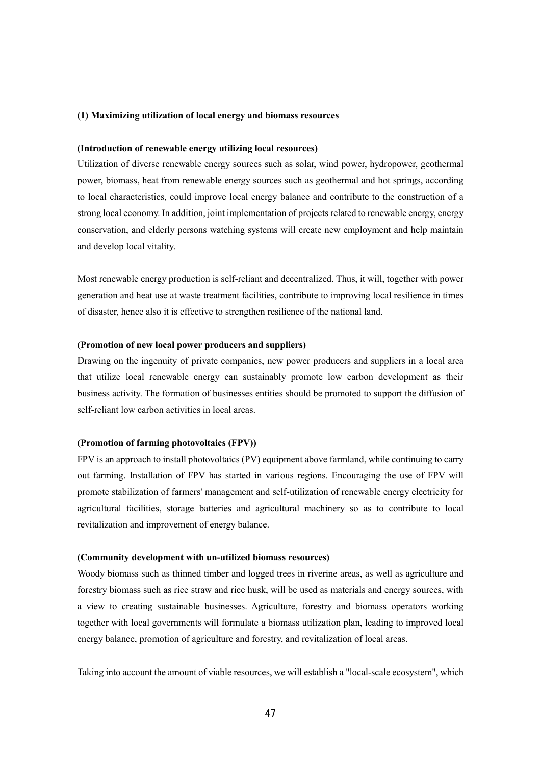### (1) Maximizing utilization of local energy and biomass resources

#### (Introduction of renewable energy utilizing local resources)

Utilization of diverse renewable energy sources such as solar, wind power, hydropower, geothermal power, biomass, heat from renewable energy sources such as geothermal and hot springs, according to local characteristics, could improve local energy balance and contribute to the construction of a strong local economy. In addition, joint implementation of projects related to renewable energy, energy conservation, and elderly persons watching systems will create new employment and help maintain and develop local vitality.

Most renewable energy production is self-reliant and decentralized. Thus, it will, together with power generation and heat use at waste treatment facilities, contribute to improving local resilience in times of disaster, hence also it is effective to strengthen resilience of the national land.

#### (Promotion of new local power producers and suppliers)

Drawing on the ingenuity of private companies, new power producers and suppliers in a local area that utilize local renewable energy can sustainably promote low carbon development as their business activity. The formation of businesses entities should be promoted to support the diffusion of self-reliant low carbon activities in local areas.

#### (Promotion of farming photovoltaics (FPV))

FPV is an approach to install photovoltaics (PV) equipment above farmland, while continuing to carry out farming. Installation of FPV has started in various regions. Encouraging the use of FPV will promote stabilization of farmers' management and self-utilization of renewable energy electricity for agricultural facilities, storage batteries and agricultural machinery so as to contribute to local revitalization and improvement of energy balance.

#### (Community development with un-utilized biomass resources)

Woody biomass such as thinned timber and logged trees in riverine areas, as well as agriculture and forestry biomass such as rice straw and rice husk, will be used as materials and energy sources, with a view to creating sustainable businesses. Agriculture, forestry and biomass operators working together with local governments will formulate a biomass utilization plan, leading to improved local energy balance, promotion of agriculture and forestry, and revitalization of local areas.

Taking into account the amount of viable resources, we will establish a "local-scale ecosystem", which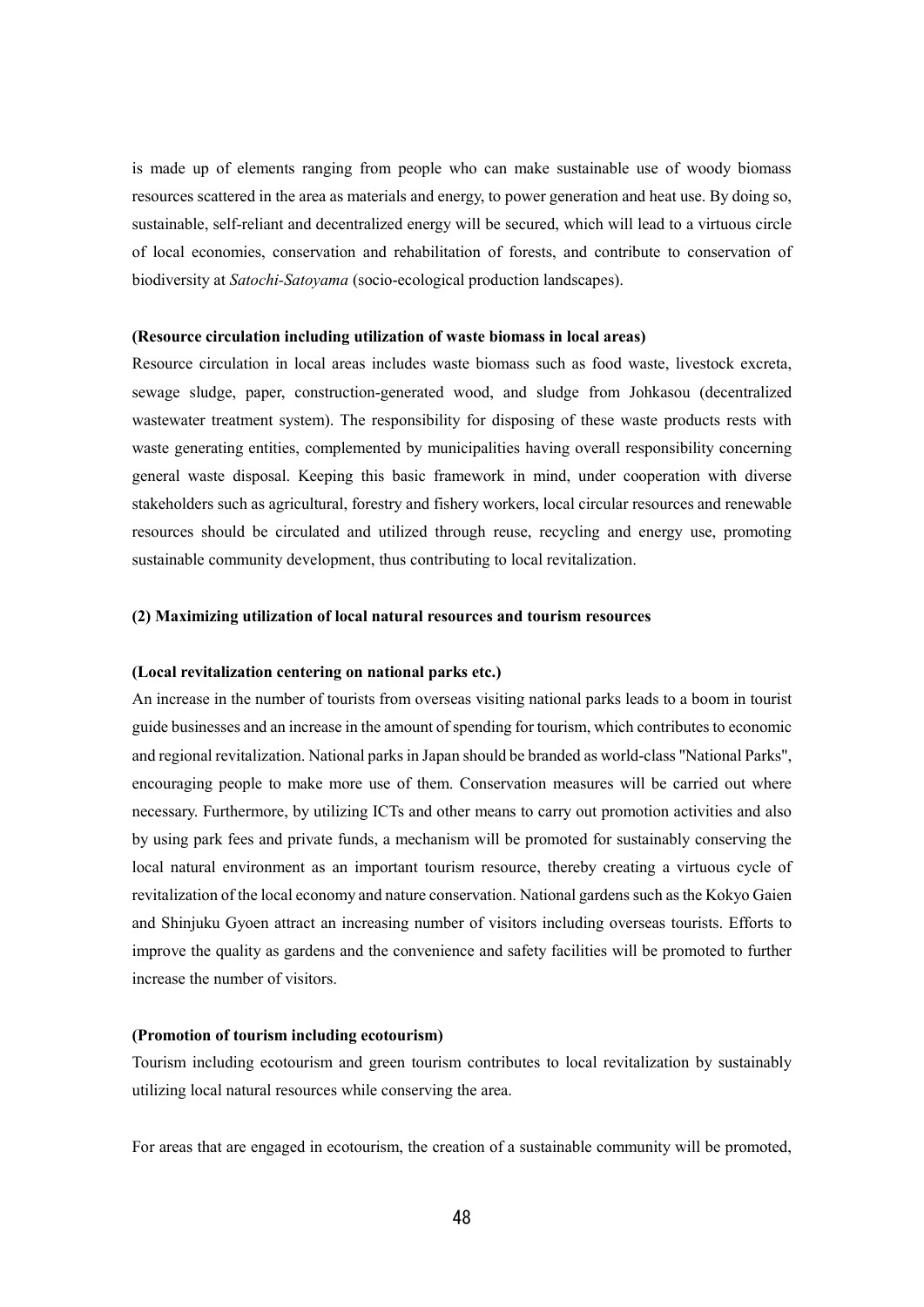is made up of elements ranging from people who can make sustainable use of woody biomass resources scattered in the area as materials and energy, to power generation and heat use. By doing so, sustainable, self-reliant and decentralized energy will be secured, which will lead to a virtuous circle of local economies, conservation and rehabilitation of forests, and contribute to conservation of biodiversity at *Satochi-Satoyama* (socio-ecological production landscapes).

**(Resource circulation including utilization of waste biomass in local areas)**

Resource circulation in local areas includes waste biomass such as food waste, livestock excreta, sewage sludge, paper, construction-generated wood, and sludge from Johkasou (decentralized wastewater treatment system). The responsibility for disposing of these waste products rests with waste generating entities, complemented by municipalities having overall responsibility concerning general waste disposal. Keeping this basic framework in mind, under cooperation with diverse stakeholders such as agricultural, forestry and fishery workers, local circular resources and renewable resources should be circulated and utilized through reuse, recycling and energy use, promoting sustainable community development, thus contributing to local revitalization.

**(2) Maximizing utilization of local natural resources and tourism resources**

**(Local revitalization centering on national parks etc.)**

An increase in the number of tourists from overseas visiting national parks leads to a boom in tourist guide businesses and an increase in the amount of spending for tourism, which contributes to economic and regional revitalization. National parks in Japan should be branded as world-class "National Parks", encouraging people to make more use of them. Conservation measures will be carried out where necessary. Furthermore, by utilizing ICTs and other means to carry out promotion activities and also by using park fees and private funds, a mechanism will be promoted for sustainably conserving the local natural environment as an important tourism resource, thereby creating a virtuous cycle of revitalization of the local economy and nature conservation. National gardens such as the Kokyo Gaien and Shinjuku Gyoen attract an increasing number of visitors including overseas tourists. Efforts to improve the quality as gardens and the convenience and safety facilities will be promoted to further increase the number of visitors.

**(Promotion of tourism including ecotourism)**

Tourism including ecotourism and green tourism contributes to local revitalization by sustainably utilizing local natural resources while conserving the area.

For areas that are engaged in ecotourism, the creation of a sustainable community will be promoted,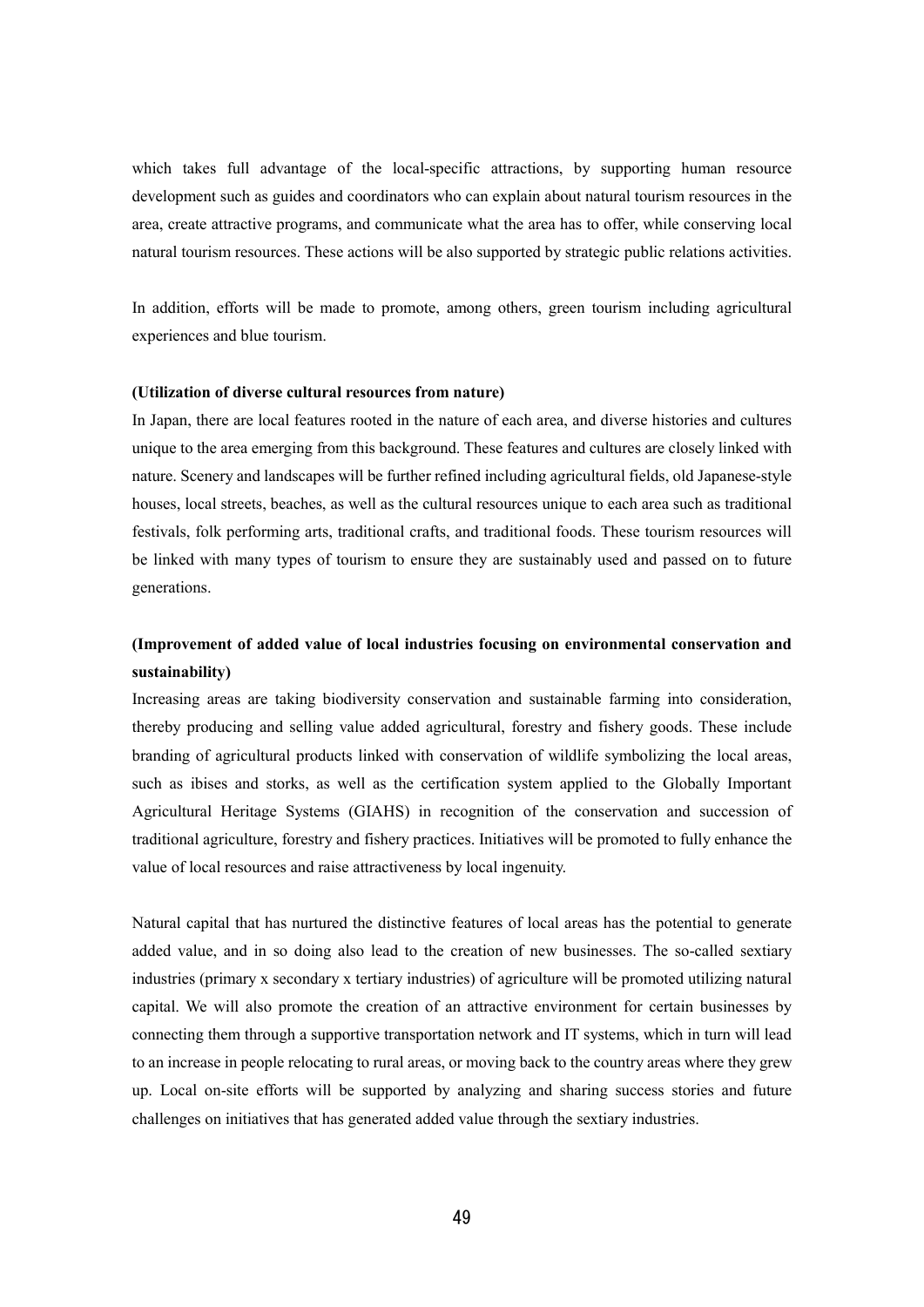which takes full advantage of the local-specific attractions, by supporting human resource development such as guides and coordinators who can explain about natural tourism resources in the area, create attractive programs, and communicate what the area has to offer, while conserving local natural tourism resources. These actions will be also supported by strategic public relations activities.

In addition, efforts will be made to promote, among others, green tourism including agricultural experiences and blue tourism.

**(Utilization of diverse cultural resources from nature)**

In Japan, there are local features rooted in the nature of each area, and diverse histories and cultures unique to the area emerging from this background. These features and cultures are closely linked with nature. Scenery and landscapes will be further refined including agricultural fields, old Japanese-style houses, local streets, beaches, as well as the cultural resources unique to each area such as traditional festivals, folk performing arts, traditional crafts, and traditional foods. These tourism resources will be linked with many types of tourism to ensure they are sustainably used and passed on to future generations.

**(Improvement of added value of local industries focusing on environmental conservation and sustainability)**

Increasing areas are taking biodiversity conservation and sustainable farming into consideration, thereby producing and selling value added agricultural, forestry and fishery goods. These include branding of agricultural products linked with conservation of wildlife symbolizing the local areas, such as ibises and storks, as well as the certification system applied to the Globally Important Agricultural Heritage Systems (GIAHS) in recognition of the conservation and succession of traditional agriculture, forestry and fishery practices. Initiatives will be promoted to fully enhance the value of local resources and raise attractiveness by local ingenuity.

Natural capital that has nurtured the distinctive features of local areas has the potential to generate added value, and in so doing also lead to the creation of new businesses. The so-called sextiary industries (primary x secondary x tertiary industries) of agriculture will be promoted utilizing natural capital. We will also promote the creation of an attractive environment for certain businesses by connecting them through a supportive transportation network and IT systems, which in turn will lead to an increase in people relocating to rural areas, or moving back to the country areas where they grew up. Local on-site efforts will be supported by analyzing and sharing success stories and future challenges on initiatives that has generated added value through the sextiary industries.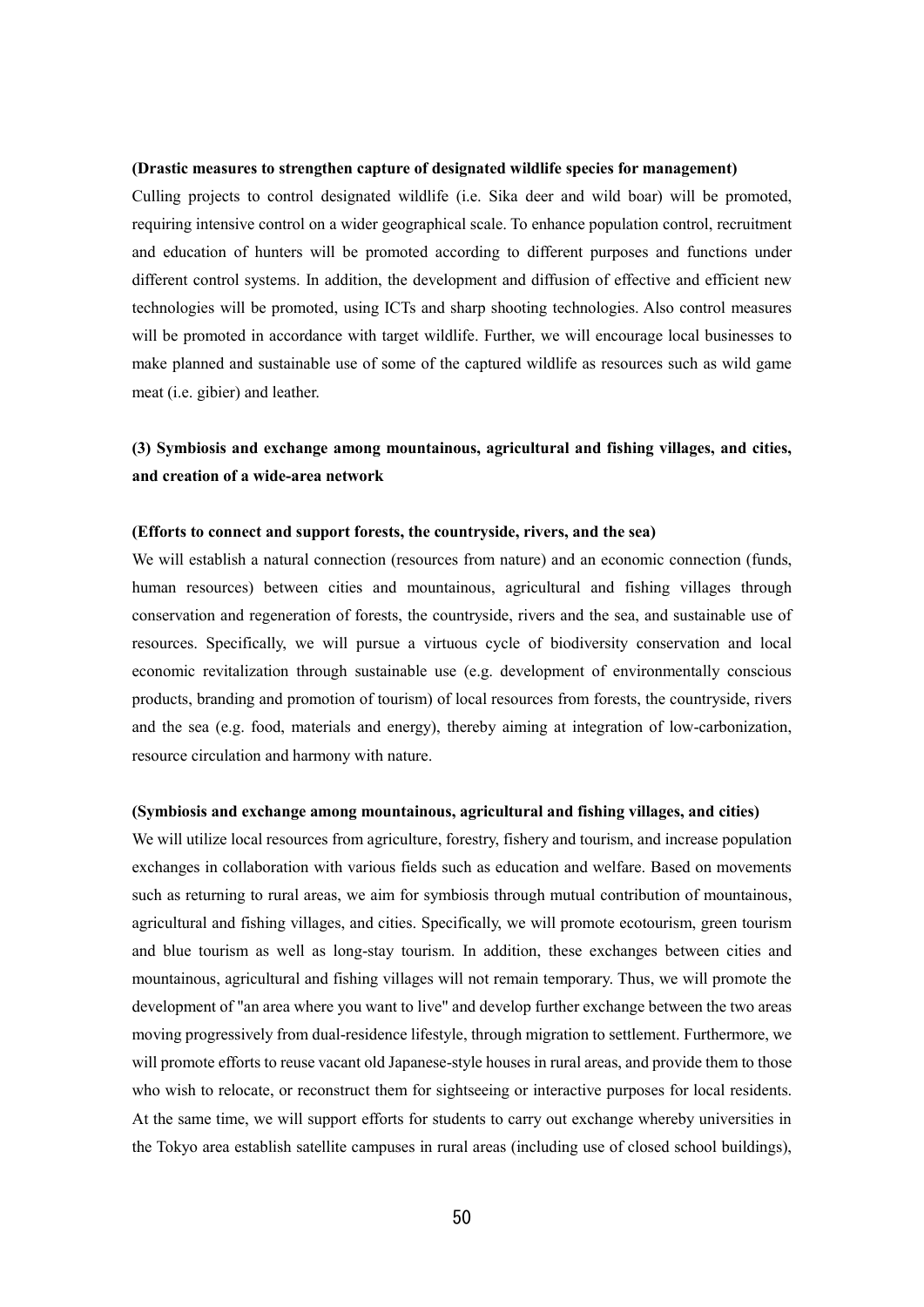**(Drastic measures to strengthen capture of designated wildlife species for management)**

Culling projects to control designated wildlife (i.e. Sika deer and wild boar) will be promoted, requiring intensive control on a wider geographical scale. To enhance population control, recruitment and education of hunters will be promoted according to different purposes and functions under different control systems. In addition, the development and diffusion of effective and efficient new technologies will be promoted, using ICTs and sharp shooting technologies. Also control measures will be promoted in accordance with target wildlife. Further, we will encourage local businesses to make planned and sustainable use of some of the captured wildlife as resources such as wild game meat (i.e. gibier) and leather.

### (3) Symbiosis and exchange among mountainous, agricultural and fishing villages, and cities, and creation of a wide-area network

**(Efforts to connect and support forests, the countryside, rivers, and the sea)**

We will establish a natural connection (resources from nature) and an economic connection (funds, human resources) between cities and mountainous, agricultural and fishing villages through conservation and regeneration of forests, the countryside, rivers and the sea, and sustainable use of resources. Specifically, we will pursue a virtuous cycle of biodiversity conservation and local economic revitalization through sustainable use (e.g. development of environmentally conscious products, branding and promotion of tourism) of local resources from forests, the countryside, rivers and the sea (e.g. food, materials and energy), thereby aiming at integration of low-carbonization, resource circulation and harmony with nature.

**(Symbiosis and exchange among mountainous, agricultural and fishing villages, and cities)**

We will utilize local resources from agriculture, forestry, fishery and tourism, and increase population exchanges in collaboration with various fields such as education and welfare. Based on movements such as returning to rural areas, we aim for symbiosis through mutual contribution of mountainous, agricultural and fishing villages, and cities. Specifically, we will promote ecotourism, green tourism and blue tourism as well as long-stay tourism. In addition, these exchanges between cities and mountainous, agricultural and fishing villages will not remain temporary. Thus, we will promote the development of "an area where you want to live" and develop further exchange between the two areas moving progressively from dual-residence lifestyle, through migration to settlement. Furthermore, we will promote efforts to reuse vacant old Japanese-style houses in rural areas, and provide them to those who wish to relocate, or reconstruct them for sightseeing or interactive purposes for local residents. At the same time, we will support efforts for students to carry out exchange whereby universities in the Tokyo area establish satellite campuses in rural areas (including use of closed school buildings),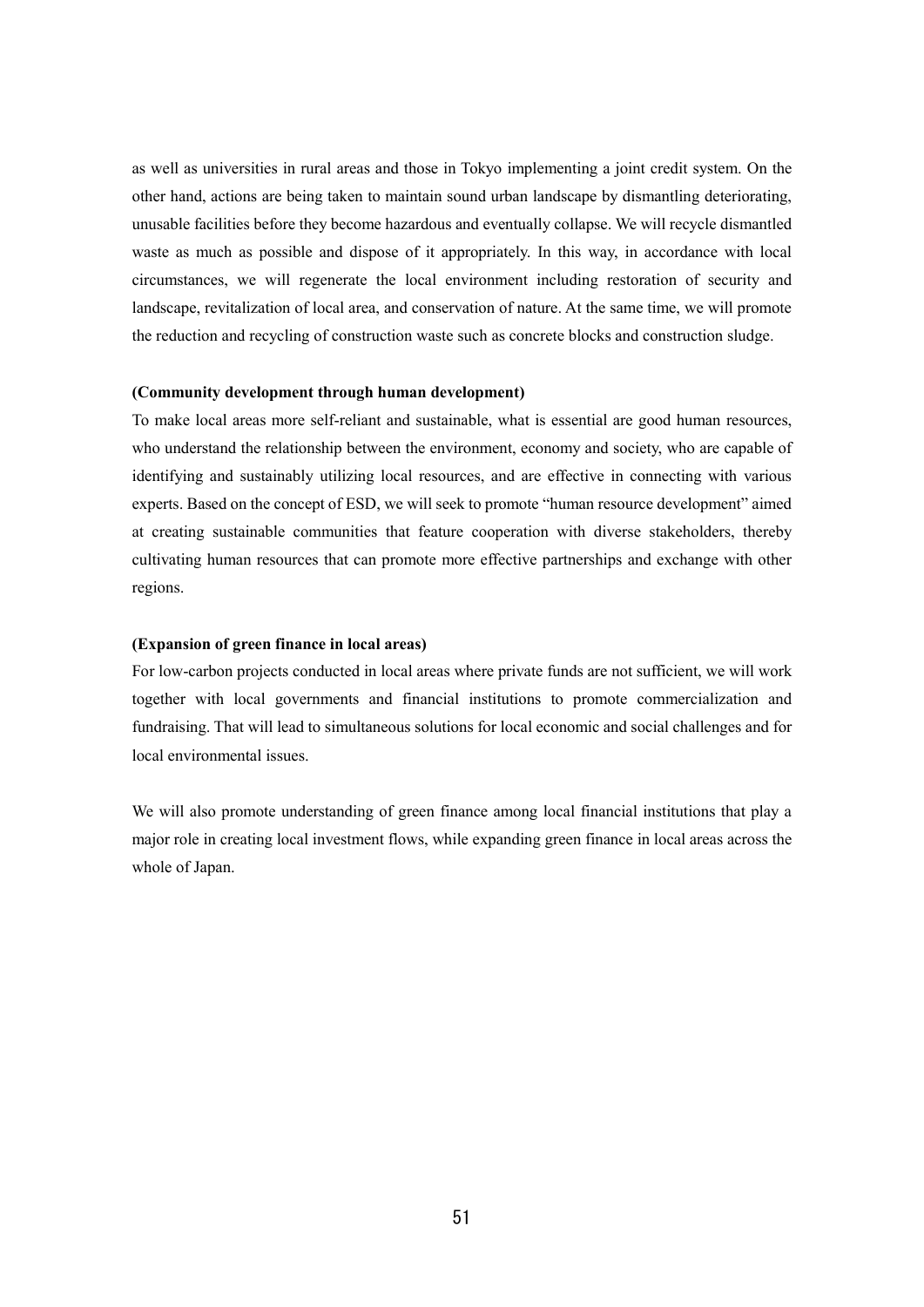as well as universities in rural areas and those in Tokyo implementing a joint credit system. On the other hand, actions are being taken to maintain sound urban landscape by dismantling deteriorating, unusable facilities before they become hazardous and eventually collapse. We will recycle dismantled waste as much as possible and dispose of it appropriately. In this way, in accordance with local circumstances, we will regenerate the local environment including restoration of security and landscape, revitalization of local area, and conservation of nature. At the same time, we will promote the reduction and recycling of construction waste such as concrete blocks and construction sludge.

**(Community development through human development)**

To make local areas more self-reliant and sustainable, what is essential are good human resources, who understand the relationship between the environment, economy and society, who are capable of identifying and sustainably utilizing local resources, and are effective in connecting with various experts. Based on the concept of ESD, we will seek to promote "human resource development" aimed at creating sustainable communities that feature cooperation with diverse stakeholders, thereby cultivating human resources that can promote more effective partnerships and exchange with other regions.

**(Expansion of green finance in local areas)**

For low-carbon projects conducted in local areas where private funds are not sufficient, we will work together with local governments and financial institutions to promote commercialization and fundraising. That will lead to simultaneous solutions for local economic and social challenges and for local environmental issues.

We will also promote understanding of green finance among local financial institutions that play a major role in creating local investment flows, while expanding green finance in local areas across the whole of Japan.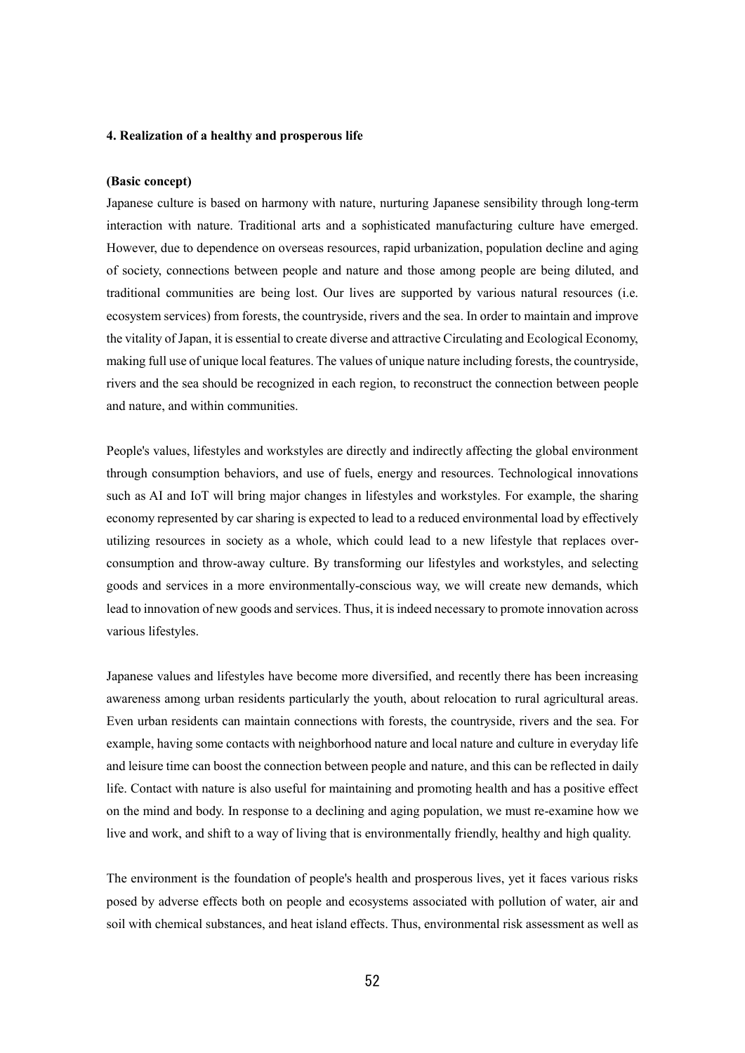**4. Realization of a healthy and prosperous life**

**(Basic concept)**

Japanese culture is based on harmony with nature, nurturing Japanese sensibility through long-term interaction with nature. Traditional arts and a sophisticated manufacturing culture have emerged. However, due to dependence on overseas resources, rapid urbanization, population decline and aging of society, connections between people and nature and those among people are being diluted, and traditional communities are being lost. Our lives are supported by various natural resources (i.e. ecosystem services) from forests, the countryside, rivers and the sea. In order to maintain and improve the vitality of Japan, it is essential to create diverse and attractive Circulating and Ecological Economy, making full use of unique local features. The values of unique nature including forests, the countryside, rivers and the sea should be recognized in each region, to reconstruct the connection between people and nature, and within communities.

People's values, lifestyles and workstyles are directly and indirectly affecting the global environment through consumption behaviors, and use of fuels, energy and resources. Technological innovations such as AI and IoT will bring major changes in lifestyles and workstyles. For example, the sharing economy represented by car sharing is expected to lead to a reduced environmental load by effectively utilizing resources in society as a whole, which could lead to a new lifestyle that replaces over-consumption and throw-away culture. By transforming our lifestyles and workstyles, and selecting goods and services in a more environmentally-conscious way, we will create new demands, which lead to innovation of new goods and services. Thus, it is indeed necessary to promote innovation across various lifestyles.

Japanese values and lifestyles have become more diversified, and recently there has been increasing awareness among urban residents particularly the youth, about relocation to rural agricultural areas. Even urban residents can maintain connections with forests, the countryside, rivers and the sea. For example, having some contacts with neighborhood nature and local nature and culture in everyday life and leisure time can boost the connection between people and nature, and this can be reflected in daily life. Contact with nature is also useful for maintaining and promoting health and has a positive effect on the mind and body. In response to a declining and aging population, we must re-examine how we live and work, and shift to a way of living that is environmentally friendly, healthy and high quality.

The environment is the foundation of people's health and prosperous lives, yet it faces various risks posed by adverse effects both on people and ecosystems associated with pollution of water, air and soil with chemical substances, and heat island effects. Thus, environmental risk assessment as well as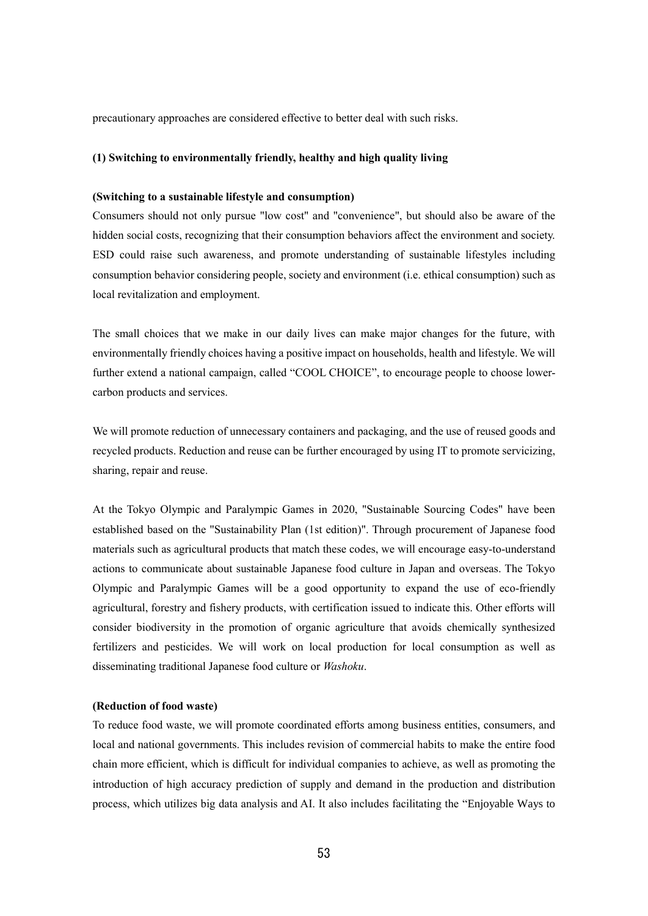precautionary approaches are considered effective to better deal with such risks.

### (1) Switching to environmentally friendly, healthy and high quality living

#### (Switching to a sustainable lifestyle and consumption)

Consumers should not only pursue "low cost" and "convenience", but should also be aware of the hidden social costs, recognizing that their consumption behaviors affect the environment and society. ESD could raise such awareness, and promote understanding of sustainable lifestyles including consumption behavior considering people, society and environment (i.e. ethical consumption) such as local revitalization and employment.

The small choices that we make in our daily lives can make major changes for the future, with environmentally friendly choices having a positive impact on households, health and lifestyle. We will further extend a national campaign, called "COOL CHOICE", to encourage people to choose lower-carbon products and services.

We will promote reduction of unnecessary containers and packaging, and the use of reused goods and recycled products. Reduction and reuse can be further encouraged by using IT to promote servicizing, sharing, repair and reuse.

At the Tokyo Olympic and Paralympic Games in 2020, "Sustainable Sourcing Codes" have been established based on the "Sustainability Plan (1st edition)". Through procurement of Japanese food materials such as agricultural products that match these codes, we will encourage easy-to-understand actions to communicate about sustainable Japanese food culture in Japan and overseas. The Tokyo Olympic and Paralympic Games will be a good opportunity to expand the use of eco-friendly agricultural, forestry and fishery products, with certification issued to indicate this. Other efforts will consider biodiversity in the promotion of organic agriculture that avoids chemically synthesized fertilizers and pesticides. We will work on local production for local consumption as well as disseminating traditional Japanese food culture or *Washoku*.

#### (Reduction of food waste)

To reduce food waste, we will promote coordinated efforts among business entities, consumers, and local and national governments. This includes revision of commercial habits to make the entire food chain more efficient, which is difficult for individual companies to achieve, as well as promoting the introduction of high accuracy prediction of supply and demand in the production and distribution process, which utilizes big data analysis and AI. It also includes facilitating the "Enjoyable Ways to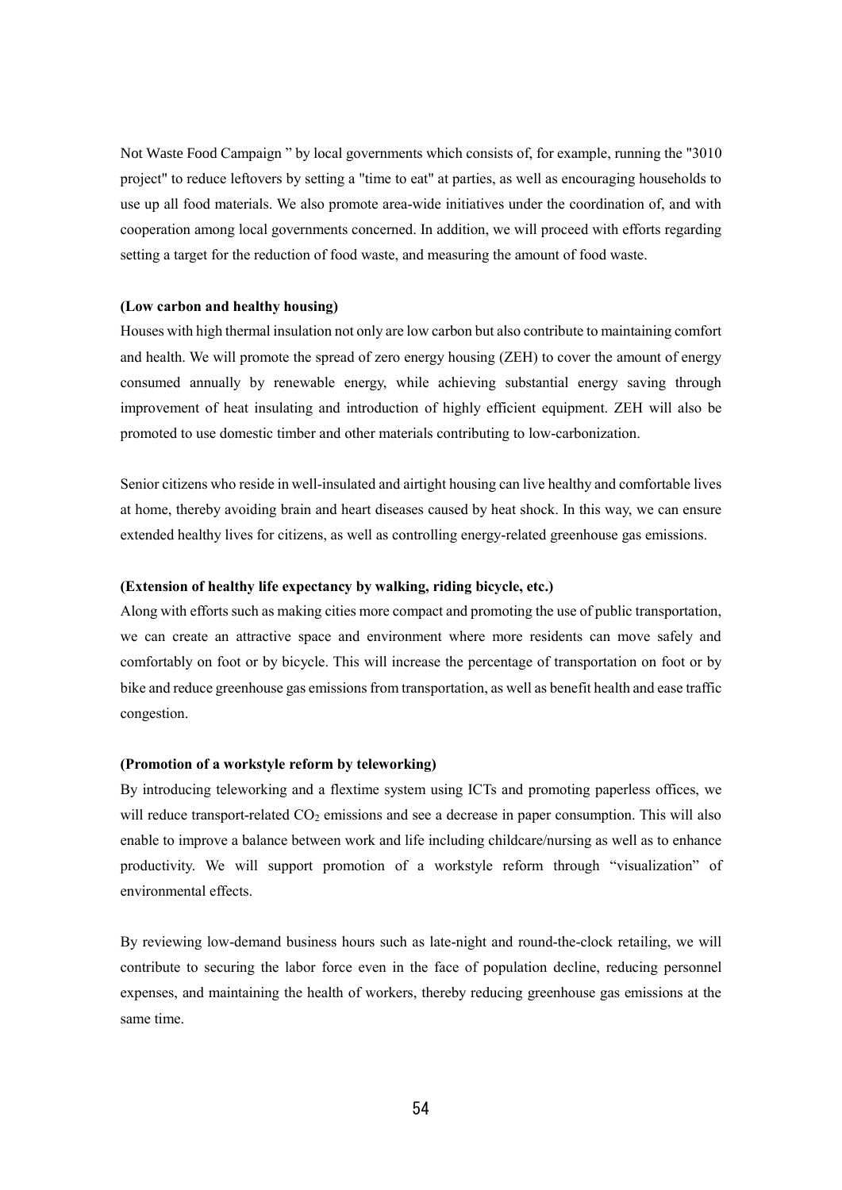Not Waste Food Campaign " by local governments which consists of, for example, running the "3010 project" to reduce leftovers by setting a "time to eat" at parties, as well as encouraging households to use up all food materials. We also promote area-wide initiatives under the coordination of, and with cooperation among local governments concerned. In addition, we will proceed with efforts regarding setting a target for the reduction of food waste, and measuring the amount of food waste.

**(Low carbon and healthy housing)**

Houses with high thermal insulation not only are low carbon but also contribute to maintaining comfort and health. We will promote the spread of zero energy housing (ZEH) to cover the amount of energy consumed annually by renewable energy, while achieving substantial energy saving through improvement of heat insulating and introduction of highly efficient equipment. ZEH will also be promoted to use domestic timber and other materials contributing to low-carbonization.

Senior citizens who reside in well-insulated and airtight housing can live healthy and comfortable lives at home, thereby avoiding brain and heart diseases caused by heat shock. In this way, we can ensure extended healthy lives for citizens, as well as controlling energy-related greenhouse gas emissions.

**(Extension of healthy life expectancy by walking, riding bicycle, etc.)**

Along with efforts such as making cities more compact and promoting the use of public transportation, we can create an attractive space and environment where more residents can move safely and comfortably on foot or by bicycle. This will increase the percentage of transportation on foot or by bike and reduce greenhouse gas emissions from transportation, as well as benefit health and ease traffic congestion.

**(Promotion of a workstyle reform by teleworking)**

By introducing teleworking and a flextime system using ICTs and promoting paperless offices, we will reduce transport-related $CO_2$ emissions and see a decrease in paper consumption. This will also enable to improve a balance between work and life including childcare/nursing as well as to enhance productivity. We will support promotion of a workstyle reform through "visualization" of environmental effects.

By reviewing low-demand business hours such as late-night and round-the-clock retailing, we will contribute to securing the labor force even in the face of population decline, reducing personnel expenses, and maintaining the health of workers, thereby reducing greenhouse gas emissions at the same time.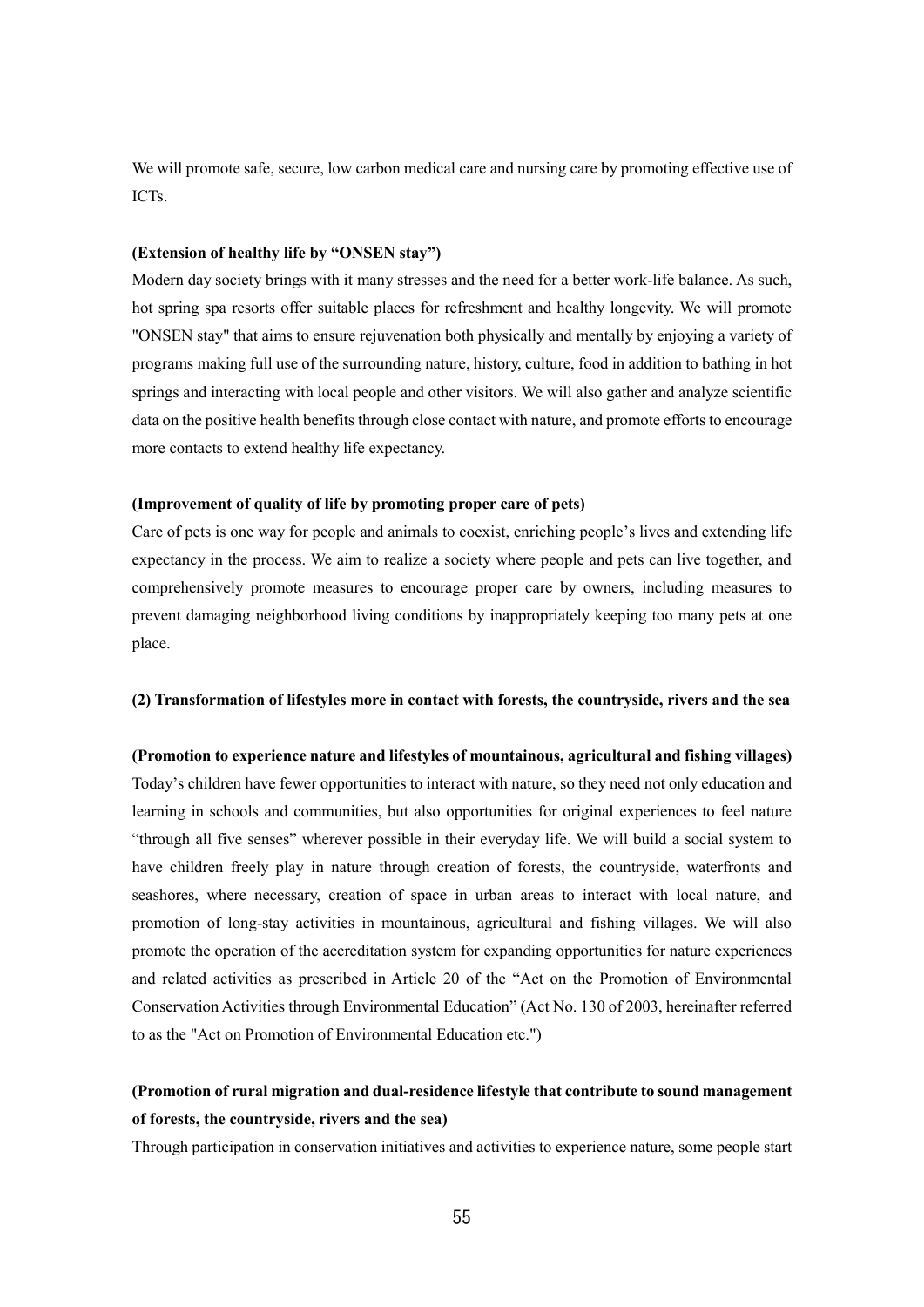We will promote safe, secure, low carbon medical care and nursing care by promoting effective use of ICTs.

**(Extension of healthy life by "ONSEN stay")**

Modern day society brings with it many stresses and the need for a better work-life balance. As such, hot spring spa resorts offer suitable places for refreshment and healthy longevity. We will promote "ONSEN stay" that aims to ensure rejuvenation both physically and mentally by enjoying a variety of programs making full use of the surrounding nature, history, culture, food in addition to bathing in hot springs and interacting with local people and other visitors. We will also gather and analyze scientific data on the positive health benefits through close contact with nature, and promote efforts to encourage more contacts to extend healthy life expectancy.

**(Improvement of quality of life by promoting proper care of pets)**

Care of pets is one way for people and animals to coexist, enriching people's lives and extending life expectancy in the process. We aim to realize a society where people and pets can live together, and comprehensively promote measures to encourage proper care by owners, including measures to prevent damaging neighborhood living conditions by inappropriately keeping too many pets at one place.

**(2) Transformation of lifestyles more in contact with forests, the countryside, rivers and the sea**

**(Promotion to experience nature and lifestyles of mountainous, agricultural and fishing villages)**

Today's children have fewer opportunities to interact with nature, so they need not only education and learning in schools and communities, but also opportunities for original experiences to feel nature "through all five senses" wherever possible in their everyday life. We will build a social system to have children freely play in nature through creation of forests, the countryside, waterfronts and seashores, where necessary, creation of space in urban areas to interact with local nature, and promotion of long-stay activities in mountainous, agricultural and fishing villages. We will also promote the operation of the accreditation system for expanding opportunities for nature experiences and related activities as prescribed in Article 20 of the "Act on the Promotion of Environmental Conservation Activities through Environmental Education" (Act No. 130 of 2003, hereinafter referred to as the "Act on Promotion of Environmental Education etc.")

**(Promotion of rural migration and dual-residence lifestyle that contribute to sound management of forests, the countryside, rivers and the sea)**

Through participation in conservation initiatives and activities to experience nature, some people start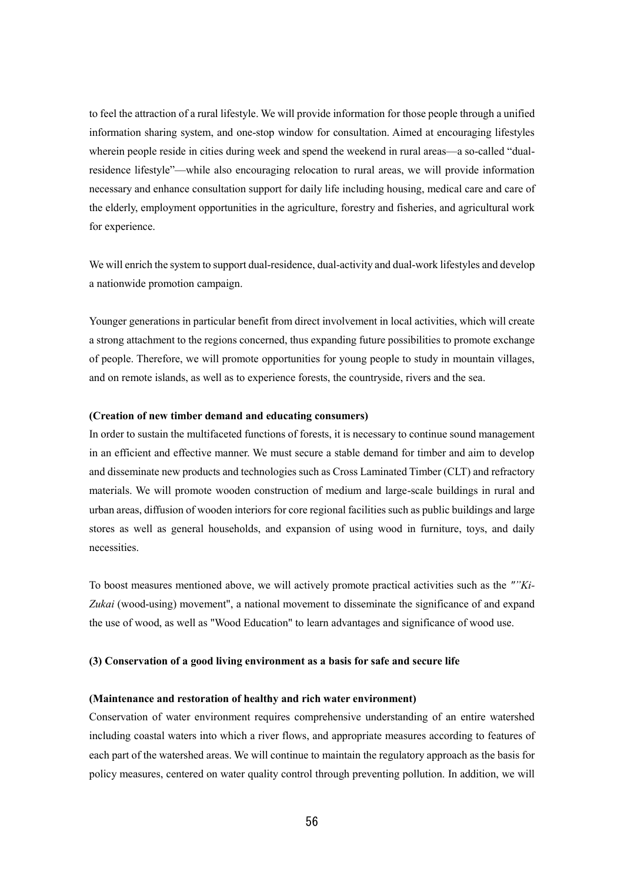to feel the attraction of a rural lifestyle. We will provide information for those people through a unified information sharing system, and one-stop window for consultation. Aimed at encouraging lifestyles wherein people reside in cities during week and spend the weekend in rural areas—a so-called "dual-residence lifestyle"—while also encouraging relocation to rural areas, we will provide information necessary and enhance consultation support for daily life including housing, medical care and care of the elderly, employment opportunities in the agriculture, forestry and fisheries, and agricultural work for experience.

We will enrich the system to support dual-residence, dual-activity and dual-work lifestyles and develop a nationwide promotion campaign.

Younger generations in particular benefit from direct involvement in local activities, which will create a strong attachment to the regions concerned, thus expanding future possibilities to promote exchange of people. Therefore, we will promote opportunities for young people to study in mountain villages, and on remote islands, as well as to experience forests, the countryside, rivers and the sea.

**(Creation of new timber demand and educating consumers)**

In order to sustain the multifaceted functions of forests, it is necessary to continue sound management in an efficient and effective manner. We must secure a stable demand for timber and aim to develop and disseminate new products and technologies such as Cross Laminated Timber (CLT) and refractory materials. We will promote wooden construction of medium and large-scale buildings in rural and urban areas, diffusion of wooden interiors for core regional facilities such as public buildings and large stores as well as general households, and expansion of using wood in furniture, toys, and daily necessities.

To boost measures mentioned above, we will actively promote practical activities such as the *"'Ki-Zukai* (wood-using) movement", a national movement to disseminate the significance of and expand the use of wood, as well as "Wood Education" to learn advantages and significance of wood use.

**(3) Conservation of a good living environment as a basis for safe and secure life**

**(Maintenance and restoration of healthy and rich water environment)**

Conservation of water environment requires comprehensive understanding of an entire watershed including coastal waters into which a river flows, and appropriate measures according to features of each part of the watershed areas. We will continue to maintain the regulatory approach as the basis for policy measures, centered on water quality control through preventing pollution. In addition, we will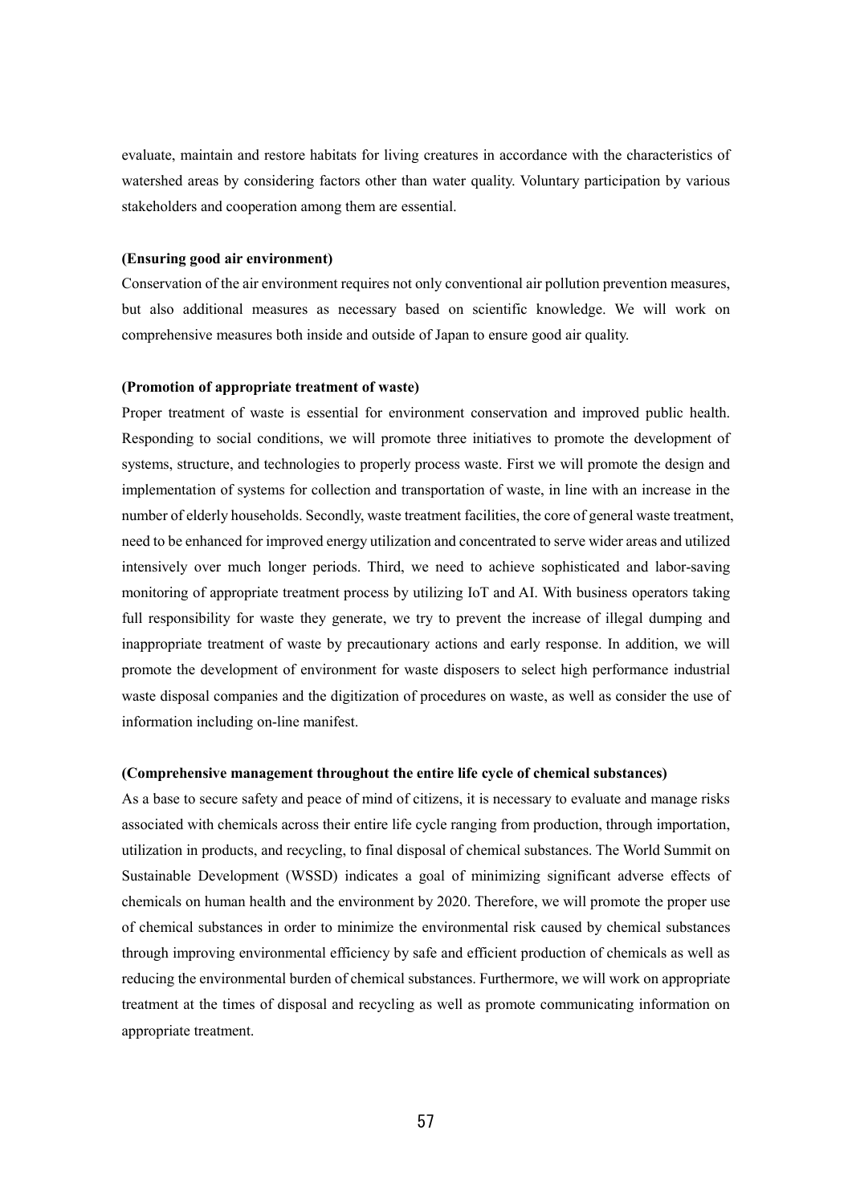evaluate, maintain and restore habitats for living creatures in accordance with the characteristics of watershed areas by considering factors other than water quality. Voluntary participation by various stakeholders and cooperation among them are essential.

**(Ensuring good air environment)**

Conservation of the air environment requires not only conventional air pollution prevention measures, but also additional measures as necessary based on scientific knowledge. We will work on comprehensive measures both inside and outside of Japan to ensure good air quality.

**(Promotion of appropriate treatment of waste)**

Proper treatment of waste is essential for environment conservation and improved public health. Responding to social conditions, we will promote three initiatives to promote the development of systems, structure, and technologies to properly process waste. First we will promote the design and implementation of systems for collection and transportation of waste, in line with an increase in the number of elderly households. Secondly, waste treatment facilities, the core of general waste treatment, need to be enhanced for improved energy utilization and concentrated to serve wider areas and utilized intensively over much longer periods. Third, we need to achieve sophisticated and labor-saving monitoring of appropriate treatment process by utilizing IoT and AI. With business operators taking full responsibility for waste they generate, we try to prevent the increase of illegal dumping and inappropriate treatment of waste by precautionary actions and early response. In addition, we will promote the development of environment for waste disposers to select high performance industrial waste disposal companies and the digitization of procedures on waste, as well as consider the use of information including on-line manifest.

**(Comprehensive management throughout the entire life cycle of chemical substances)**

As a base to secure safety and peace of mind of citizens, it is necessary to evaluate and manage risks associated with chemicals across their entire life cycle ranging from production, through importation, utilization in products, and recycling, to final disposal of chemical substances. The World Summit on Sustainable Development (WSSD) indicates a goal of minimizing significant adverse effects of chemicals on human health and the environment by 2020. Therefore, we will promote the proper use of chemical substances in order to minimize the environmental risk caused by chemical substances through improving environmental efficiency by safe and efficient production of chemicals as well as reducing the environmental burden of chemical substances. Furthermore, we will work on appropriate treatment at the times of disposal and recycling as well as promote communicating information on appropriate treatment.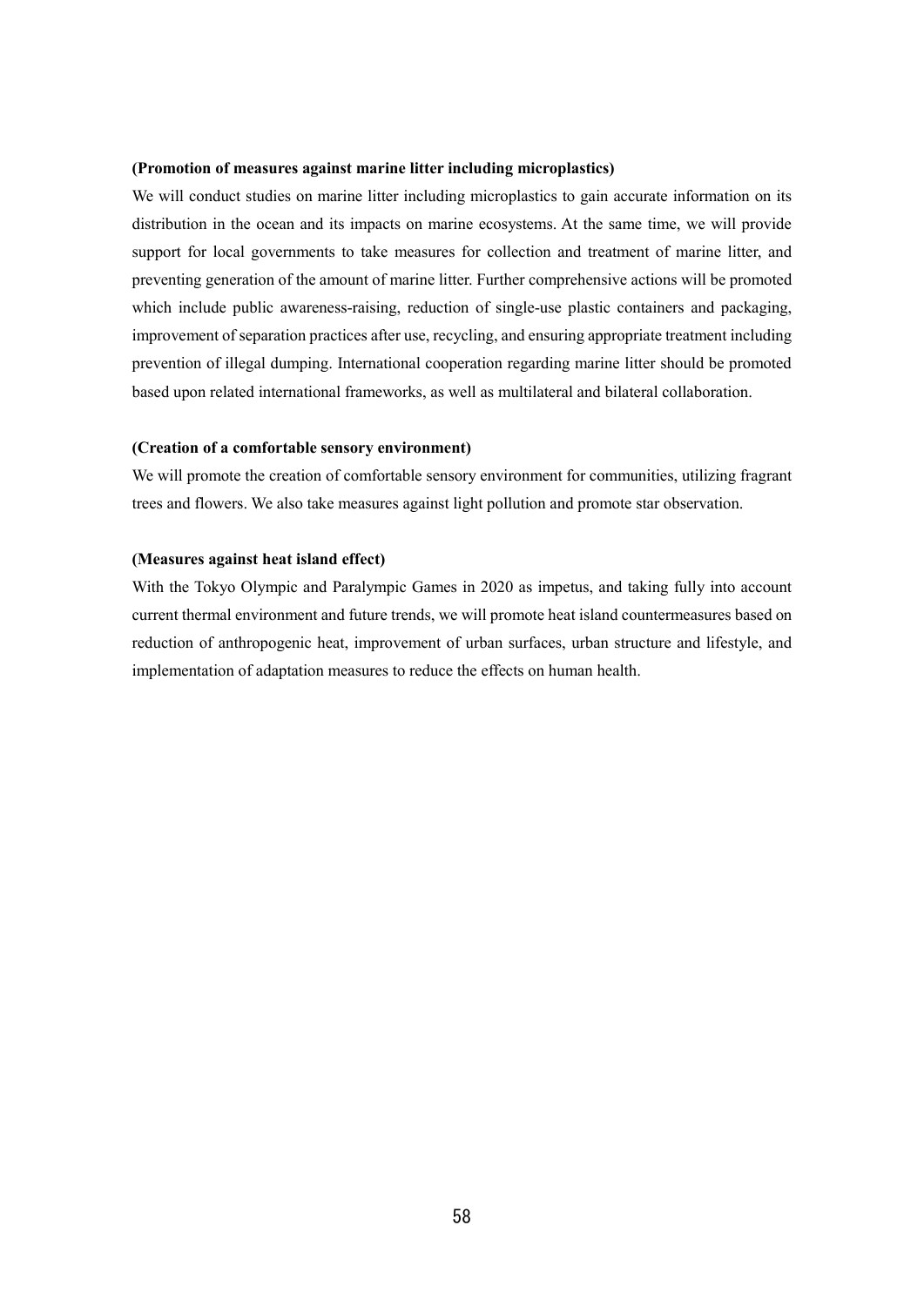**(Promotion of measures against marine litter including microplastics)**

We will conduct studies on marine litter including microplastics to gain accurate information on its distribution in the ocean and its impacts on marine ecosystems. At the same time, we will provide support for local governments to take measures for collection and treatment of marine litter, and preventing generation of the amount of marine litter. Further comprehensive actions will be promoted which include public awareness-raising, reduction of single-use plastic containers and packaging, improvement of separation practices after use, recycling, and ensuring appropriate treatment including prevention of illegal dumping. International cooperation regarding marine litter should be promoted based upon related international frameworks, as well as multilateral and bilateral collaboration.

**(Creation of a comfortable sensory environment)**

We will promote the creation of comfortable sensory environment for communities, utilizing fragrant trees and flowers. We also take measures against light pollution and promote star observation.

**(Measures against heat island effect)**

With the Tokyo Olympic and Paralympic Games in 2020 as impetus, and taking fully into account current thermal environment and future trends, we will promote heat island countermeasures based on reduction of anthropogenic heat, improvement of urban surfaces, urban structure and lifestyle, and implementation of adaptation measures to reduce the effects on human health.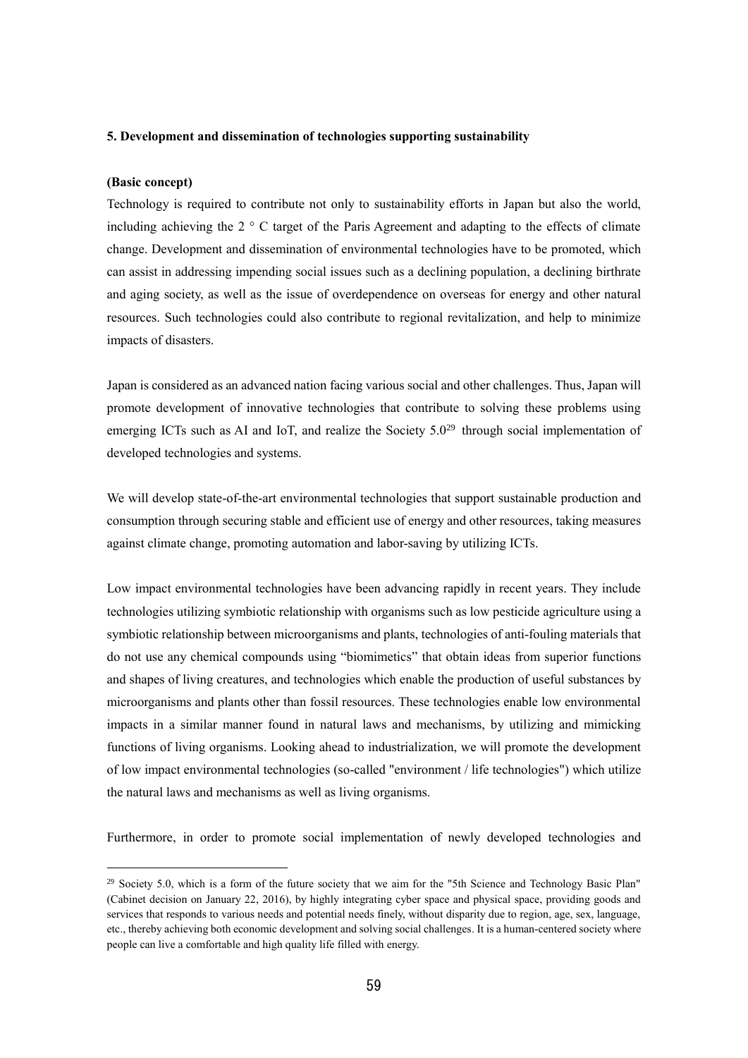**5. Development and dissemination of technologies supporting sustainability**

**(Basic concept)**

Technology is required to contribute not only to sustainability efforts in Japan but also the world, including achieving the 2 ° C target of the Paris Agreement and adapting to the effects of climate change. Development and dissemination of environmental technologies have to be promoted, which can assist in addressing impending social issues such as a declining population, a declining birthrate and aging society, as well as the issue of overdependence on overseas for energy and other natural resources. Such technologies could also contribute to regional revitalization, and help to minimize impacts of disasters.

Japan is considered as an advanced nation facing various social and other challenges. Thus, Japan will promote development of innovative technologies that contribute to solving these problems using emerging ICTs such as AI and IoT, and realize the Society 5.0[29] through social implementation of developed technologies and systems.

We will develop state-of-the-art environmental technologies that support sustainable production and consumption through securing stable and efficient use of energy and other resources, taking measures against climate change, promoting automation and labor-saving by utilizing ICTs.

Low impact environmental technologies have been advancing rapidly in recent years. They include technologies utilizing symbiotic relationship with organisms such as low pesticide agriculture using a symbiotic relationship between microorganisms and plants, technologies of anti-fouling materials that do not use any chemical compounds using "biomimetics" that obtain ideas from superior functions and shapes of living creatures, and technologies which enable the production of useful substances by microorganisms and plants other than fossil resources. These technologies enable low environmental impacts in a similar manner found in natural laws and mechanisms, by utilizing and mimicking functions of living organisms. Looking ahead to industrialization, we will promote the development of low impact environmental technologies (so-called "environment / life technologies") which utilize the natural laws and mechanisms as well as living organisms.

Furthermore, in order to promote social implementation of newly developed technologies and

---

[29] Society 5.0, which is a form of the future society that we aim for the "5th Science and Technology Basic Plan" (Cabinet decision on January 22, 2016), by highly integrating cyber space and physical space, providing goods and services that responds to various needs and potential needs finely, without disparity due to region, age, sex, language, etc., thereby achieving both economic development and solving social challenges. It is a human-centered society where people can live a comfortable and high quality life filled with energy.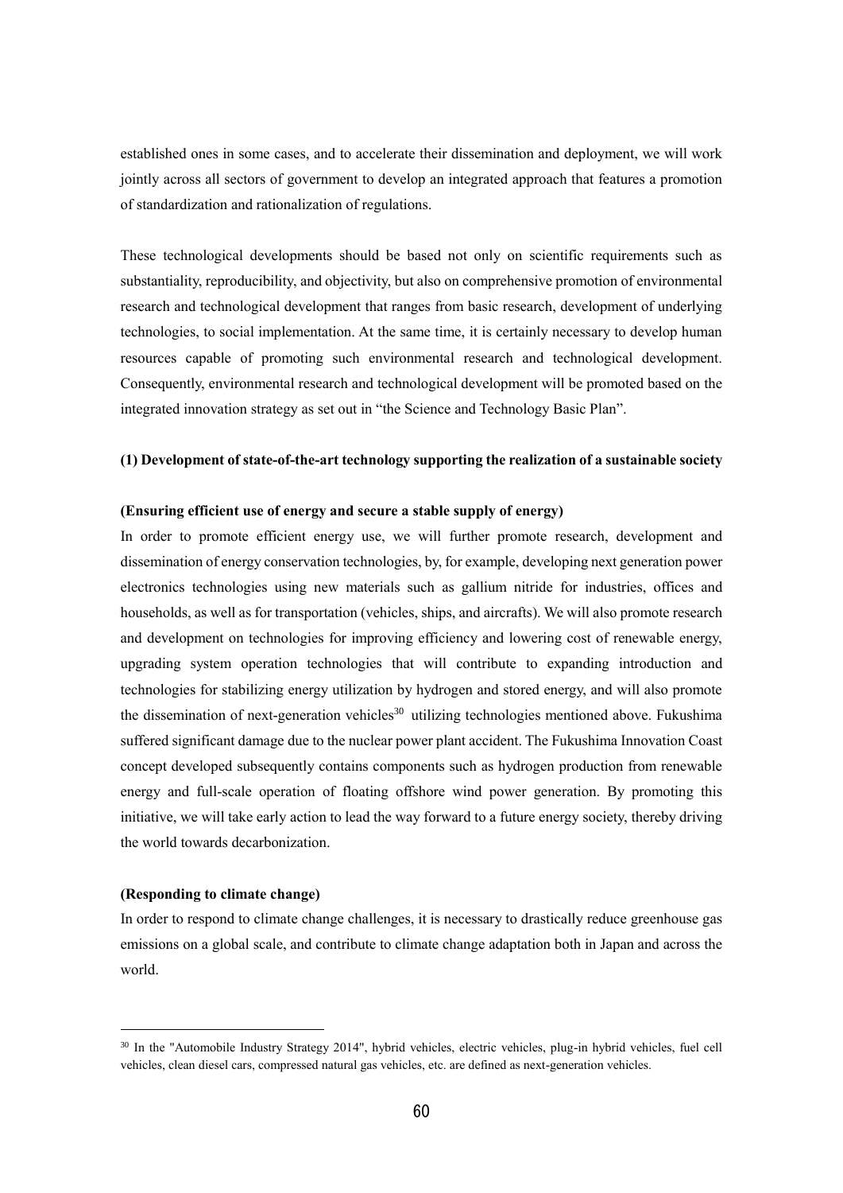established ones in some cases, and to accelerate their dissemination and deployment, we will work jointly across all sectors of government to develop an integrated approach that features a promotion of standardization and rationalization of regulations.

These technological developments should be based not only on scientific requirements such as substantiality, reproducibility, and objectivity, but also on comprehensive promotion of environmental research and technological development that ranges from basic research, development of underlying technologies, to social implementation. At the same time, it is certainly necessary to develop human resources capable of promoting such environmental research and technological development. Consequently, environmental research and technological development will be promoted based on the integrated innovation strategy as set out in "the Science and Technology Basic Plan".

**(1) Development of state-of-the-art technology supporting the realization of a sustainable society**

**(Ensuring efficient use of energy and secure a stable supply of energy)**

In order to promote efficient energy use, we will further promote research, development and dissemination of energy conservation technologies, by, for example, developing next generation power electronics technologies using new materials such as gallium nitride for industries, offices and households, as well as for transportation (vehicles, ships, and aircrafts). We will also promote research and development on technologies for improving efficiency and lowering cost of renewable energy, upgrading system operation technologies that will contribute to expanding introduction and technologies for stabilizing energy utilization by hydrogen and stored energy, and will also promote the dissemination of next-generation vehicles[30] utilizing technologies mentioned above. Fukushima suffered significant damage due to the nuclear power plant accident. The Fukushima Innovation Coast concept developed subsequently contains components such as hydrogen production from renewable energy and full-scale operation of floating offshore wind power generation. By promoting this initiative, we will take early action to lead the way forward to a future energy society, thereby driving the world towards decarbonization.

**(Responding to climate change)**

In order to respond to climate change challenges, it is necessary to drastically reduce greenhouse gas emissions on a global scale, and contribute to climate change adaptation both in Japan and across the world.

---

[30] In the "Automobile Industry Strategy 2014", hybrid vehicles, electric vehicles, plug-in hybrid vehicles, fuel cell vehicles, clean diesel cars, compressed natural gas vehicles, etc. are defined as next-generation vehicles.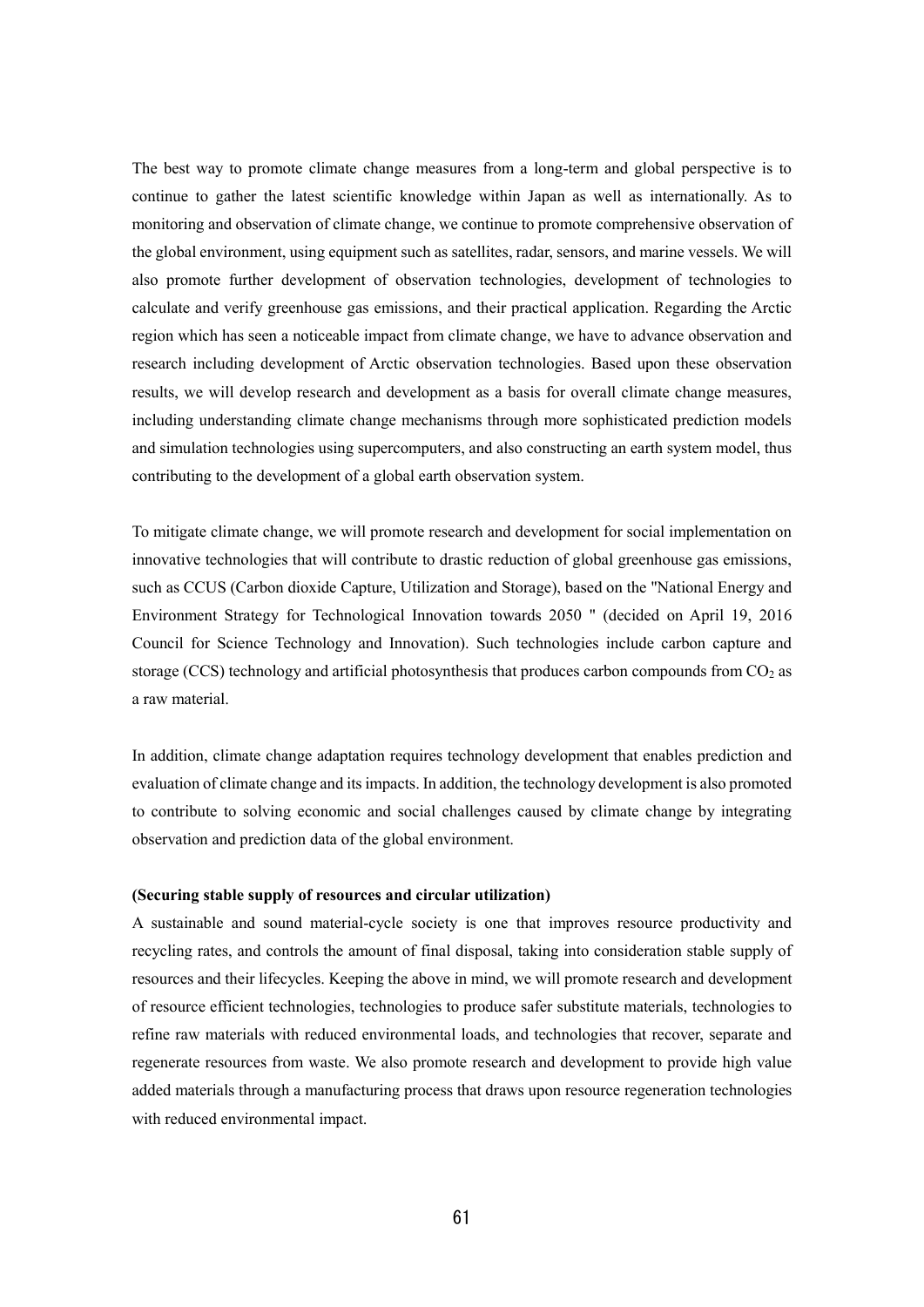The best way to promote climate change measures from a long-term and global perspective is to continue to gather the latest scientific knowledge within Japan as well as internationally. As to monitoring and observation of climate change, we continue to promote comprehensive observation of the global environment, using equipment such as satellites, radar, sensors, and marine vessels. We will also promote further development of observation technologies, development of technologies to calculate and verify greenhouse gas emissions, and their practical application. Regarding the Arctic region which has seen a noticeable impact from climate change, we have to advance observation and research including development of Arctic observation technologies. Based upon these observation results, we will develop research and development as a basis for overall climate change measures, including understanding climate change mechanisms through more sophisticated prediction models and simulation technologies using supercomputers, and also constructing an earth system model, thus contributing to the development of a global earth observation system.

To mitigate climate change, we will promote research and development for social implementation on innovative technologies that will contribute to drastic reduction of global greenhouse gas emissions, such as CCUS (Carbon dioxide Capture, Utilization and Storage), based on the "National Energy and Environment Strategy for Technological Innovation towards 2050 " (decided on April 19, 2016 Council for Science Technology and Innovation). Such technologies include carbon capture and storage (CCS) technology and artificial photosynthesis that produces carbon compounds from $CO_2$ as a raw material.

In addition, climate change adaptation requires technology development that enables prediction and evaluation of climate change and its impacts. In addition, the technology development is also promoted to contribute to solving economic and social challenges caused by climate change by integrating observation and prediction data of the global environment.

**(Securing stable supply of resources and circular utilization)**

A sustainable and sound material-cycle society is one that improves resource productivity and recycling rates, and controls the amount of final disposal, taking into consideration stable supply of resources and their lifecycles. Keeping the above in mind, we will promote research and development of resource efficient technologies, technologies to produce safer substitute materials, technologies to refine raw materials with reduced environmental loads, and technologies that recover, separate and regenerate resources from waste. We also promote research and development to provide high value added materials through a manufacturing process that draws upon resource regeneration technologies with reduced environmental impact.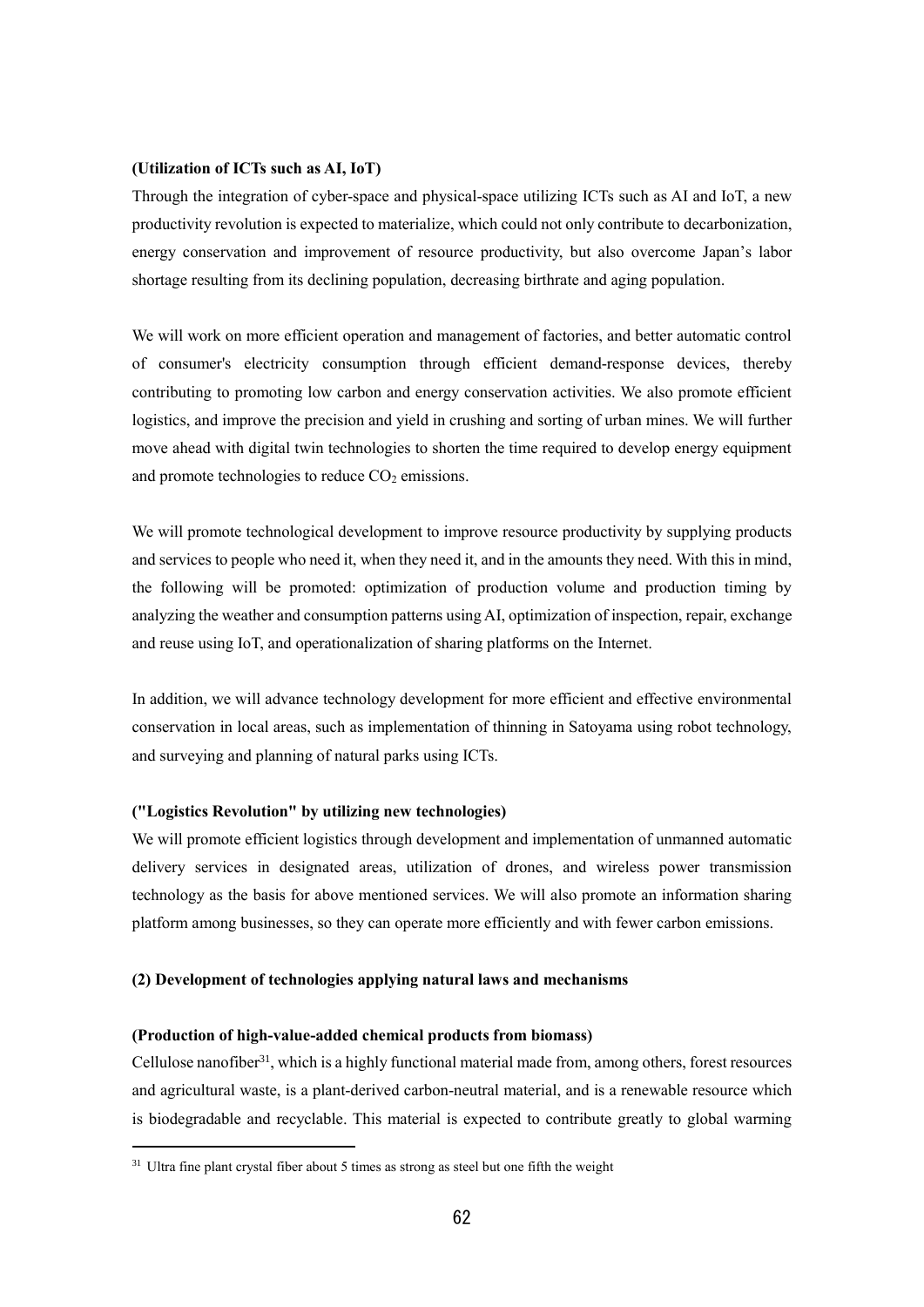**(Utilization of ICTs such as AI, IoT)**

Through the integration of cyber-space and physical-space utilizing ICTs such as AI and IoT, a new productivity revolution is expected to materialize, which could not only contribute to decarbonization, energy conservation and improvement of resource productivity, but also overcome Japan's labor shortage resulting from its declining population, decreasing birthrate and aging population.

We will work on more efficient operation and management of factories, and better automatic control of consumer's electricity consumption through efficient demand-response devices, thereby contributing to promoting low carbon and energy conservation activities. We also promote efficient logistics, and improve the precision and yield in crushing and sorting of urban mines. We will further move ahead with digital twin technologies to shorten the time required to develop energy equipment and promote technologies to reduce $CO_2$ emissions.

We will promote technological development to improve resource productivity by supplying products and services to people who need it, when they need it, and in the amounts they need. With this in mind, the following will be promoted: optimization of production volume and production timing by analyzing the weather and consumption patterns using AI, optimization of inspection, repair, exchange and reuse using IoT, and operationalization of sharing platforms on the Internet.

In addition, we will advance technology development for more efficient and effective environmental conservation in local areas, such as implementation of thinning in Satoyama using robot technology, and surveying and planning of natural parks using ICTs.

**("Logistics Revolution" by utilizing new technologies)**

We will promote efficient logistics through development and implementation of unmanned automatic delivery services in designated areas, utilization of drones, and wireless power transmission technology as the basis for above mentioned services. We will also promote an information sharing platform among businesses, so they can operate more efficiently and with fewer carbon emissions.

**(2) Development of technologies applying natural laws and mechanisms**

**(Production of high-value-added chemical products from biomass)**

Cellulose nanofiber[31], which is a highly functional material made from, among others, forest resources and agricultural waste, is a plant-derived carbon-neutral material, and is a renewable resource which is biodegradable and recyclable. This material is expected to contribute greatly to global warming

[31] Ultra fine plant crystal fiber about 5 times as strong as steel but one fifth the weight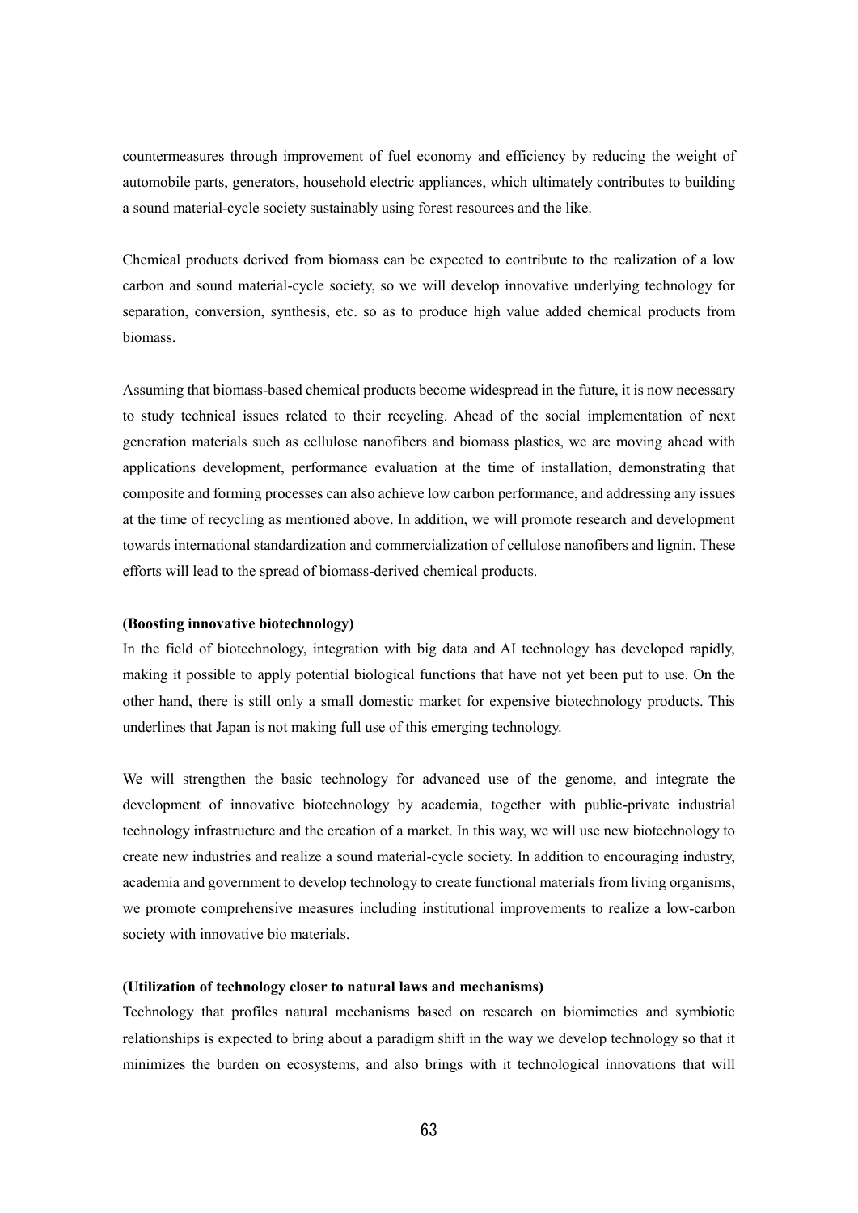countermeasures through improvement of fuel economy and efficiency by reducing the weight of automobile parts, generators, household electric appliances, which ultimately contributes to building a sound material-cycle society sustainably using forest resources and the like.

Chemical products derived from biomass can be expected to contribute to the realization of a low carbon and sound material-cycle society, so we will develop innovative underlying technology for separation, conversion, synthesis, etc. so as to produce high value added chemical products from biomass.

Assuming that biomass-based chemical products become widespread in the future, it is now necessary to study technical issues related to their recycling. Ahead of the social implementation of next generation materials such as cellulose nanofibers and biomass plastics, we are moving ahead with applications development, performance evaluation at the time of installation, demonstrating that composite and forming processes can also achieve low carbon performance, and addressing any issues at the time of recycling as mentioned above. In addition, we will promote research and development towards international standardization and commercialization of cellulose nanofibers and lignin. These efforts will lead to the spread of biomass-derived chemical products.

**(Boosting innovative biotechnology)**

In the field of biotechnology, integration with big data and AI technology has developed rapidly, making it possible to apply potential biological functions that have not yet been put to use. On the other hand, there is still only a small domestic market for expensive biotechnology products. This underlines that Japan is not making full use of this emerging technology.

We will strengthen the basic technology for advanced use of the genome, and integrate the development of innovative biotechnology by academia, together with public-private industrial technology infrastructure and the creation of a market. In this way, we will use new biotechnology to create new industries and realize a sound material-cycle society. In addition to encouraging industry, academia and government to develop technology to create functional materials from living organisms, we promote comprehensive measures including institutional improvements to realize a low-carbon society with innovative bio materials.

**(Utilization of technology closer to natural laws and mechanisms)**

Technology that profiles natural mechanisms based on research on biomimetics and symbiotic relationships is expected to bring about a paradigm shift in the way we develop technology so that it minimizes the burden on ecosystems, and also brings with it technological innovations that will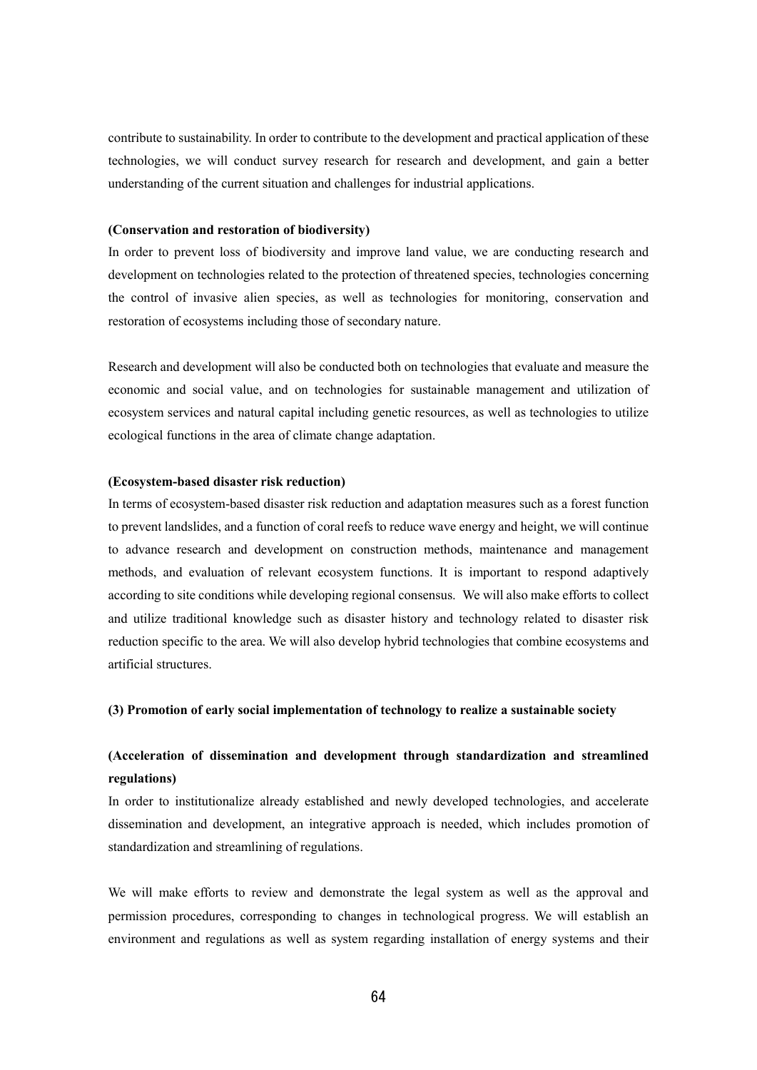contribute to sustainability. In order to contribute to the development and practical application of these technologies, we will conduct survey research for research and development, and gain a better understanding of the current situation and challenges for industrial applications.

**(Conservation and restoration of biodiversity)**

In order to prevent loss of biodiversity and improve land value, we are conducting research and development on technologies related to the protection of threatened species, technologies concerning the control of invasive alien species, as well as technologies for monitoring, conservation and restoration of ecosystems including those of secondary nature.

Research and development will also be conducted both on technologies that evaluate and measure the economic and social value, and on technologies for sustainable management and utilization of ecosystem services and natural capital including genetic resources, as well as technologies to utilize ecological functions in the area of climate change adaptation.

**(Ecosystem-based disaster risk reduction)**

In terms of ecosystem-based disaster risk reduction and adaptation measures such as a forest function to prevent landslides, and a function of coral reefs to reduce wave energy and height, we will continue to advance research and development on construction methods, maintenance and management methods, and evaluation of relevant ecosystem functions. It is important to respond adaptively according to site conditions while developing regional consensus. We will also make efforts to collect and utilize traditional knowledge such as disaster history and technology related to disaster risk reduction specific to the area. We will also develop hybrid technologies that combine ecosystems and artificial structures.

**(3) Promotion of early social implementation of technology to realize a sustainable society**

**(Acceleration of dissemination and development through standardization and streamlined regulations)**

In order to institutionalize already established and newly developed technologies, and accelerate dissemination and development, an integrative approach is needed, which includes promotion of standardization and streamlining of regulations.

We will make efforts to review and demonstrate the legal system as well as the approval and permission procedures, corresponding to changes in technological progress. We will establish an environment and regulations as well as system regarding installation of energy systems and their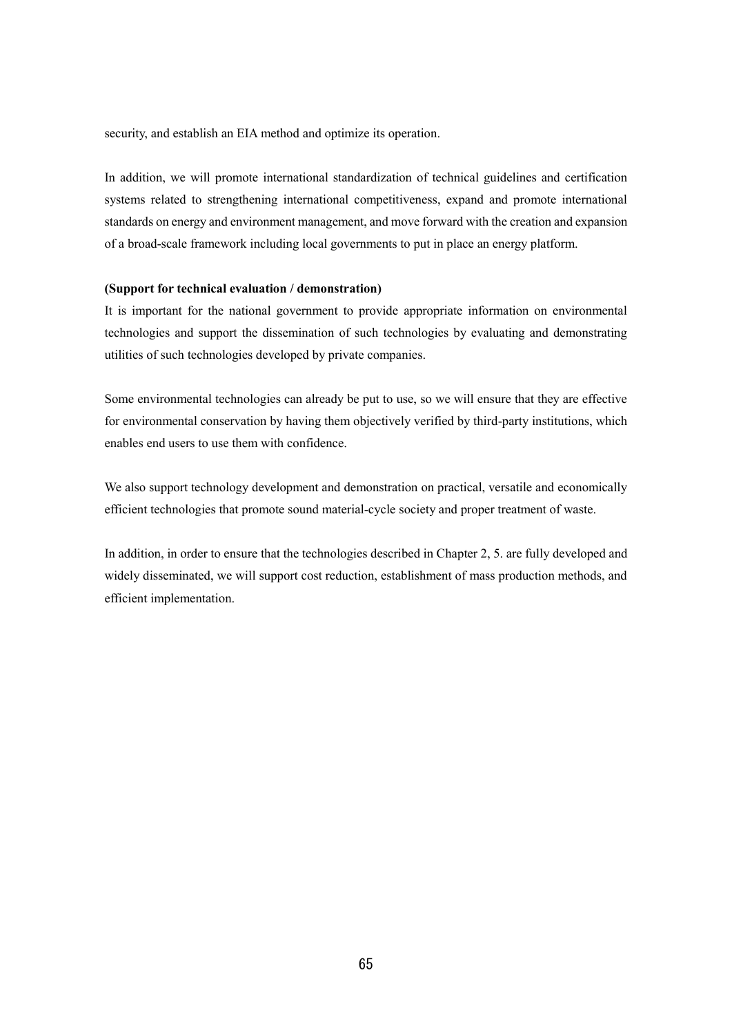security, and establish an EIA method and optimize its operation.

In addition, we will promote international standardization of technical guidelines and certification systems related to strengthening international competitiveness, expand and promote international standards on energy and environment management, and move forward with the creation and expansion of a broad-scale framework including local governments to put in place an energy platform.

**(Support for technical evaluation / demonstration)**

It is important for the national government to provide appropriate information on environmental technologies and support the dissemination of such technologies by evaluating and demonstrating utilities of such technologies developed by private companies.

Some environmental technologies can already be put to use, so we will ensure that they are effective for environmental conservation by having them objectively verified by third-party institutions, which enables end users to use them with confidence.

We also support technology development and demonstration on practical, versatile and economically efficient technologies that promote sound material-cycle society and proper treatment of waste.

In addition, in order to ensure that the technologies described in Chapter 2, 5. are fully developed and widely disseminated, we will support cost reduction, establishment of mass production methods, and efficient implementation.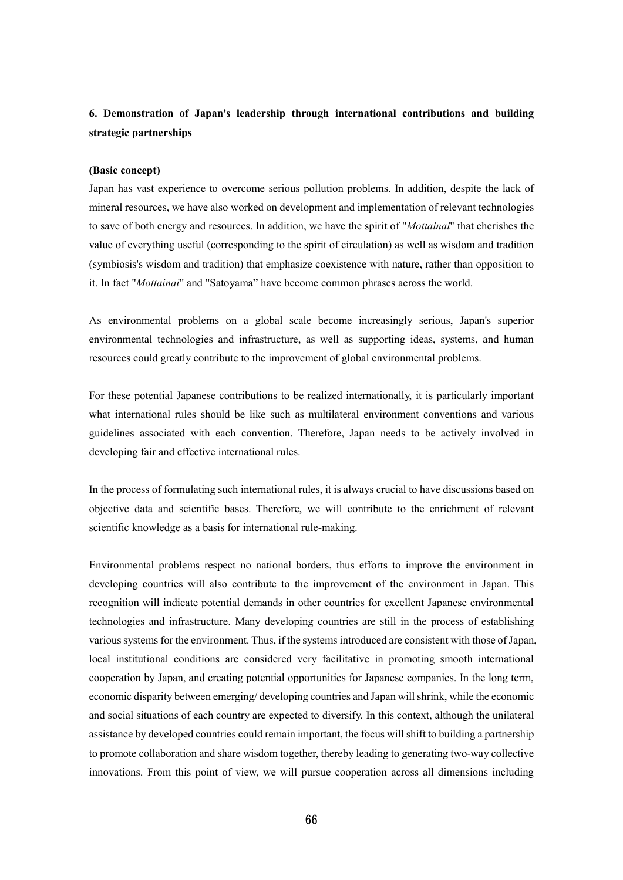**6. Demonstration of Japan's leadership through international contributions and building strategic partnerships**

**(Basic concept)**

Japan has vast experience to overcome serious pollution problems. In addition, despite the lack of mineral resources, we have also worked on development and implementation of relevant technologies to save of both energy and resources. In addition, we have the spirit of "*Mottainai*" that cherishes the value of everything useful (corresponding to the spirit of circulation) as well as wisdom and tradition (symbiosis's wisdom and tradition) that emphasize coexistence with nature, rather than opposition to it. In fact "*Mottainai*" and "Satoyama" have become common phrases across the world.

As environmental problems on a global scale become increasingly serious, Japan's superior environmental technologies and infrastructure, as well as supporting ideas, systems, and human resources could greatly contribute to the improvement of global environmental problems.

For these potential Japanese contributions to be realized internationally, it is particularly important what international rules should be like such as multilateral environment conventions and various guidelines associated with each convention. Therefore, Japan needs to be actively involved in developing fair and effective international rules.

In the process of formulating such international rules, it is always crucial to have discussions based on objective data and scientific bases. Therefore, we will contribute to the enrichment of relevant scientific knowledge as a basis for international rule-making.

Environmental problems respect no national borders, thus efforts to improve the environment in developing countries will also contribute to the improvement of the environment in Japan. This recognition will indicate potential demands in other countries for excellent Japanese environmental technologies and infrastructure. Many developing countries are still in the process of establishing various systems for the environment. Thus, if the systems introduced are consistent with those of Japan, local institutional conditions are considered very facilitative in promoting smooth international cooperation by Japan, and creating potential opportunities for Japanese companies. In the long term, economic disparity between emerging/ developing countries and Japan will shrink, while the economic and social situations of each country are expected to diversify. In this context, although the unilateral assistance by developed countries could remain important, the focus will shift to building a partnership to promote collaboration and share wisdom together, thereby leading to generating two-way collective innovations. From this point of view, we will pursue cooperation across all dimensions including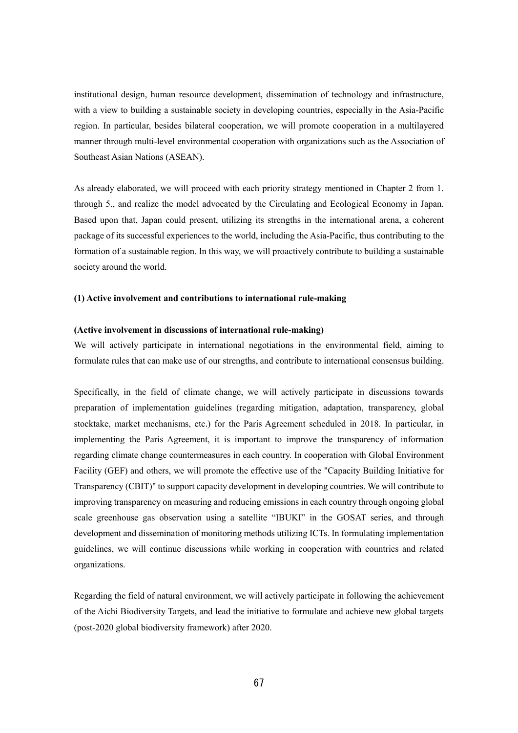institutional design, human resource development, dissemination of technology and infrastructure, with a view to building a sustainable society in developing countries, especially in the Asia-Pacific region. In particular, besides bilateral cooperation, we will promote cooperation in a multilayered manner through multi-level environmental cooperation with organizations such as the Association of Southeast Asian Nations (ASEAN).

As already elaborated, we will proceed with each priority strategy mentioned in Chapter 2 from 1. through 5., and realize the model advocated by the Circulating and Ecological Economy in Japan. Based upon that, Japan could present, utilizing its strengths in the international arena, a coherent package of its successful experiences to the world, including the Asia-Pacific, thus contributing to the formation of a sustainable region. In this way, we will proactively contribute to building a sustainable society around the world.

**(1) Active involvement and contributions to international rule-making**

**(Active involvement in discussions of international rule-making)**

We will actively participate in international negotiations in the environmental field, aiming to formulate rules that can make use of our strengths, and contribute to international consensus building.

Specifically, in the field of climate change, we will actively participate in discussions towards preparation of implementation guidelines (regarding mitigation, adaptation, transparency, global stocktake, market mechanisms, etc.) for the Paris Agreement scheduled in 2018. In particular, in implementing the Paris Agreement, it is important to improve the transparency of information regarding climate change countermeasures in each country. In cooperation with Global Environment Facility (GEF) and others, we will promote the effective use of the "Capacity Building Initiative for Transparency (CBIT)" to support capacity development in developing countries. We will contribute to improving transparency on measuring and reducing emissions in each country through ongoing global scale greenhouse gas observation using a satellite "IBUKI" in the GOSAT series, and through development and dissemination of monitoring methods utilizing ICTs. In formulating implementation guidelines, we will continue discussions while working in cooperation with countries and related organizations.

Regarding the field of natural environment, we will actively participate in following the achievement of the Aichi Biodiversity Targets, and lead the initiative to formulate and achieve new global targets (post-2020 global biodiversity framework) after 2020.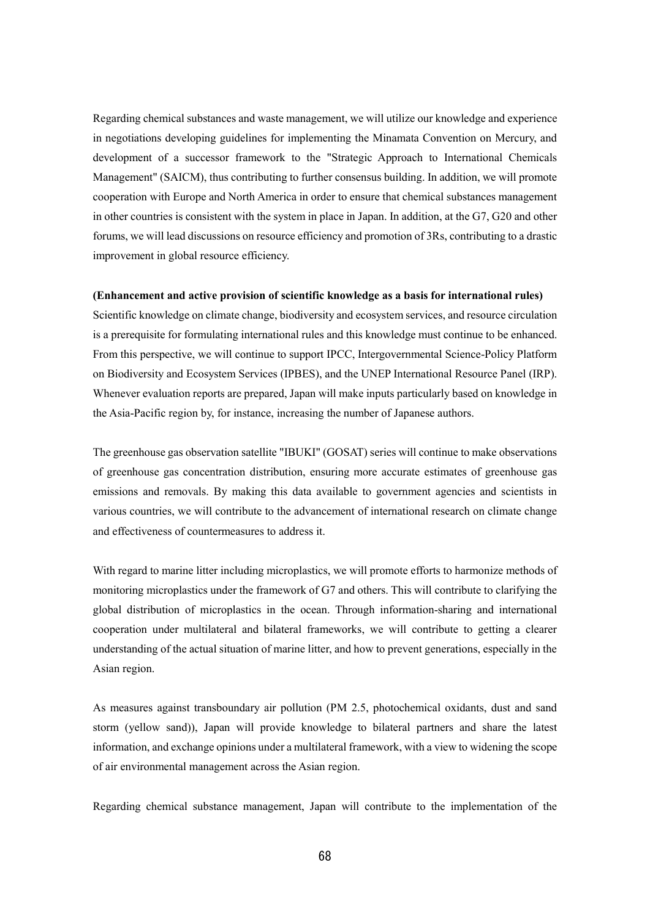Regarding chemical substances and waste management, we will utilize our knowledge and experience in negotiations developing guidelines for implementing the Minamata Convention on Mercury, and development of a successor framework to the "Strategic Approach to International Chemicals Management" (SAICM), thus contributing to further consensus building. In addition, we will promote cooperation with Europe and North America in order to ensure that chemical substances management in other countries is consistent with the system in place in Japan. In addition, at the G7, G20 and other forums, we will lead discussions on resource efficiency and promotion of 3Rs, contributing to a drastic improvement in global resource efficiency.

**(Enhancement and active provision of scientific knowledge as a basis for international rules)**

Scientific knowledge on climate change, biodiversity and ecosystem services, and resource circulation is a prerequisite for formulating international rules and this knowledge must continue to be enhanced. From this perspective, we will continue to support IPCC, Intergovernmental Science-Policy Platform on Biodiversity and Ecosystem Services (IPBES), and the UNEP International Resource Panel (IRP). Whenever evaluation reports are prepared, Japan will make inputs particularly based on knowledge in the Asia-Pacific region by, for instance, increasing the number of Japanese authors.

The greenhouse gas observation satellite "IBUKI" (GOSAT) series will continue to make observations of greenhouse gas concentration distribution, ensuring more accurate estimates of greenhouse gas emissions and removals. By making this data available to government agencies and scientists in various countries, we will contribute to the advancement of international research on climate change and effectiveness of countermeasures to address it.

With regard to marine litter including microplastics, we will promote efforts to harmonize methods of monitoring microplastics under the framework of G7 and others. This will contribute to clarifying the global distribution of microplastics in the ocean. Through information-sharing and international cooperation under multilateral and bilateral frameworks, we will contribute to getting a clearer understanding of the actual situation of marine litter, and how to prevent generations, especially in the Asian region.

As measures against transboundary air pollution (PM 2.5, photochemical oxidants, dust and sand storm (yellow sand)), Japan will provide knowledge to bilateral partners and share the latest information, and exchange opinions under a multilateral framework, with a view to widening the scope of air environmental management across the Asian region.

Regarding chemical substance management, Japan will contribute to the implementation of the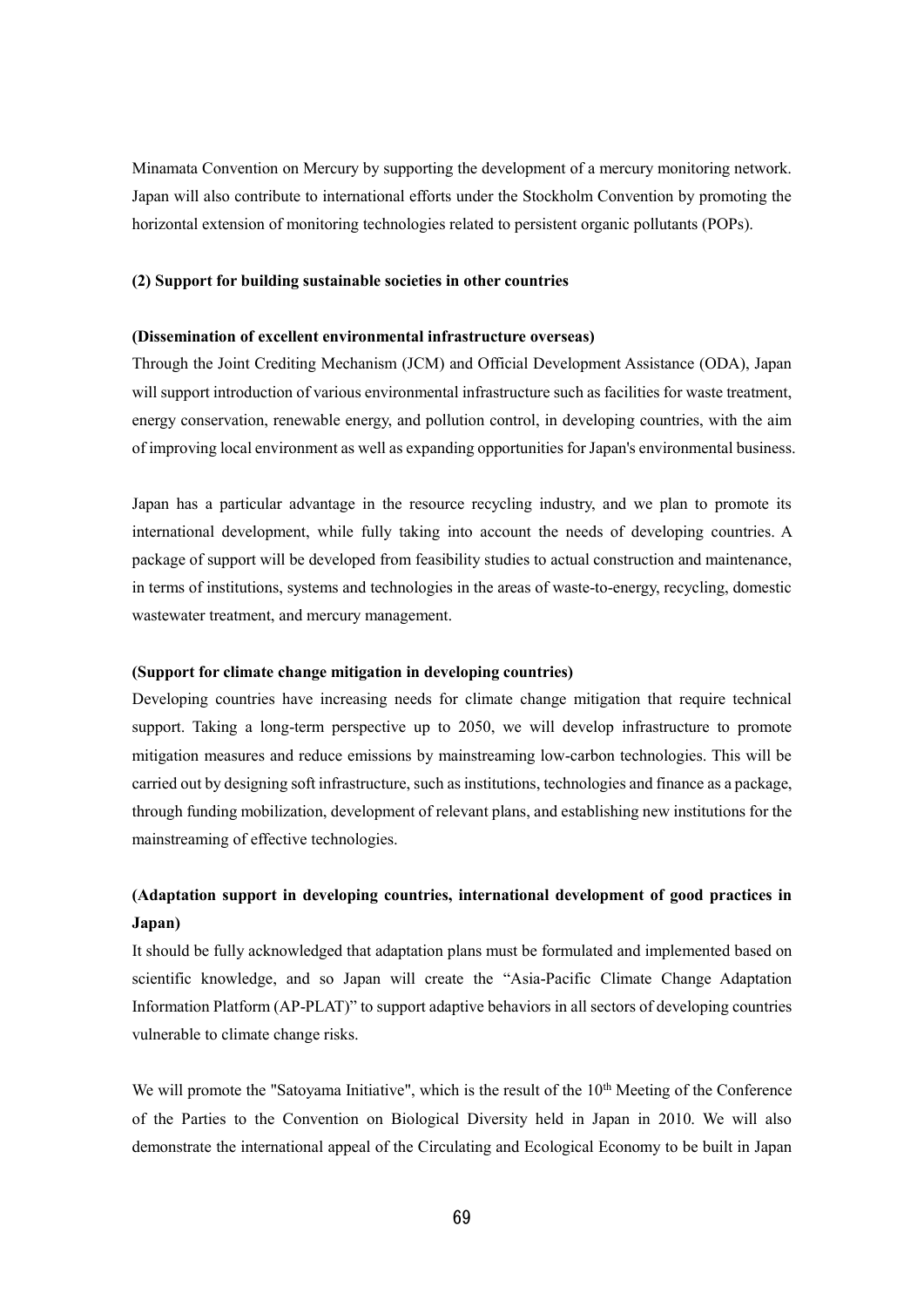Minamata Convention on Mercury by supporting the development of a mercury monitoring network. Japan will also contribute to international efforts under the Stockholm Convention by promoting the horizontal extension of monitoring technologies related to persistent organic pollutants (POPs).

### (2) Support for building sustainable societies in other countries

**(Dissemination of excellent environmental infrastructure overseas)**

Through the Joint Crediting Mechanism (JCM) and Official Development Assistance (ODA), Japan will support introduction of various environmental infrastructure such as facilities for waste treatment, energy conservation, renewable energy, and pollution control, in developing countries, with the aim of improving local environment as well as expanding opportunities for Japan's environmental business.

Japan has a particular advantage in the resource recycling industry, and we plan to promote its international development, while fully taking into account the needs of developing countries. A package of support will be developed from feasibility studies to actual construction and maintenance, in terms of institutions, systems and technologies in the areas of waste-to-energy, recycling, domestic wastewater treatment, and mercury management.

**(Support for climate change mitigation in developing countries)**

Developing countries have increasing needs for climate change mitigation that require technical support. Taking a long-term perspective up to 2050, we will develop infrastructure to promote mitigation measures and reduce emissions by mainstreaming low-carbon technologies. This will be carried out by designing soft infrastructure, such as institutions, technologies and finance as a package, through funding mobilization, development of relevant plans, and establishing new institutions for the mainstreaming of effective technologies.

**(Adaptation support in developing countries, international development of good practices in Japan)**

It should be fully acknowledged that adaptation plans must be formulated and implemented based on scientific knowledge, and so Japan will create the "Asia-Pacific Climate Change Adaptation Information Platform (AP-PLAT)" to support adaptive behaviors in all sectors of developing countries vulnerable to climate change risks.

We will promote the "Satoyama Initiative", which is the result of the 10th Meeting of the Conference of the Parties to the Convention on Biological Diversity held in Japan in 2010. We will also demonstrate the international appeal of the Circulating and Ecological Economy to be built in Japan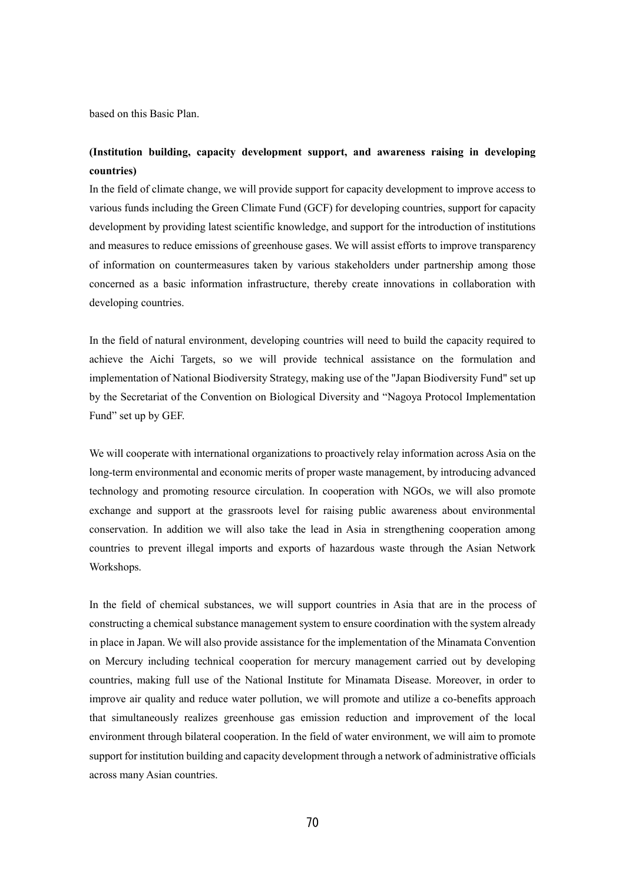based on this Basic Plan.

**(Institution building, capacity development support, and awareness raising in developing countries)**

In the field of climate change, we will provide support for capacity development to improve access to various funds including the Green Climate Fund (GCF) for developing countries, support for capacity development by providing latest scientific knowledge, and support for the introduction of institutions and measures to reduce emissions of greenhouse gases. We will assist efforts to improve transparency of information on countermeasures taken by various stakeholders under partnership among those concerned as a basic information infrastructure, thereby create innovations in collaboration with developing countries.

In the field of natural environment, developing countries will need to build the capacity required to achieve the Aichi Targets, so we will provide technical assistance on the formulation and implementation of National Biodiversity Strategy, making use of the "Japan Biodiversity Fund" set up by the Secretariat of the Convention on Biological Diversity and "Nagoya Protocol Implementation Fund" set up by GEF.

We will cooperate with international organizations to proactively relay information across Asia on the long-term environmental and economic merits of proper waste management, by introducing advanced technology and promoting resource circulation. In cooperation with NGOs, we will also promote exchange and support at the grassroots level for raising public awareness about environmental conservation. In addition we will also take the lead in Asia in strengthening cooperation among countries to prevent illegal imports and exports of hazardous waste through the Asian Network Workshops.

In the field of chemical substances, we will support countries in Asia that are in the process of constructing a chemical substance management system to ensure coordination with the system already in place in Japan. We will also provide assistance for the implementation of the Minamata Convention on Mercury including technical cooperation for mercury management carried out by developing countries, making full use of the National Institute for Minamata Disease. Moreover, in order to improve air quality and reduce water pollution, we will promote and utilize a co-benefits approach that simultaneously realizes greenhouse gas emission reduction and improvement of the local environment through bilateral cooperation. In the field of water environment, we will aim to promote support for institution building and capacity development through a network of administrative officials across many Asian countries.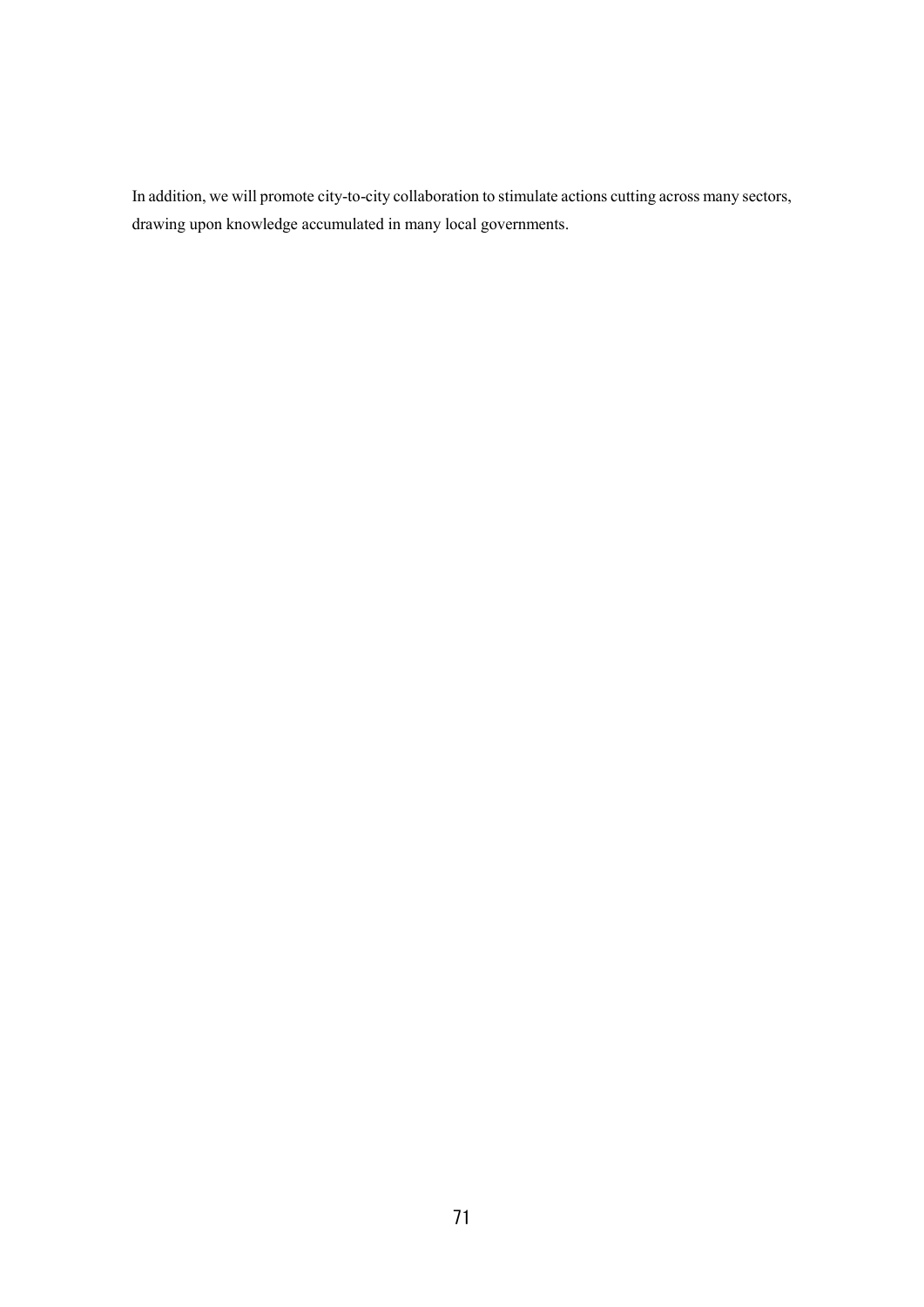In addition, we will promote city-to-city collaboration to stimulate actions cutting across many sectors, drawing upon knowledge accumulated in many local governments.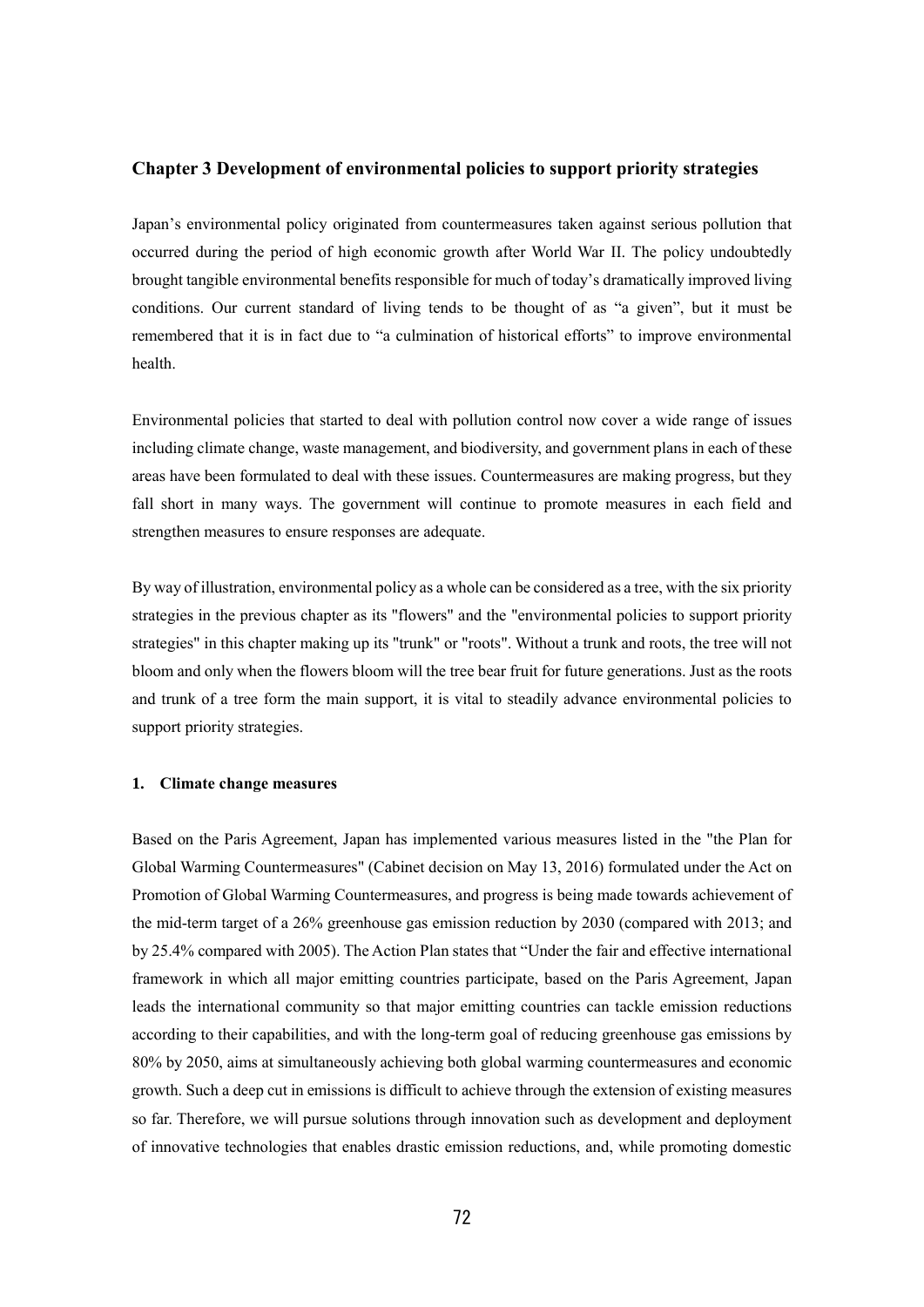## Chapter 3 Development of environmental policies to support priority strategies

Japan's environmental policy originated from countermeasures taken against serious pollution that occurred during the period of high economic growth after World War II. The policy undoubtedly brought tangible environmental benefits responsible for much of today's dramatically improved living conditions. Our current standard of living tends to be thought of as "a given", but it must be remembered that it is in fact due to "a culmination of historical efforts" to improve environmental health.

Environmental policies that started to deal with pollution control now cover a wide range of issues including climate change, waste management, and biodiversity, and government plans in each of these areas have been formulated to deal with these issues. Countermeasures are making progress, but they fall short in many ways. The government will continue to promote measures in each field and strengthen measures to ensure responses are adequate.

By way of illustration, environmental policy as a whole can be considered as a tree, with the six priority strategies in the previous chapter as its "flowers" and the "environmental policies to support priority strategies" in this chapter making up its "trunk" or "roots". Without a trunk and roots, the tree will not bloom and only when the flowers bloom will the tree bear fruit for future generations. Just as the roots and trunk of a tree form the main support, it is vital to steadily advance environmental policies to support priority strategies.

### 1. Climate change measures

Based on the Paris Agreement, Japan has implemented various measures listed in the "the Plan for Global Warming Countermeasures" (Cabinet decision on May 13, 2016) formulated under the Act on Promotion of Global Warming Countermeasures, and progress is being made towards achievement of the mid-term target of a 26% greenhouse gas emission reduction by 2030 (compared with 2013; and by 25.4% compared with 2005). The Action Plan states that "Under the fair and effective international framework in which all major emitting countries participate, based on the Paris Agreement, Japan leads the international community so that major emitting countries can tackle emission reductions according to their capabilities, and with the long-term goal of reducing greenhouse gas emissions by 80% by 2050, aims at simultaneously achieving both global warming countermeasures and economic growth. Such a deep cut in emissions is difficult to achieve through the extension of existing measures so far. Therefore, we will pursue solutions through innovation such as development and deployment of innovative technologies that enables drastic emission reductions, and, while promoting domestic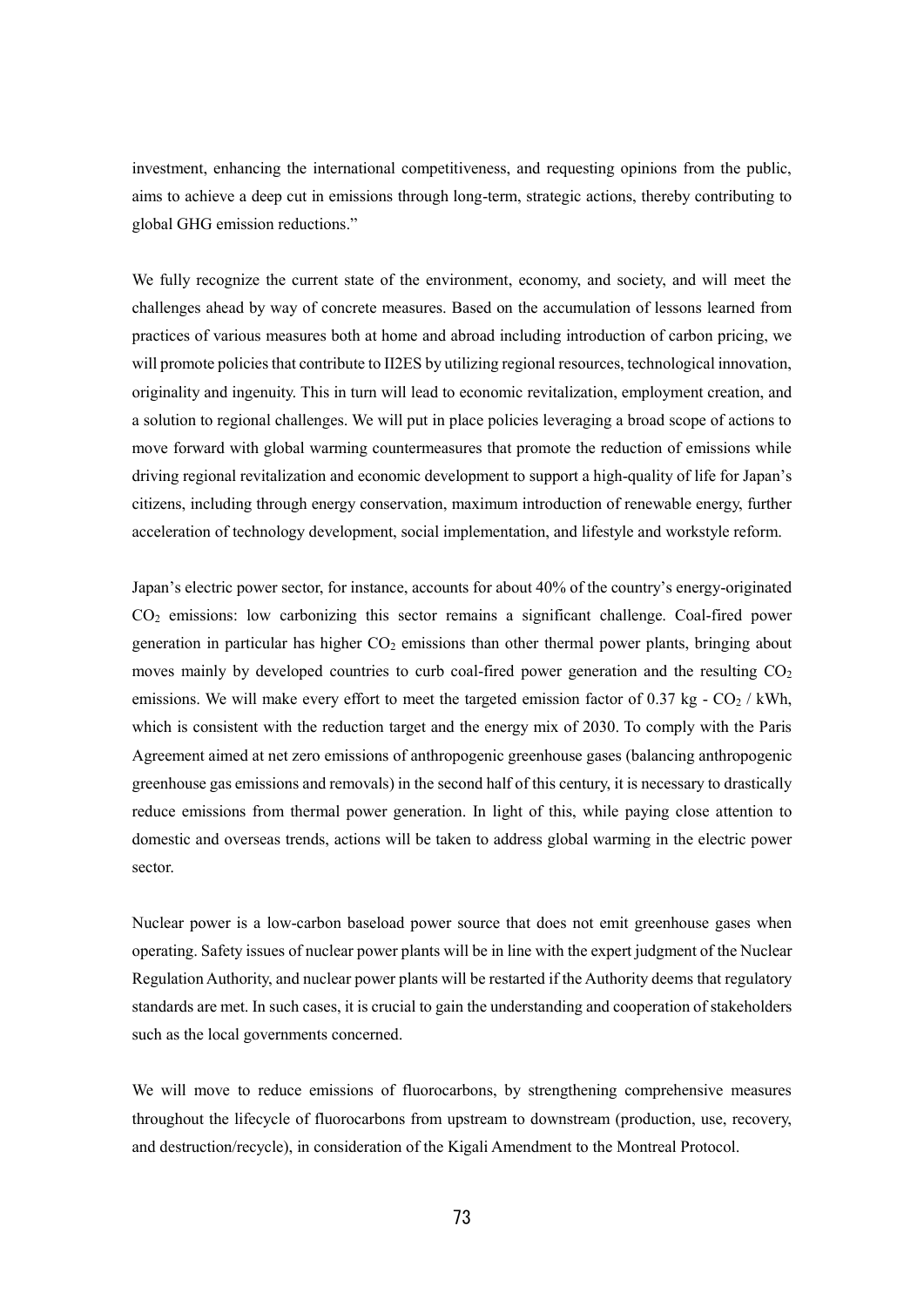investment, enhancing the international competitiveness, and requesting opinions from the public, aims to achieve a deep cut in emissions through long-term, strategic actions, thereby contributing to global GHG emission reductions."

We fully recognize the current state of the environment, economy, and society, and will meet the challenges ahead by way of concrete measures. Based on the accumulation of lessons learned from practices of various measures both at home and abroad including introduction of carbon pricing, we will promote policies that contribute to II2ES by utilizing regional resources, technological innovation, originality and ingenuity. This in turn will lead to economic revitalization, employment creation, and a solution to regional challenges. We will put in place policies leveraging a broad scope of actions to move forward with global warming countermeasures that promote the reduction of emissions while driving regional revitalization and economic development to support a high-quality of life for Japan's citizens, including through energy conservation, maximum introduction of renewable energy, further acceleration of technology development, social implementation, and lifestyle and workstyle reform.

Japan's electric power sector, for instance, accounts for about 40% of the country's energy-originated $CO_2$ emissions: low carbonizing this sector remains a significant challenge. Coal-fired power generation in particular has higher $CO_2$ emissions than other thermal power plants, bringing about moves mainly by developed countries to curb coal-fired power generation and the resulting $CO_2$ emissions. We will make every effort to meet the targeted emission factor of 0.37 kg - $CO_2$ / kWh, which is consistent with the reduction target and the energy mix of 2030. To comply with the Paris Agreement aimed at net zero emissions of anthropogenic greenhouse gases (balancing anthropogenic greenhouse gas emissions and removals) in the second half of this century, it is necessary to drastically reduce emissions from thermal power generation. In light of this, while paying close attention to domestic and overseas trends, actions will be taken to address global warming in the electric power sector.

Nuclear power is a low-carbon baseload power source that does not emit greenhouse gases when operating. Safety issues of nuclear power plants will be in line with the expert judgment of the Nuclear Regulation Authority, and nuclear power plants will be restarted if the Authority deems that regulatory standards are met. In such cases, it is crucial to gain the understanding and cooperation of stakeholders such as the local governments concerned.

We will move to reduce emissions of fluorocarbons, by strengthening comprehensive measures throughout the lifecycle of fluorocarbons from upstream to downstream (production, use, recovery, and destruction/recycle), in consideration of the Kigali Amendment to the Montreal Protocol.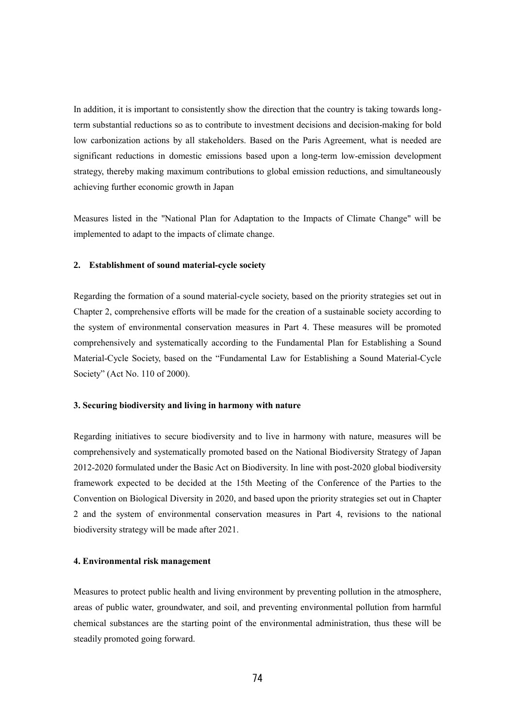In addition, it is important to consistently show the direction that the country is taking towards long-term substantial reductions so as to contribute to investment decisions and decision-making for bold low carbonization actions by all stakeholders. Based on the Paris Agreement, what is needed are significant reductions in domestic emissions based upon a long-term low-emission development strategy, thereby making maximum contributions to global emission reductions, and simultaneously achieving further economic growth in Japan

Measures listed in the "National Plan for Adaptation to the Impacts of Climate Change" will be implemented to adapt to the impacts of climate change.

### 2. Establishment of sound material-cycle society

Regarding the formation of a sound material-cycle society, based on the priority strategies set out in Chapter 2, comprehensive efforts will be made for the creation of a sustainable society according to the system of environmental conservation measures in Part 4. These measures will be promoted comprehensively and systematically according to the Fundamental Plan for Establishing a Sound Material-Cycle Society, based on the "Fundamental Law for Establishing a Sound Material-Cycle Society" (Act No. 110 of 2000).

### 3. Securing biodiversity and living in harmony with nature

Regarding initiatives to secure biodiversity and to live in harmony with nature, measures will be comprehensively and systematically promoted based on the National Biodiversity Strategy of Japan 2012-2020 formulated under the Basic Act on Biodiversity. In line with post-2020 global biodiversity framework expected to be decided at the 15th Meeting of the Conference of the Parties to the Convention on Biological Diversity in 2020, and based upon the priority strategies set out in Chapter 2 and the system of environmental conservation measures in Part 4, revisions to the national biodiversity strategy will be made after 2021.

### 4. Environmental risk management

Measures to protect public health and living environment by preventing pollution in the atmosphere, areas of public water, groundwater, and soil, and preventing environmental pollution from harmful chemical substances are the starting point of the environmental administration, thus these will be steadily promoted going forward.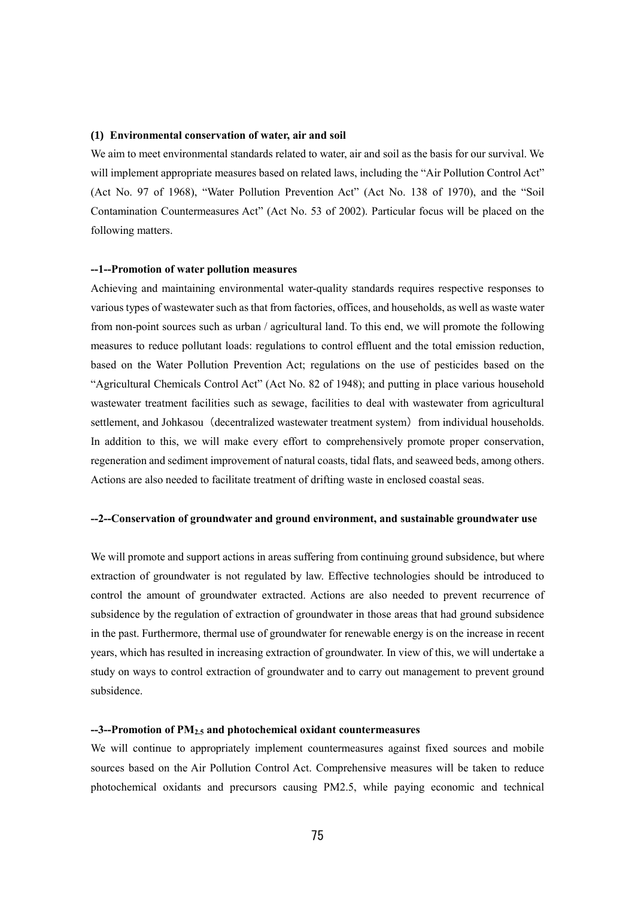**(1) Environmental conservation of water, air and soil**

We aim to meet environmental standards related to water, air and soil as the basis for our survival. We will implement appropriate measures based on related laws, including the "Air Pollution Control Act" (Act No. 97 of 1968), "Water Pollution Prevention Act" (Act No. 138 of 1970), and the "Soil Contamination Countermeasures Act" (Act No. 53 of 2002). Particular focus will be placed on the following matters.

**--1--Promotion of water pollution measures**

Achieving and maintaining environmental water-quality standards requires respective responses to various types of wastewater such as that from factories, offices, and households, as well as waste water from non-point sources such as urban / agricultural land. To this end, we will promote the following measures to reduce pollutant loads: regulations to control effluent and the total emission reduction, based on the Water Pollution Prevention Act; regulations on the use of pesticides based on the "Agricultural Chemicals Control Act" (Act No. 82 of 1948); and putting in place various household wastewater treatment facilities such as sewage, facilities to deal with wastewater from agricultural settlement, and Johkasou（decentralized wastewater treatment system）from individual households. In addition to this, we will make every effort to comprehensively promote proper conservation, regeneration and sediment improvement of natural coasts, tidal flats, and seaweed beds, among others. Actions are also needed to facilitate treatment of drifting waste in enclosed coastal seas.

**--2--Conservation of groundwater and ground environment, and sustainable groundwater use**

We will promote and support actions in areas suffering from continuing ground subsidence, but where extraction of groundwater is not regulated by law. Effective technologies should be introduced to control the amount of groundwater extracted. Actions are also needed to prevent recurrence of subsidence by the regulation of extraction of groundwater in those areas that had ground subsidence in the past. Furthermore, thermal use of groundwater for renewable energy is on the increase in recent years, which has resulted in increasing extraction of groundwater. In view of this, we will undertake a study on ways to control extraction of groundwater and to carry out management to prevent ground subsidence.

**--3--Promotion of $PM_{2.5}$ and photochemical oxidant countermeasures**

We will continue to appropriately implement countermeasures against fixed sources and mobile sources based on the Air Pollution Control Act. Comprehensive measures will be taken to reduce photochemical oxidants and precursors causing PM2.5, while paying economic and technical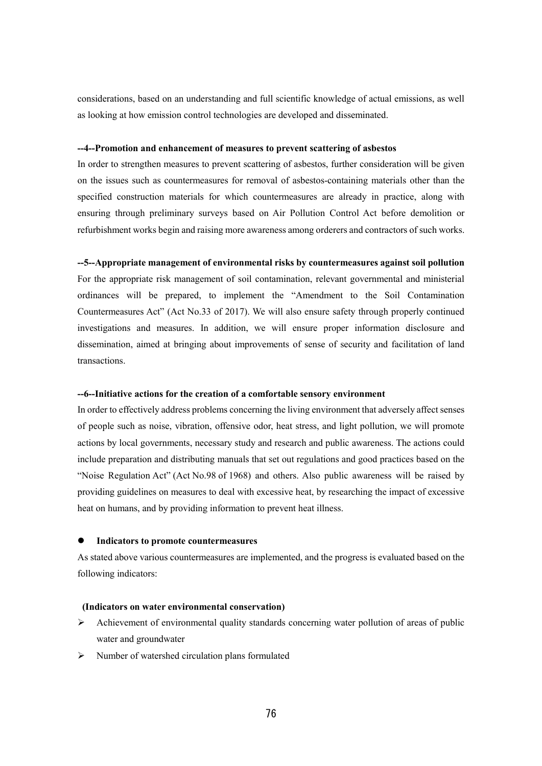considerations, based on an understanding and full scientific knowledge of actual emissions, as well as looking at how emission control technologies are developed and disseminated.

**--4--Promotion and enhancement of measures to prevent scattering of asbestos**

In order to strengthen measures to prevent scattering of asbestos, further consideration will be given on the issues such as countermeasures for removal of asbestos-containing materials other than the specified construction materials for which countermeasures are already in practice, along with ensuring through preliminary surveys based on Air Pollution Control Act before demolition or refurbishment works begin and raising more awareness among orderers and contractors of such works.

**--5--Appropriate management of environmental risks by countermeasures against soil pollution**

For the appropriate risk management of soil contamination, relevant governmental and ministerial ordinances will be prepared, to implement the "Amendment to the Soil Contamination Countermeasures Act" (Act No.33 of 2017). We will also ensure safety through properly continued investigations and measures. In addition, we will ensure proper information disclosure and dissemination, aimed at bringing about improvements of sense of security and facilitation of land transactions.

**--6--Initiative actions for the creation of a comfortable sensory environment**

In order to effectively address problems concerning the living environment that adversely affect senses of people such as noise, vibration, offensive odor, heat stress, and light pollution, we will promote actions by local governments, necessary study and research and public awareness. The actions could include preparation and distributing manuals that set out regulations and good practices based on the "Noise Regulation Act" (Act No.98 of 1968) and others. Also public awareness will be raised by providing guidelines on measures to deal with excessive heat, by researching the impact of excessive heat on humans, and by providing information to prevent heat illness.

- **Indicators to promote countermeasures**

As stated above various countermeasures are implemented, and the progress is evaluated based on the following indicators:

**(Indicators on water environmental conservation)**

- Achievement of environmental quality standards concerning water pollution of areas of public water and groundwater
- Number of watershed circulation plans formulated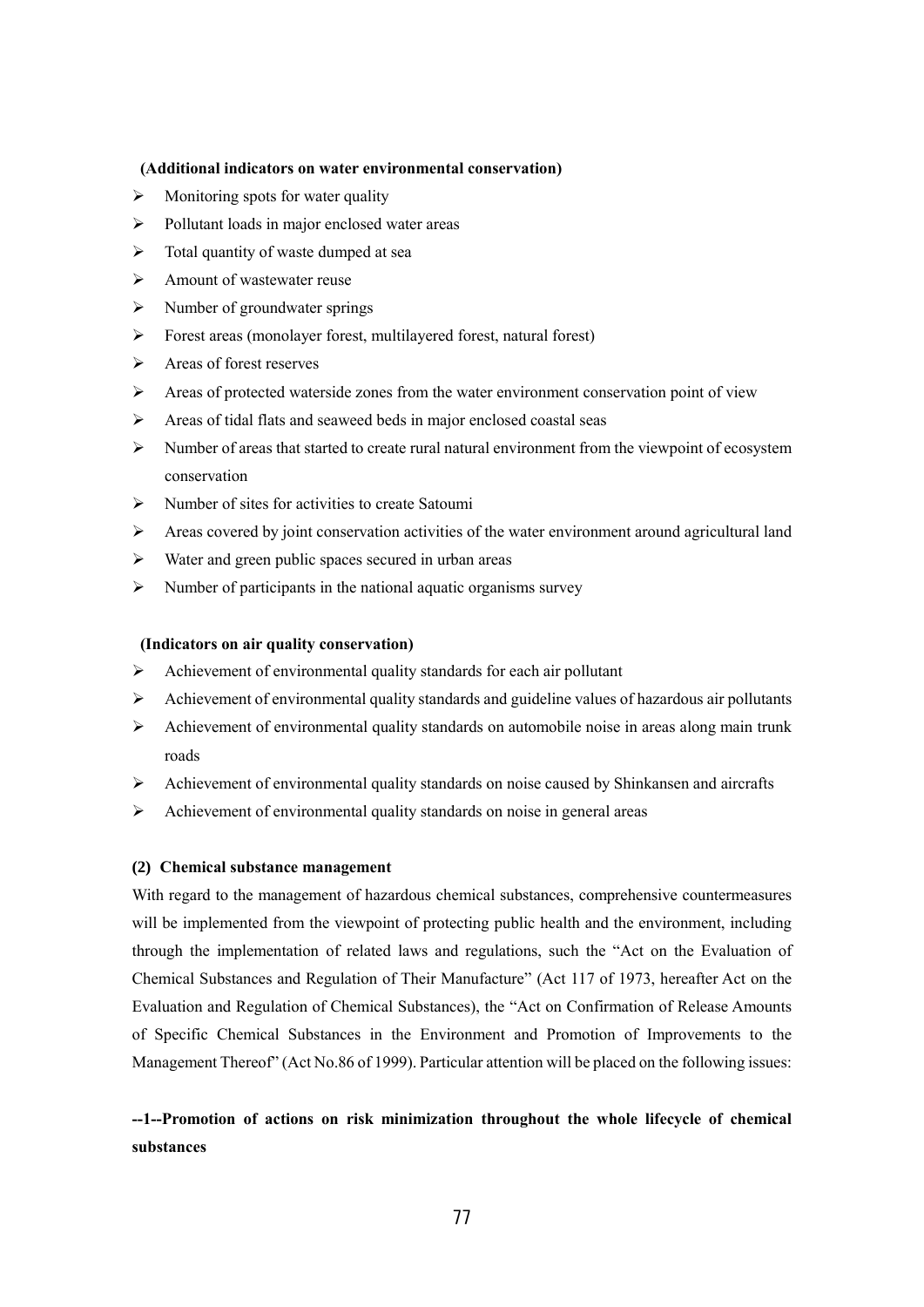**(Additional indicators on water environmental conservation)**

- Monitoring spots for water quality
- Pollutant loads in major enclosed water areas
- Total quantity of waste dumped at sea
- Amount of wastewater reuse
- Number of groundwater springs
- Forest areas (monolayer forest, multilayered forest, natural forest)
- Areas of forest reserves
- Areas of protected waterside zones from the water environment conservation point of view
- Areas of tidal flats and seaweed beds in major enclosed coastal seas
- Number of areas that started to create rural natural environment from the viewpoint of ecosystem conservation
- Number of sites for activities to create Satoumi
- Areas covered by joint conservation activities of the water environment around agricultural land
- Water and green public spaces secured in urban areas
- Number of participants in the national aquatic organisms survey

**(Indicators on air quality conservation)**

- Achievement of environmental quality standards for each air pollutant
- Achievement of environmental quality standards and guideline values of hazardous air pollutants
- Achievement of environmental quality standards on automobile noise in areas along main trunk roads
- Achievement of environmental quality standards on noise caused by Shinkansen and aircrafts
- Achievement of environmental quality standards on noise in general areas

### (2) Chemical substance management

With regard to the management of hazardous chemical substances, comprehensive countermeasures will be implemented from the viewpoint of protecting public health and the environment, including through the implementation of related laws and regulations, such the "Act on the Evaluation of Chemical Substances and Regulation of Their Manufacture" (Act 117 of 1973, hereafter Act on the Evaluation and Regulation of Chemical Substances), the "Act on Confirmation of Release Amounts of Specific Chemical Substances in the Environment and Promotion of Improvements to the Management Thereof" (Act No.86 of 1999). Particular attention will be placed on the following issues:

#### --1--Promotion of actions on risk minimization throughout the whole lifecycle of chemical substances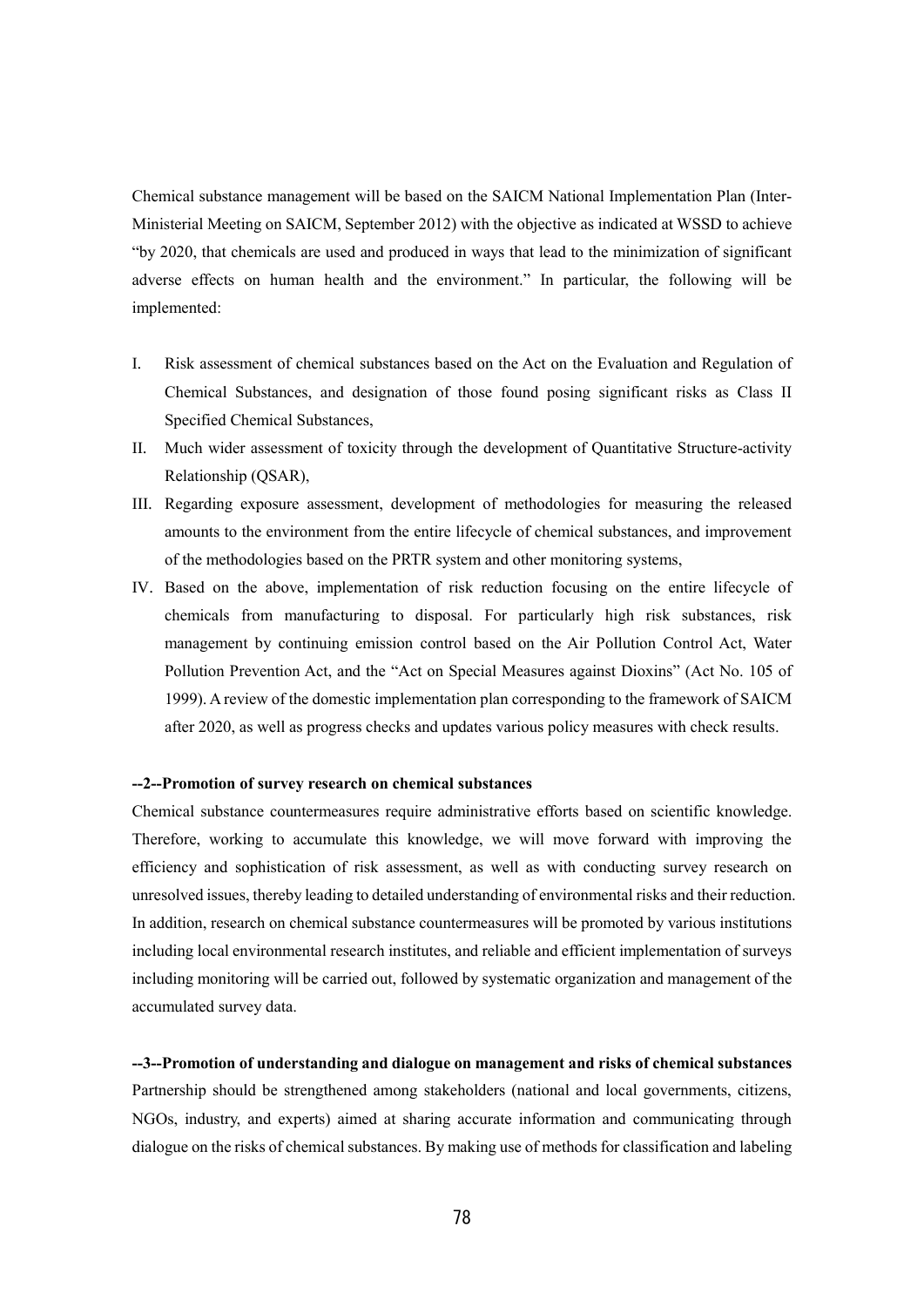Chemical substance management will be based on the SAICM National Implementation Plan (Inter-Ministerial Meeting on SAICM, September 2012) with the objective as indicated at WSSD to achieve "by 2020, that chemicals are used and produced in ways that lead to the minimization of significant adverse effects on human health and the environment." In particular, the following will be implemented:

I. Risk assessment of chemical substances based on the Act on the Evaluation and Regulation of Chemical Substances, and designation of those found posing significant risks as Class II Specified Chemical Substances,
II. Much wider assessment of toxicity through the development of Quantitative Structure-activity Relationship (QSAR),
III. Regarding exposure assessment, development of methodologies for measuring the released amounts to the environment from the entire lifecycle of chemical substances, and improvement of the methodologies based on the PRTR system and other monitoring systems,
IV. Based on the above, implementation of risk reduction focusing on the entire lifecycle of chemicals from manufacturing to disposal. For particularly high risk substances, risk management by continuing emission control based on the Air Pollution Control Act, Water Pollution Prevention Act, and the "Act on Special Measures against Dioxins" (Act No. 105 of 1999). A review of the domestic implementation plan corresponding to the framework of SAICM after 2020, as well as progress checks and updates various policy measures with check results.

**--2--Promotion of survey research on chemical substances**

Chemical substance countermeasures require administrative efforts based on scientific knowledge. Therefore, working to accumulate this knowledge, we will move forward with improving the efficiency and sophistication of risk assessment, as well as with conducting survey research on unresolved issues, thereby leading to detailed understanding of environmental risks and their reduction. In addition, research on chemical substance countermeasures will be promoted by various institutions including local environmental research institutes, and reliable and efficient implementation of surveys including monitoring will be carried out, followed by systematic organization and management of the accumulated survey data.

**--3--Promotion of understanding and dialogue on management and risks of chemical substances**

Partnership should be strengthened among stakeholders (national and local governments, citizens, NGOs, industry, and experts) aimed at sharing accurate information and communicating through dialogue on the risks of chemical substances. By making use of methods for classification and labeling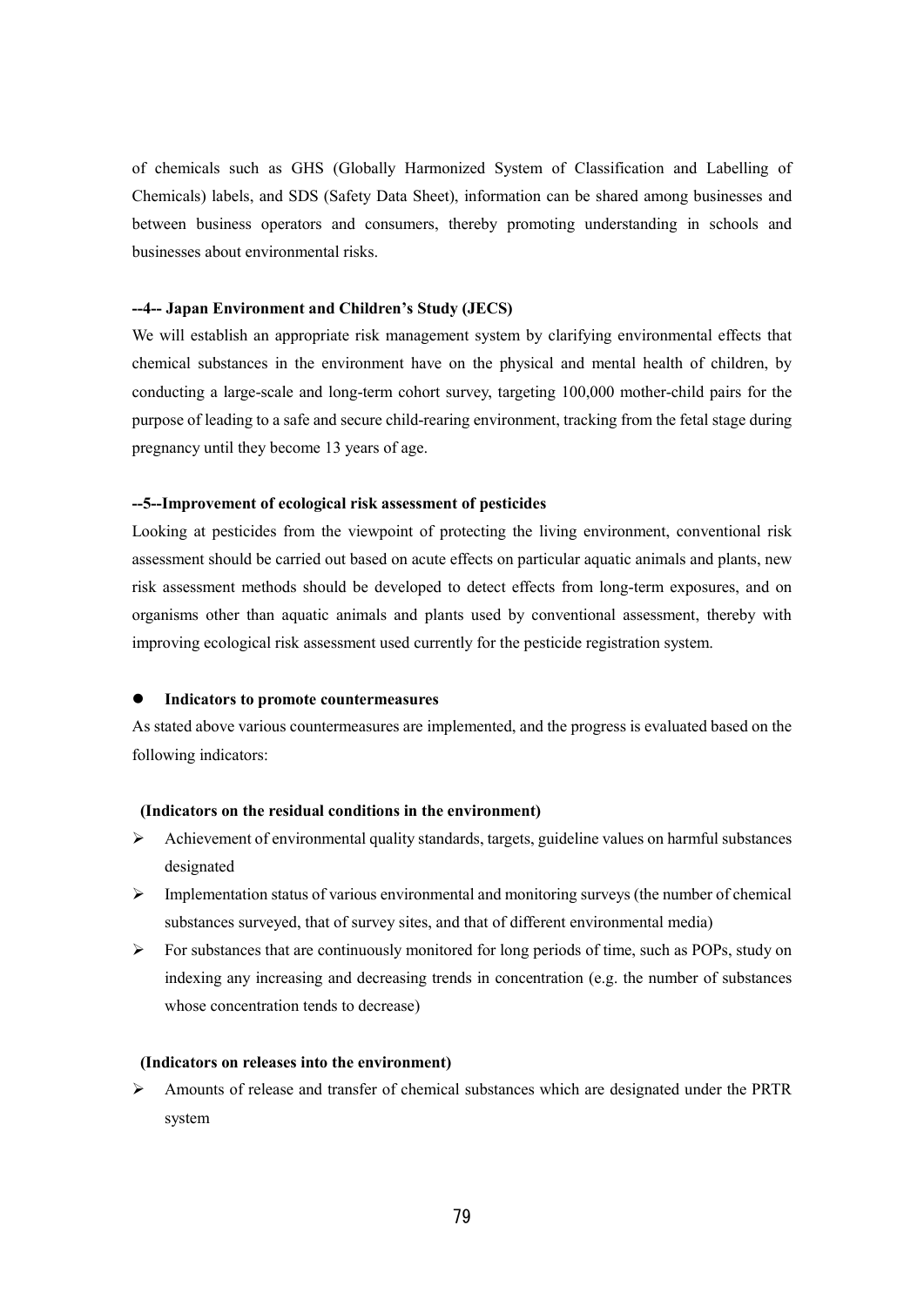of chemicals such as GHS (Globally Harmonized System of Classification and Labelling of Chemicals) labels, and SDS (Safety Data Sheet), information can be shared among businesses and between business operators and consumers, thereby promoting understanding in schools and businesses about environmental risks.

**--4-- Japan Environment and Children's Study (JECS)**

We will establish an appropriate risk management system by clarifying environmental effects that chemical substances in the environment have on the physical and mental health of children, by conducting a large-scale and long-term cohort survey, targeting 100,000 mother-child pairs for the purpose of leading to a safe and secure child-rearing environment, tracking from the fetal stage during pregnancy until they become 13 years of age.

**--5--Improvement of ecological risk assessment of pesticides**

Looking at pesticides from the viewpoint of protecting the living environment, conventional risk assessment should be carried out based on acute effects on particular aquatic animals and plants, new risk assessment methods should be developed to detect effects from long-term exposures, and on organisms other than aquatic animals and plants used by conventional assessment, thereby with improving ecological risk assessment used currently for the pesticide registration system.

- **Indicators to promote countermeasures**

As stated above various countermeasures are implemented, and the progress is evaluated based on the following indicators:

**(Indicators on the residual conditions in the environment)**

- Achievement of environmental quality standards, targets, guideline values on harmful substances designated
- Implementation status of various environmental and monitoring surveys (the number of chemical substances surveyed, that of survey sites, and that of different environmental media)
- For substances that are continuously monitored for long periods of time, such as POPs, study on indexing any increasing and decreasing trends in concentration (e.g. the number of substances whose concentration tends to decrease)

**(Indicators on releases into the environment)**

- Amounts of release and transfer of chemical substances which are designated under the PRTR system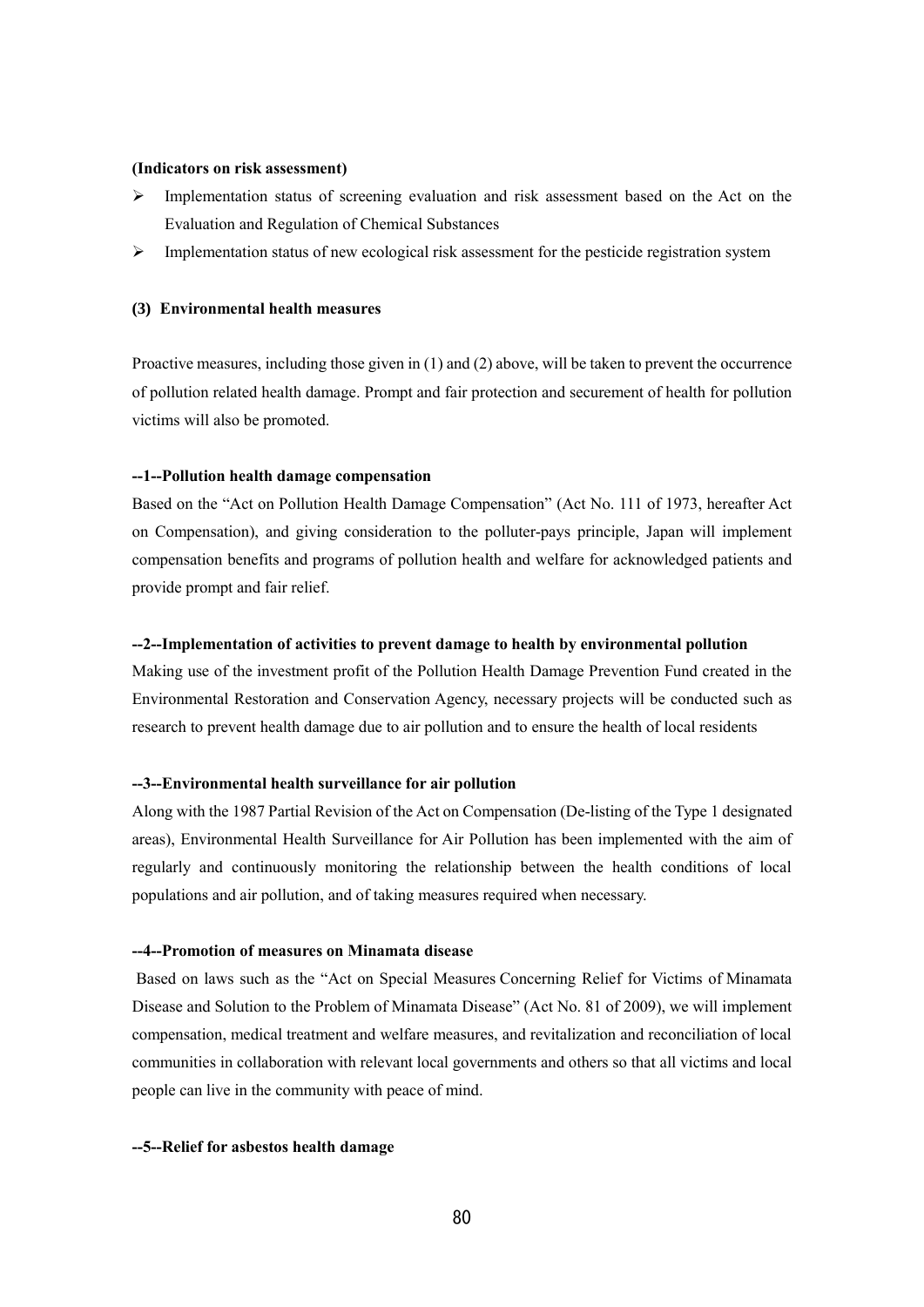**(Indicators on risk assessment)**

- Implementation status of screening evaluation and risk assessment based on the Act on the Evaluation and Regulation of Chemical Substances
- Implementation status of new ecological risk assessment for the pesticide registration system

**(3) Environmental health measures**

Proactive measures, including those given in (1) and (2) above, will be taken to prevent the occurrence of pollution related health damage. Prompt and fair protection and securement of health for pollution victims will also be promoted.

**--1--Pollution health damage compensation**

Based on the "Act on Pollution Health Damage Compensation" (Act No. 111 of 1973, hereafter Act on Compensation), and giving consideration to the polluter-pays principle, Japan will implement compensation benefits and programs of pollution health and welfare for acknowledged patients and provide prompt and fair relief.

**--2--Implementation of activities to prevent damage to health by environmental pollution**

Making use of the investment profit of the Pollution Health Damage Prevention Fund created in the Environmental Restoration and Conservation Agency, necessary projects will be conducted such as research to prevent health damage due to air pollution and to ensure the health of local residents

**--3--Environmental health surveillance for air pollution**

Along with the 1987 Partial Revision of the Act on Compensation (De-listing of the Type 1 designated areas), Environmental Health Surveillance for Air Pollution has been implemented with the aim of regularly and continuously monitoring the relationship between the health conditions of local populations and air pollution, and of taking measures required when necessary.

**--4--Promotion of measures on Minamata disease**

Based on laws such as the "Act on Special Measures Concerning Relief for Victims of Minamata Disease and Solution to the Problem of Minamata Disease" (Act No. 81 of 2009), we will implement compensation, medical treatment and welfare measures, and revitalization and reconciliation of local communities in collaboration with relevant local governments and others so that all victims and local people can live in the community with peace of mind.

**--5--Relief for asbestos health damage**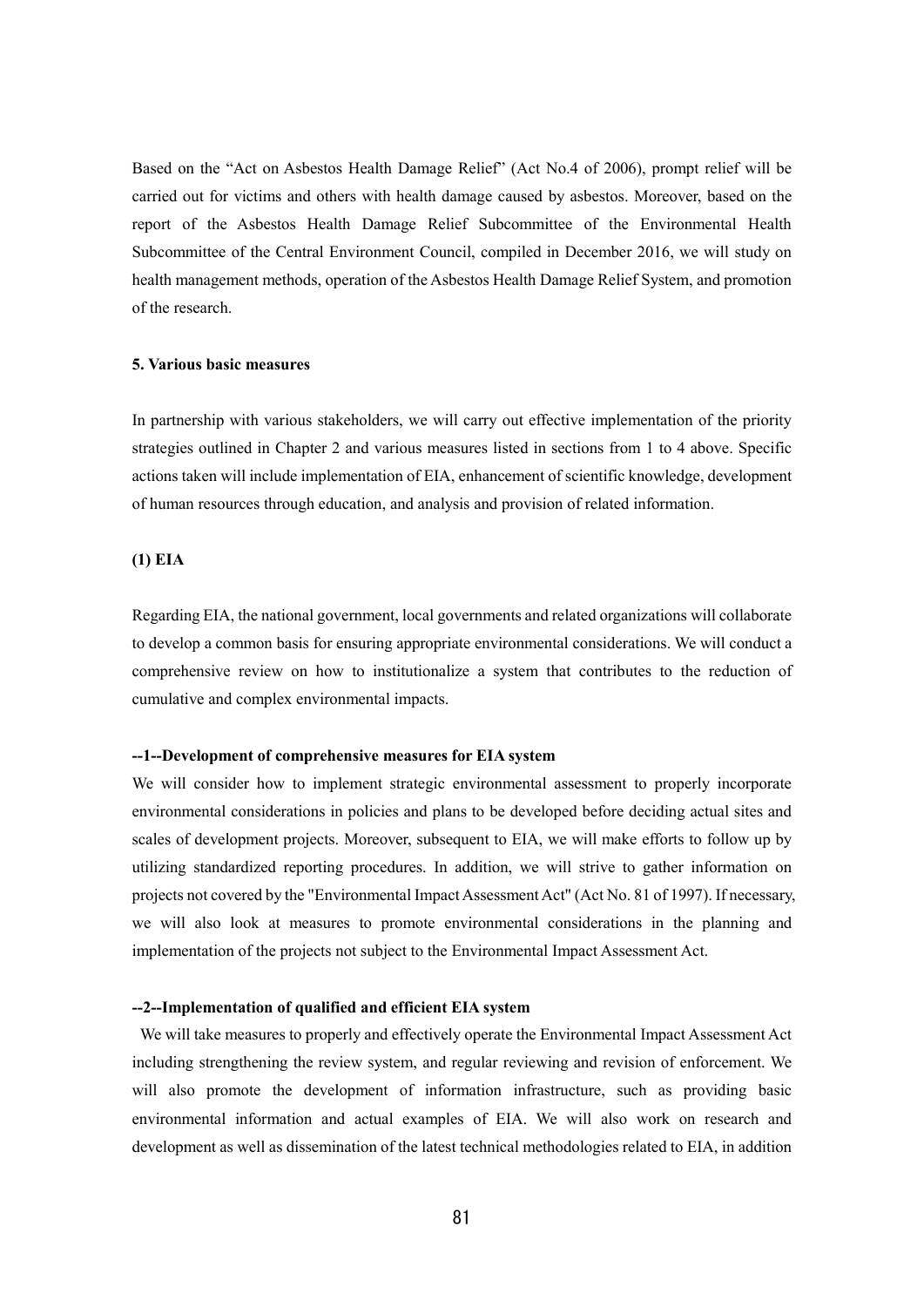Based on the "Act on Asbestos Health Damage Relief" (Act No.4 of 2006), prompt relief will be carried out for victims and others with health damage caused by asbestos. Moreover, based on the report of the Asbestos Health Damage Relief Subcommittee of the Environmental Health Subcommittee of the Central Environment Council, compiled in December 2016, we will study on health management methods, operation of the Asbestos Health Damage Relief System, and promotion of the research.

### 5. Various basic measures

In partnership with various stakeholders, we will carry out effective implementation of the priority strategies outlined in Chapter 2 and various measures listed in sections from 1 to 4 above. Specific actions taken will include implementation of EIA, enhancement of scientific knowledge, development of human resources through education, and analysis and provision of related information.

#### (1) EIA

Regarding EIA, the national government, local governments and related organizations will collaborate to develop a common basis for ensuring appropriate environmental considerations. We will conduct a comprehensive review on how to institutionalize a system that contributes to the reduction of cumulative and complex environmental impacts.

**--1--Development of comprehensive measures for EIA system**

We will consider how to implement strategic environmental assessment to properly incorporate environmental considerations in policies and plans to be developed before deciding actual sites and scales of development projects. Moreover, subsequent to EIA, we will make efforts to follow up by utilizing standardized reporting procedures. In addition, we will strive to gather information on projects not covered by the "Environmental Impact Assessment Act" (Act No. 81 of 1997). If necessary, we will also look at measures to promote environmental considerations in the planning and implementation of the projects not subject to the Environmental Impact Assessment Act.

**--2--Implementation of qualified and efficient EIA system**

We will take measures to properly and effectively operate the Environmental Impact Assessment Act including strengthening the review system, and regular reviewing and revision of enforcement. We will also promote the development of information infrastructure, such as providing basic environmental information and actual examples of EIA. We will also work on research and development as well as dissemination of the latest technical methodologies related to EIA, in addition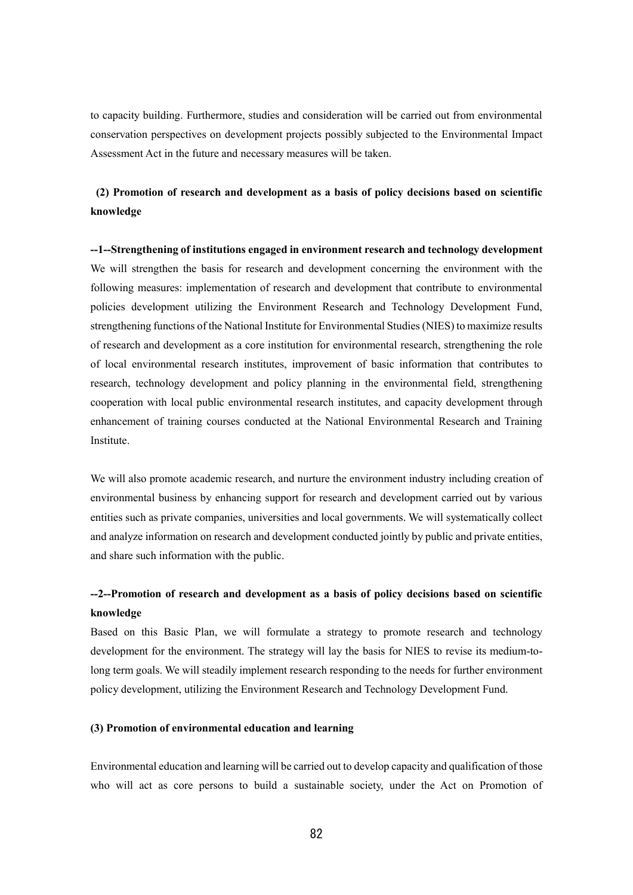to capacity building. Furthermore, studies and consideration will be carried out from environmental conservation perspectives on development projects possibly subjected to the Environmental Impact Assessment Act in the future and necessary measures will be taken.

### (2) Promotion of research and development as a basis of policy decisions based on scientific knowledge

**--1--Strengthening of institutions engaged in environment research and technology development**

We will strengthen the basis for research and development concerning the environment with the following measures: implementation of research and development that contribute to environmental policies development utilizing the Environment Research and Technology Development Fund, strengthening functions of the National Institute for Environmental Studies (NIES) to maximize results of research and development as a core institution for environmental research, strengthening the role of local environmental research institutes, improvement of basic information that contributes to research, technology development and policy planning in the environmental field, strengthening cooperation with local public environmental research institutes, and capacity development through enhancement of training courses conducted at the National Environmental Research and Training Institute.

We will also promote academic research, and nurture the environment industry including creation of environmental business by enhancing support for research and development carried out by various entities such as private companies, universities and local governments. We will systematically collect and analyze information on research and development conducted jointly by public and private entities, and share such information with the public.

**--2--Promotion of research and development as a basis of policy decisions based on scientific knowledge**

Based on this Basic Plan, we will formulate a strategy to promote research and technology development for the environment. The strategy will lay the basis for NIES to revise its medium-to-long term goals. We will steadily implement research responding to the needs for further environment policy development, utilizing the Environment Research and Technology Development Fund.

### (3) Promotion of environmental education and learning

Environmental education and learning will be carried out to develop capacity and qualification of those who will act as core persons to build a sustainable society, under the Act on Promotion of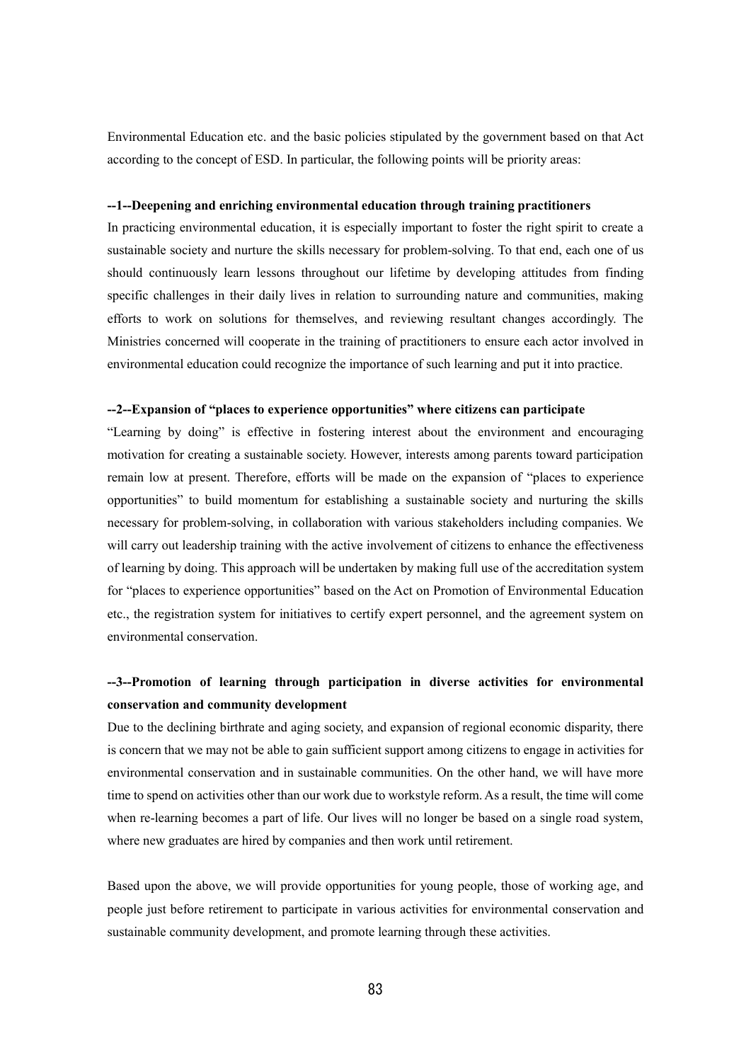Environmental Education etc. and the basic policies stipulated by the government based on that Act according to the concept of ESD. In particular, the following points will be priority areas:

**--1--Deepening and enriching environmental education through training practitioners**

In practicing environmental education, it is especially important to foster the right spirit to create a sustainable society and nurture the skills necessary for problem-solving. To that end, each one of us should continuously learn lessons throughout our lifetime by developing attitudes from finding specific challenges in their daily lives in relation to surrounding nature and communities, making efforts to work on solutions for themselves, and reviewing resultant changes accordingly. The Ministries concerned will cooperate in the training of practitioners to ensure each actor involved in environmental education could recognize the importance of such learning and put it into practice.

**--2--Expansion of "places to experience opportunities" where citizens can participate**

"Learning by doing" is effective in fostering interest about the environment and encouraging motivation for creating a sustainable society. However, interests among parents toward participation remain low at present. Therefore, efforts will be made on the expansion of "places to experience opportunities" to build momentum for establishing a sustainable society and nurturing the skills necessary for problem-solving, in collaboration with various stakeholders including companies. We will carry out leadership training with the active involvement of citizens to enhance the effectiveness of learning by doing. This approach will be undertaken by making full use of the accreditation system for "places to experience opportunities" based on the Act on Promotion of Environmental Education etc., the registration system for initiatives to certify expert personnel, and the agreement system on environmental conservation.

**--3--Promotion of learning through participation in diverse activities for environmental conservation and community development**

Due to the declining birthrate and aging society, and expansion of regional economic disparity, there is concern that we may not be able to gain sufficient support among citizens to engage in activities for environmental conservation and in sustainable communities. On the other hand, we will have more time to spend on activities other than our work due to workstyle reform. As a result, the time will come when re-learning becomes a part of life. Our lives will no longer be based on a single road system, where new graduates are hired by companies and then work until retirement.

Based upon the above, we will provide opportunities for young people, those of working age, and people just before retirement to participate in various activities for environmental conservation and sustainable community development, and promote learning through these activities.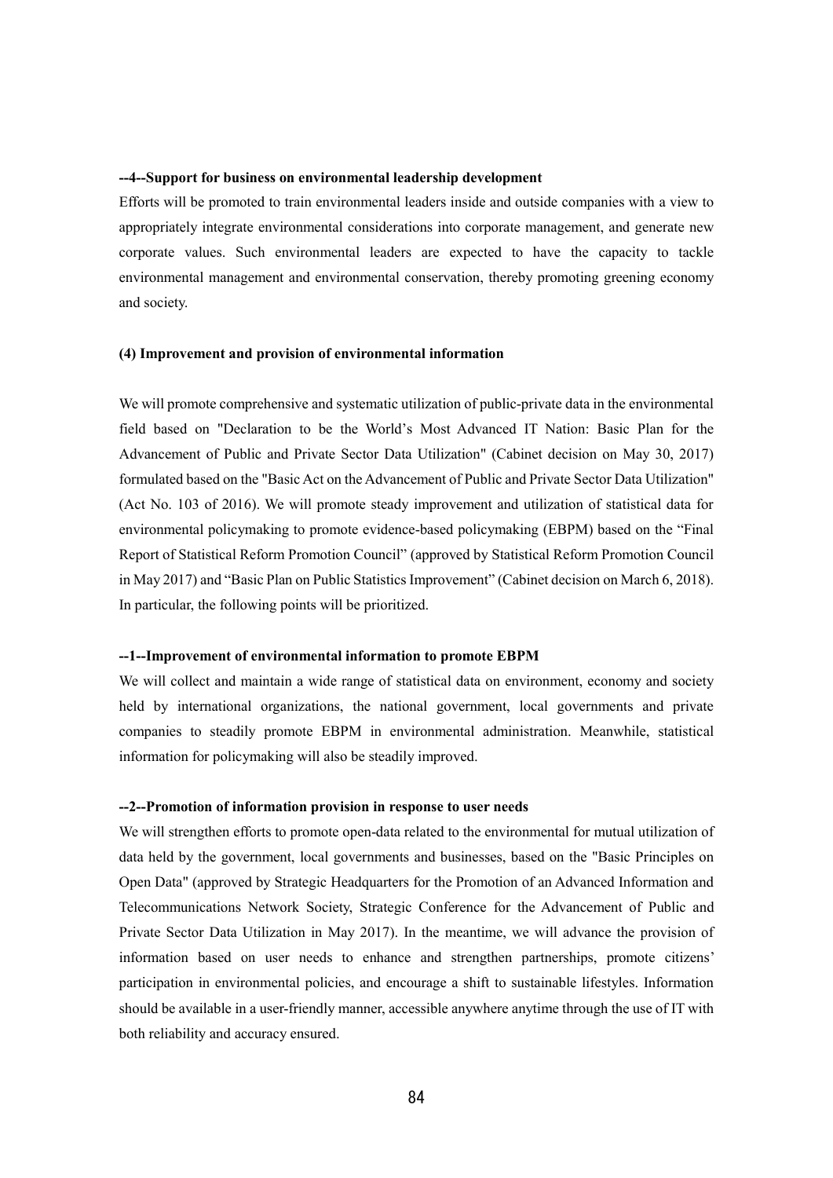#### --4--Support for business on environmental leadership development

Efforts will be promoted to train environmental leaders inside and outside companies with a view to appropriately integrate environmental considerations into corporate management, and generate new corporate values. Such environmental leaders are expected to have the capacity to tackle environmental management and environmental conservation, thereby promoting greening economy and society.

### (4) Improvement and provision of environmental information

We will promote comprehensive and systematic utilization of public-private data in the environmental field based on "Declaration to be the World's Most Advanced IT Nation: Basic Plan for the Advancement of Public and Private Sector Data Utilization" (Cabinet decision on May 30, 2017) formulated based on the "Basic Act on the Advancement of Public and Private Sector Data Utilization" (Act No. 103 of 2016). We will promote steady improvement and utilization of statistical data for environmental policymaking to promote evidence-based policymaking (EBPM) based on the "Final Report of Statistical Reform Promotion Council" (approved by Statistical Reform Promotion Council in May 2017) and "Basic Plan on Public Statistics Improvement" (Cabinet decision on March 6, 2018). In particular, the following points will be prioritized.

#### --1--Improvement of environmental information to promote EBPM

We will collect and maintain a wide range of statistical data on environment, economy and society held by international organizations, the national government, local governments and private companies to steadily promote EBPM in environmental administration. Meanwhile, statistical information for policymaking will also be steadily improved.

#### --2--Promotion of information provision in response to user needs

We will strengthen efforts to promote open-data related to the environmental for mutual utilization of data held by the government, local governments and businesses, based on the "Basic Principles on Open Data" (approved by Strategic Headquarters for the Promotion of an Advanced Information and Telecommunications Network Society, Strategic Conference for the Advancement of Public and Private Sector Data Utilization in May 2017). In the meantime, we will advance the provision of information based on user needs to enhance and strengthen partnerships, promote citizens' participation in environmental policies, and encourage a shift to sustainable lifestyles. Information should be available in a user-friendly manner, accessible anywhere anytime through the use of IT with both reliability and accuracy ensured.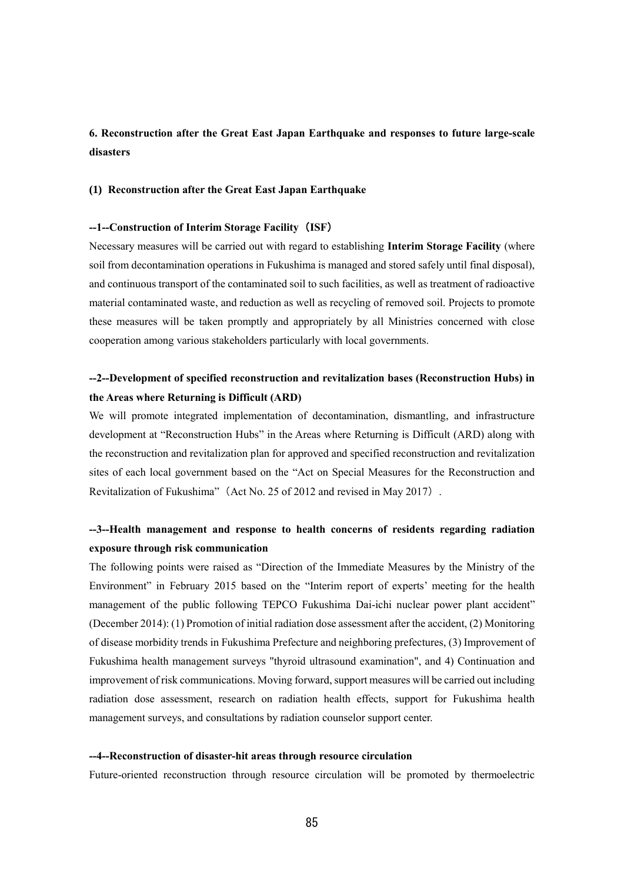## 6. Reconstruction after the Great East Japan Earthquake and responses to future large-scale disasters

### (1) Reconstruction after the Great East Japan Earthquake

#### --1--Construction of Interim Storage Facility（ISF）

Necessary measures will be carried out with regard to establishing **Interim Storage Facility** (where soil from decontamination operations in Fukushima is managed and stored safely until final disposal), and continuous transport of the contaminated soil to such facilities, as well as treatment of radioactive material contaminated waste, and reduction as well as recycling of removed soil. Projects to promote these measures will be taken promptly and appropriately by all Ministries concerned with close cooperation among various stakeholders particularly with local governments.

#### --2--Development of specified reconstruction and revitalization bases (Reconstruction Hubs) in the Areas where Returning is Difficult (ARD)

We will promote integrated implementation of decontamination, dismantling, and infrastructure development at "Reconstruction Hubs" in the Areas where Returning is Difficult (ARD) along with the reconstruction and revitalization plan for approved and specified reconstruction and revitalization sites of each local government based on the "Act on Special Measures for the Reconstruction and Revitalization of Fukushima"（Act No. 25 of 2012 and revised in May 2017）.

#### --3--Health management and response to health concerns of residents regarding radiation exposure through risk communication

The following points were raised as "Direction of the Immediate Measures by the Ministry of the Environment" in February 2015 based on the "Interim report of experts' meeting for the health management of the public following TEPCO Fukushima Dai-ichi nuclear power plant accident" (December 2014): (1) Promotion of initial radiation dose assessment after the accident, (2) Monitoring of disease morbidity trends in Fukushima Prefecture and neighboring prefectures, (3) Improvement of Fukushima health management surveys "thyroid ultrasound examination", and 4) Continuation and improvement of risk communications. Moving forward, support measures will be carried out including radiation dose assessment, research on radiation health effects, support for Fukushima health management surveys, and consultations by radiation counselor support center.

#### --4--Reconstruction of disaster-hit areas through resource circulation

Future-oriented reconstruction through resource circulation will be promoted by thermoelectric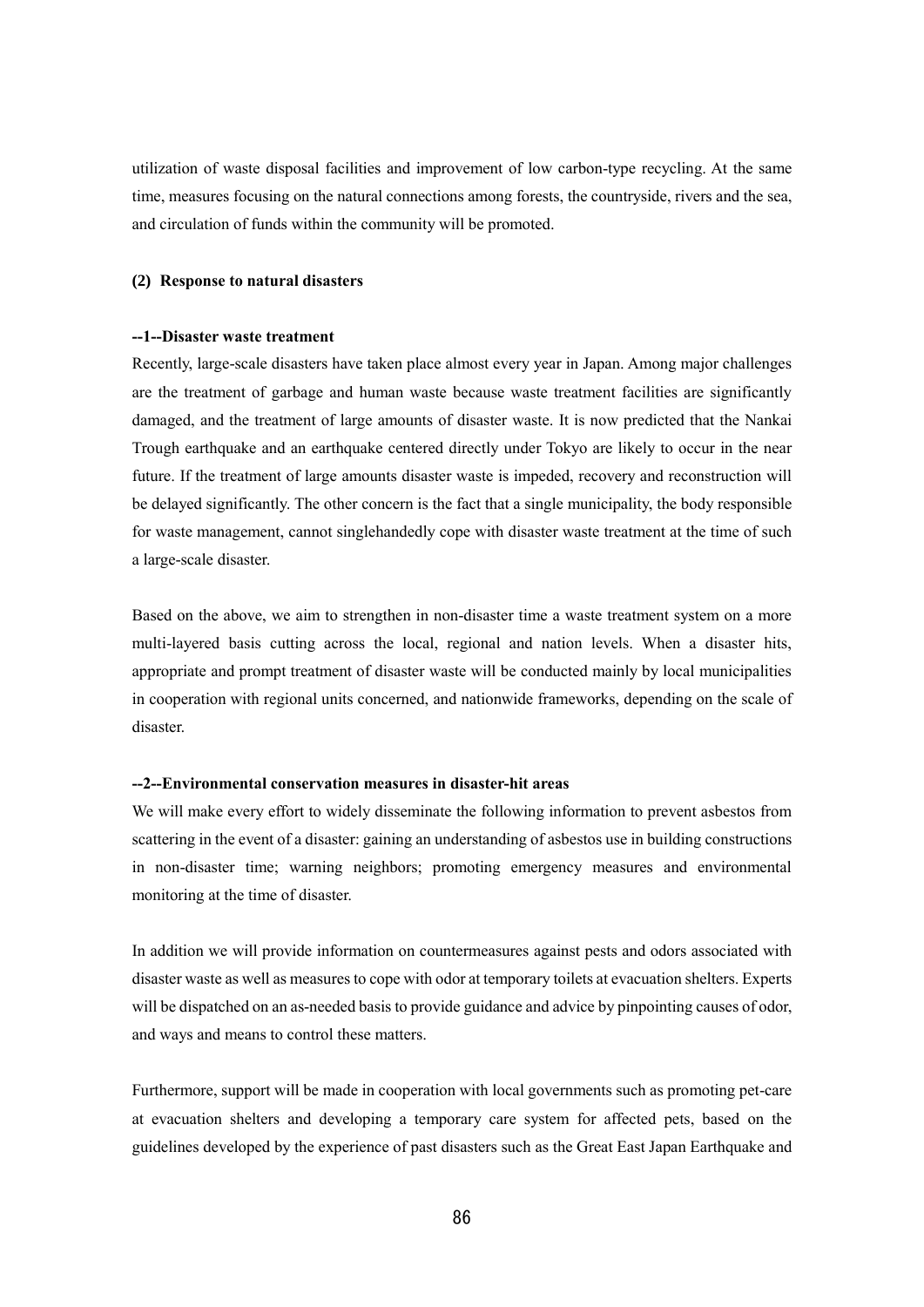utilization of waste disposal facilities and improvement of low carbon-type recycling. At the same time, measures focusing on the natural connections among forests, the countryside, rivers and the sea, and circulation of funds within the community will be promoted.

### (2) Response to natural disasters

#### --1--Disaster waste treatment

Recently, large-scale disasters have taken place almost every year in Japan. Among major challenges are the treatment of garbage and human waste because waste treatment facilities are significantly damaged, and the treatment of large amounts of disaster waste. It is now predicted that the Nankai Trough earthquake and an earthquake centered directly under Tokyo are likely to occur in the near future. If the treatment of large amounts disaster waste is impeded, recovery and reconstruction will be delayed significantly. The other concern is the fact that a single municipality, the body responsible for waste management, cannot singlehandedly cope with disaster waste treatment at the time of such a large-scale disaster.

Based on the above, we aim to strengthen in non-disaster time a waste treatment system on a more multi-layered basis cutting across the local, regional and nation levels. When a disaster hits, appropriate and prompt treatment of disaster waste will be conducted mainly by local municipalities in cooperation with regional units concerned, and nationwide frameworks, depending on the scale of disaster.

#### --2--Environmental conservation measures in disaster-hit areas

We will make every effort to widely disseminate the following information to prevent asbestos from scattering in the event of a disaster: gaining an understanding of asbestos use in building constructions in non-disaster time; warning neighbors; promoting emergency measures and environmental monitoring at the time of disaster.

In addition we will provide information on countermeasures against pests and odors associated with disaster waste as well as measures to cope with odor at temporary toilets at evacuation shelters. Experts will be dispatched on an as-needed basis to provide guidance and advice by pinpointing causes of odor, and ways and means to control these matters.

Furthermore, support will be made in cooperation with local governments such as promoting pet-care at evacuation shelters and developing a temporary care system for affected pets, based on the guidelines developed by the experience of past disasters such as the Great East Japan Earthquake and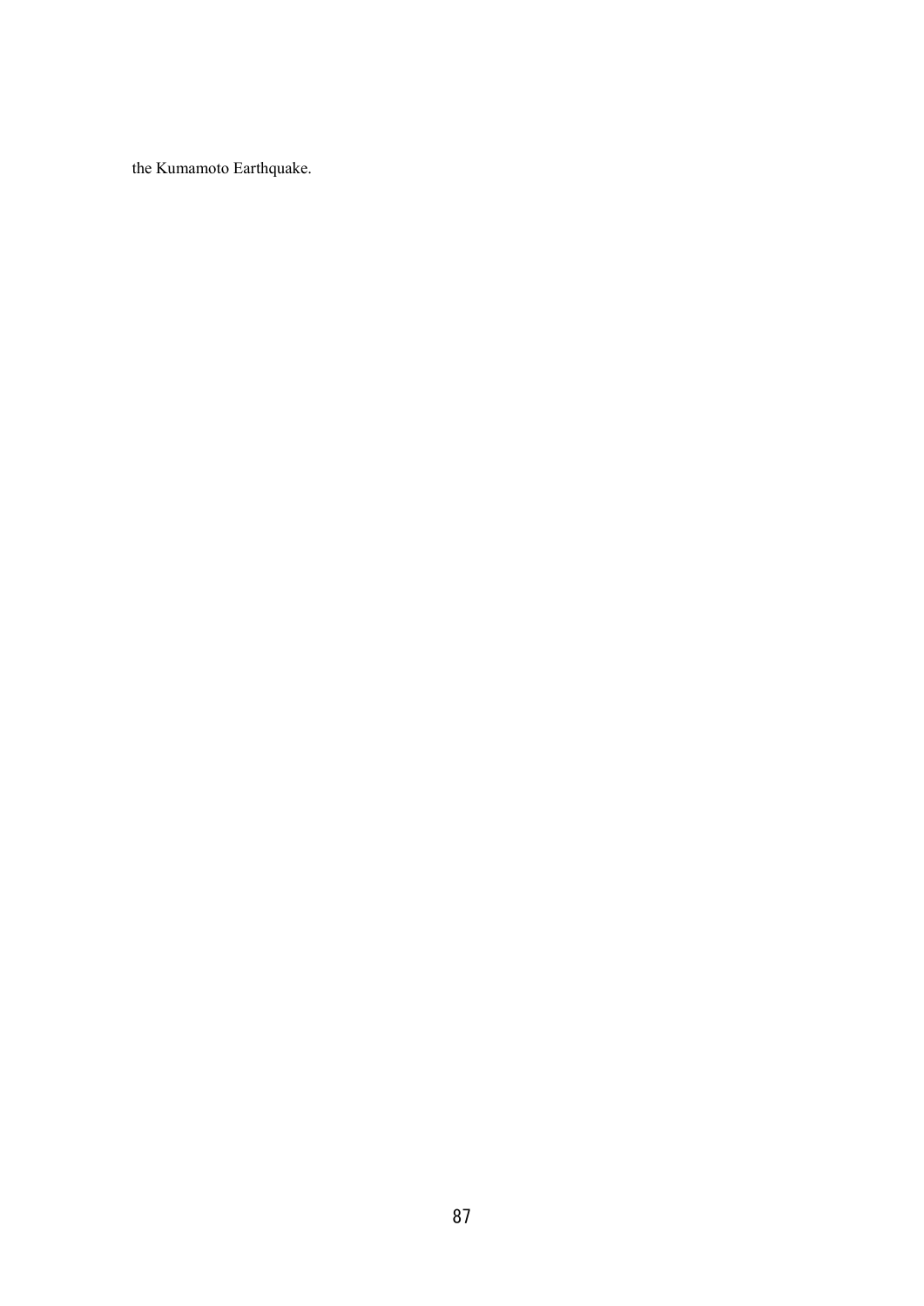the Kumamoto Earthquake.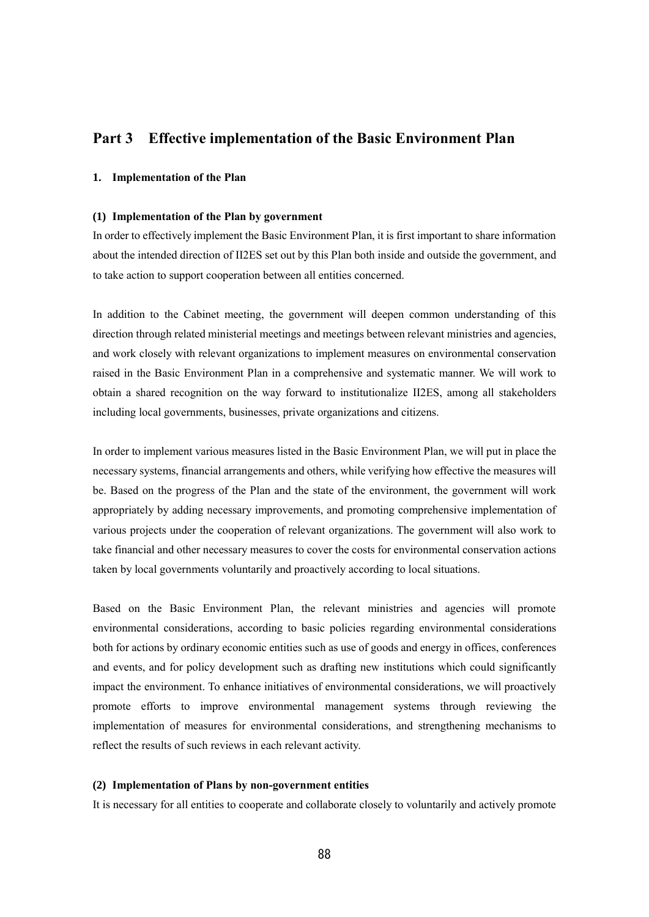# Part 3 Effective implementation of the Basic Environment Plan

### 1. Implementation of the Plan

#### (1) Implementation of the Plan by government

In order to effectively implement the Basic Environment Plan, it is first important to share information about the intended direction of II2ES set out by this Plan both inside and outside the government, and to take action to support cooperation between all entities concerned.

In addition to the Cabinet meeting, the government will deepen common understanding of this direction through related ministerial meetings and meetings between relevant ministries and agencies, and work closely with relevant organizations to implement measures on environmental conservation raised in the Basic Environment Plan in a comprehensive and systematic manner. We will work to obtain a shared recognition on the way forward to institutionalize II2ES, among all stakeholders including local governments, businesses, private organizations and citizens.

In order to implement various measures listed in the Basic Environment Plan, we will put in place the necessary systems, financial arrangements and others, while verifying how effective the measures will be. Based on the progress of the Plan and the state of the environment, the government will work appropriately by adding necessary improvements, and promoting comprehensive implementation of various projects under the cooperation of relevant organizations. The government will also work to take financial and other necessary measures to cover the costs for environmental conservation actions taken by local governments voluntarily and proactively according to local situations.

Based on the Basic Environment Plan, the relevant ministries and agencies will promote environmental considerations, according to basic policies regarding environmental considerations both for actions by ordinary economic entities such as use of goods and energy in offices, conferences and events, and for policy development such as drafting new institutions which could significantly impact the environment. To enhance initiatives of environmental considerations, we will proactively promote efforts to improve environmental management systems through reviewing the implementation of measures for environmental considerations, and strengthening mechanisms to reflect the results of such reviews in each relevant activity.

#### (2) Implementation of Plans by non-government entities

It is necessary for all entities to cooperate and collaborate closely to voluntarily and actively promote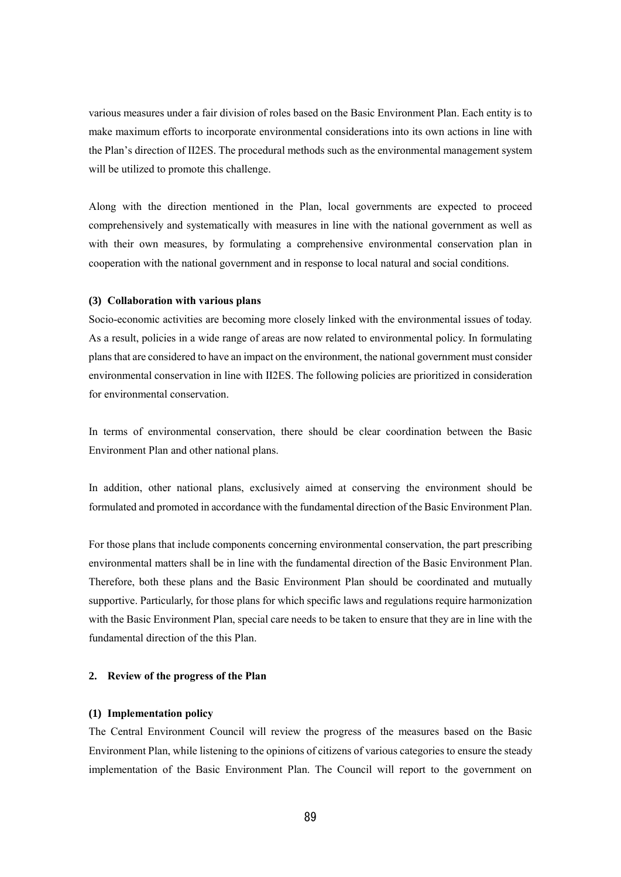various measures under a fair division of roles based on the Basic Environment Plan. Each entity is to make maximum efforts to incorporate environmental considerations into its own actions in line with the Plan's direction of II2ES. The procedural methods such as the environmental management system will be utilized to promote this challenge.

Along with the direction mentioned in the Plan, local governments are expected to proceed comprehensively and systematically with measures in line with the national government as well as with their own measures, by formulating a comprehensive environmental conservation plan in cooperation with the national government and in response to local natural and social conditions.

#### (3) Collaboration with various plans

Socio-economic activities are becoming more closely linked with the environmental issues of today. As a result, policies in a wide range of areas are now related to environmental policy. In formulating plans that are considered to have an impact on the environment, the national government must consider environmental conservation in line with II2ES. The following policies are prioritized in consideration for environmental conservation.

In terms of environmental conservation, there should be clear coordination between the Basic Environment Plan and other national plans.

In addition, other national plans, exclusively aimed at conserving the environment should be formulated and promoted in accordance with the fundamental direction of the Basic Environment Plan.

For those plans that include components concerning environmental conservation, the part prescribing environmental matters shall be in line with the fundamental direction of the Basic Environment Plan. Therefore, both these plans and the Basic Environment Plan should be coordinated and mutually supportive. Particularly, for those plans for which specific laws and regulations require harmonization with the Basic Environment Plan, special care needs to be taken to ensure that they are in line with the fundamental direction of the this Plan.

### 2. Review of the progress of the Plan

#### (1) Implementation policy

The Central Environment Council will review the progress of the measures based on the Basic Environment Plan, while listening to the opinions of citizens of various categories to ensure the steady implementation of the Basic Environment Plan. The Council will report to the government on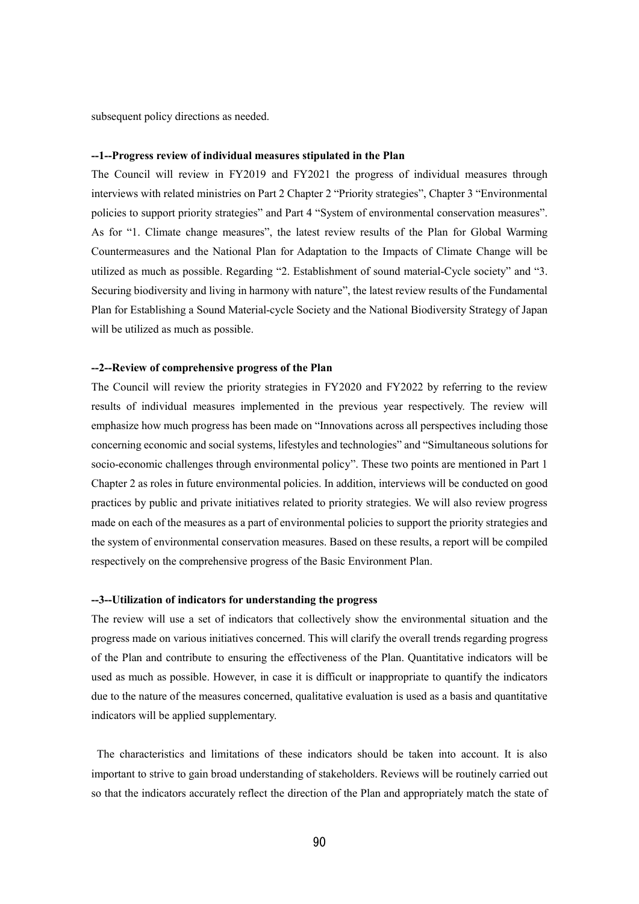subsequent policy directions as needed.

#### --1--Progress review of individual measures stipulated in the Plan

The Council will review in FY2019 and FY2021 the progress of individual measures through interviews with related ministries on Part 2 Chapter 2 “Priority strategies”, Chapter 3 “Environmental policies to support priority strategies” and Part 4 “System of environmental conservation measures”. As for “1. Climate change measures”, the latest review results of the Plan for Global Warming Countermeasures and the National Plan for Adaptation to the Impacts of Climate Change will be utilized as much as possible. Regarding “2. Establishment of sound material-Cycle society” and “3. Securing biodiversity and living in harmony with nature”, the latest review results of the Fundamental Plan for Establishing a Sound Material-cycle Society and the National Biodiversity Strategy of Japan will be utilized as much as possible.

#### --2--Review of comprehensive progress of the Plan

The Council will review the priority strategies in FY2020 and FY2022 by referring to the review results of individual measures implemented in the previous year respectively. The review will emphasize how much progress has been made on “Innovations across all perspectives including those concerning economic and social systems, lifestyles and technologies” and “Simultaneous solutions for socio-economic challenges through environmental policy”. These two points are mentioned in Part 1 Chapter 2 as roles in future environmental policies. In addition, interviews will be conducted on good practices by public and private initiatives related to priority strategies. We will also review progress made on each of the measures as a part of environmental policies to support the priority strategies and the system of environmental conservation measures. Based on these results, a report will be compiled respectively on the comprehensive progress of the Basic Environment Plan.

#### --3--Utilization of indicators for understanding the progress

The review will use a set of indicators that collectively show the environmental situation and the progress made on various initiatives concerned. This will clarify the overall trends regarding progress of the Plan and contribute to ensuring the effectiveness of the Plan. Quantitative indicators will be used as much as possible. However, in case it is difficult or inappropriate to quantify the indicators due to the nature of the measures concerned, qualitative evaluation is used as a basis and quantitative indicators will be applied supplementary.

The characteristics and limitations of these indicators should be taken into account. It is also important to strive to gain broad understanding of stakeholders. Reviews will be routinely carried out so that the indicators accurately reflect the direction of the Plan and appropriately match the state of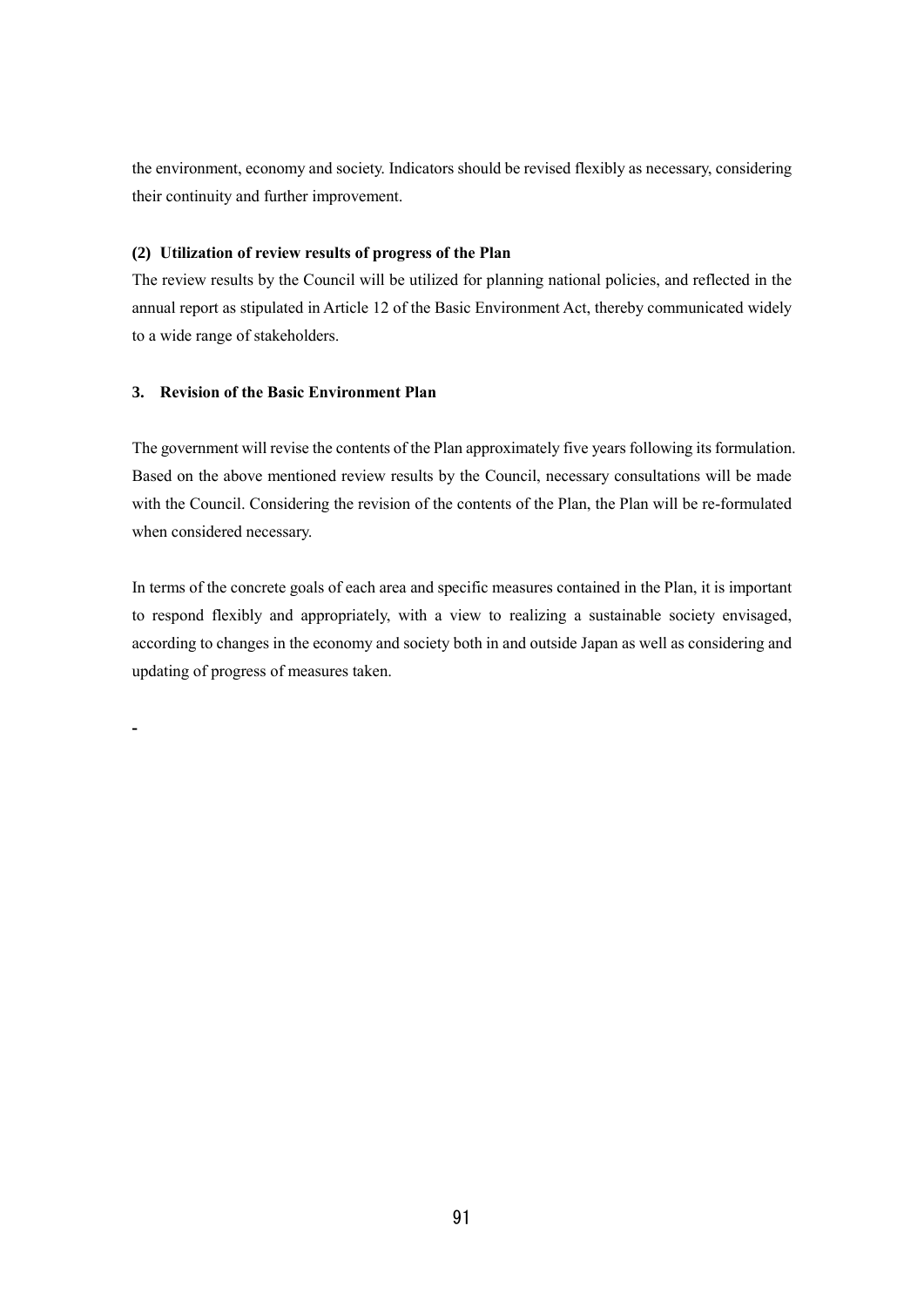the environment, economy and society. Indicators should be revised flexibly as necessary, considering their continuity and further improvement.

**(2) Utilization of review results of progress of the Plan**

The review results by the Council will be utilized for planning national policies, and reflected in the annual report as stipulated in Article 12 of the Basic Environment Act, thereby communicated widely to a wide range of stakeholders.

### 3. Revision of the Basic Environment Plan

The government will revise the contents of the Plan approximately five years following its formulation. Based on the above mentioned review results by the Council, necessary consultations will be made with the Council. Considering the revision of the contents of the Plan, the Plan will be re-formulated when considered necessary.

In terms of the concrete goals of each area and specific measures contained in the Plan, it is important to respond flexibly and appropriately, with a view to realizing a sustainable society envisaged, according to changes in the economy and society both in and outside Japan as well as considering and updating of progress of measures taken.

-